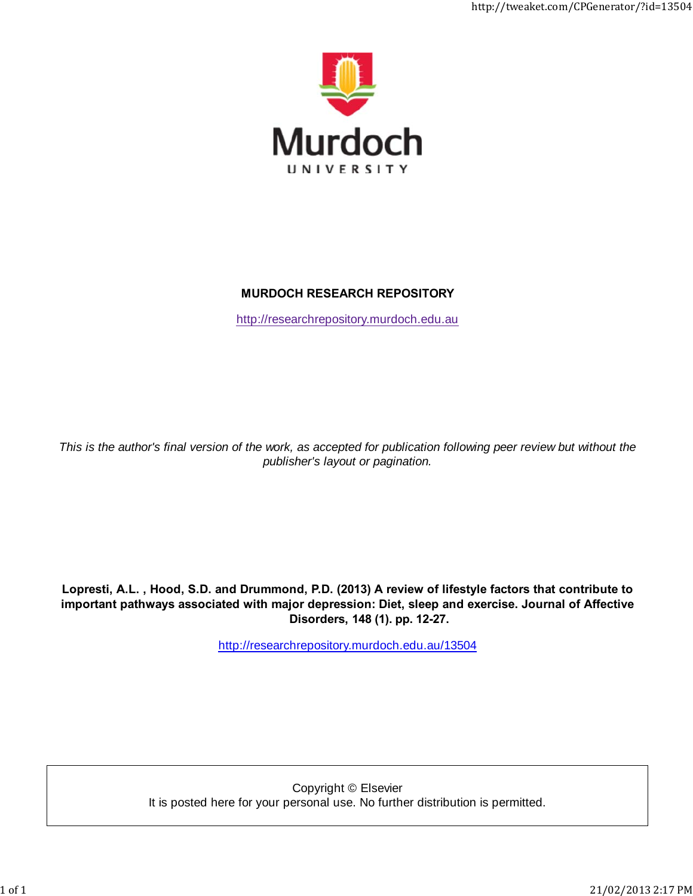Murdoch

UNIVERSITY

**MURDOCH RESEARCH REPOSITORY**

http://researchrepository.murdoch.edu.au

*This is the author's final version of the work, as accepted for publication following peer review but without the publisher's layout or pagination.*

**Lopresti, A.L. , Hood, S.D. and Drummond, P.D. (2013) A review of lifestyle factors that contribute to important pathways associated with major depression: Diet, sleep and exercise. Journal of Affective Disorders, 148 (1). pp. 12-27.**

http://researchrepository.murdoch.edu.au/13504

Copyright © Elsevier
It is posted here for your personal use. No further distribution is permitted.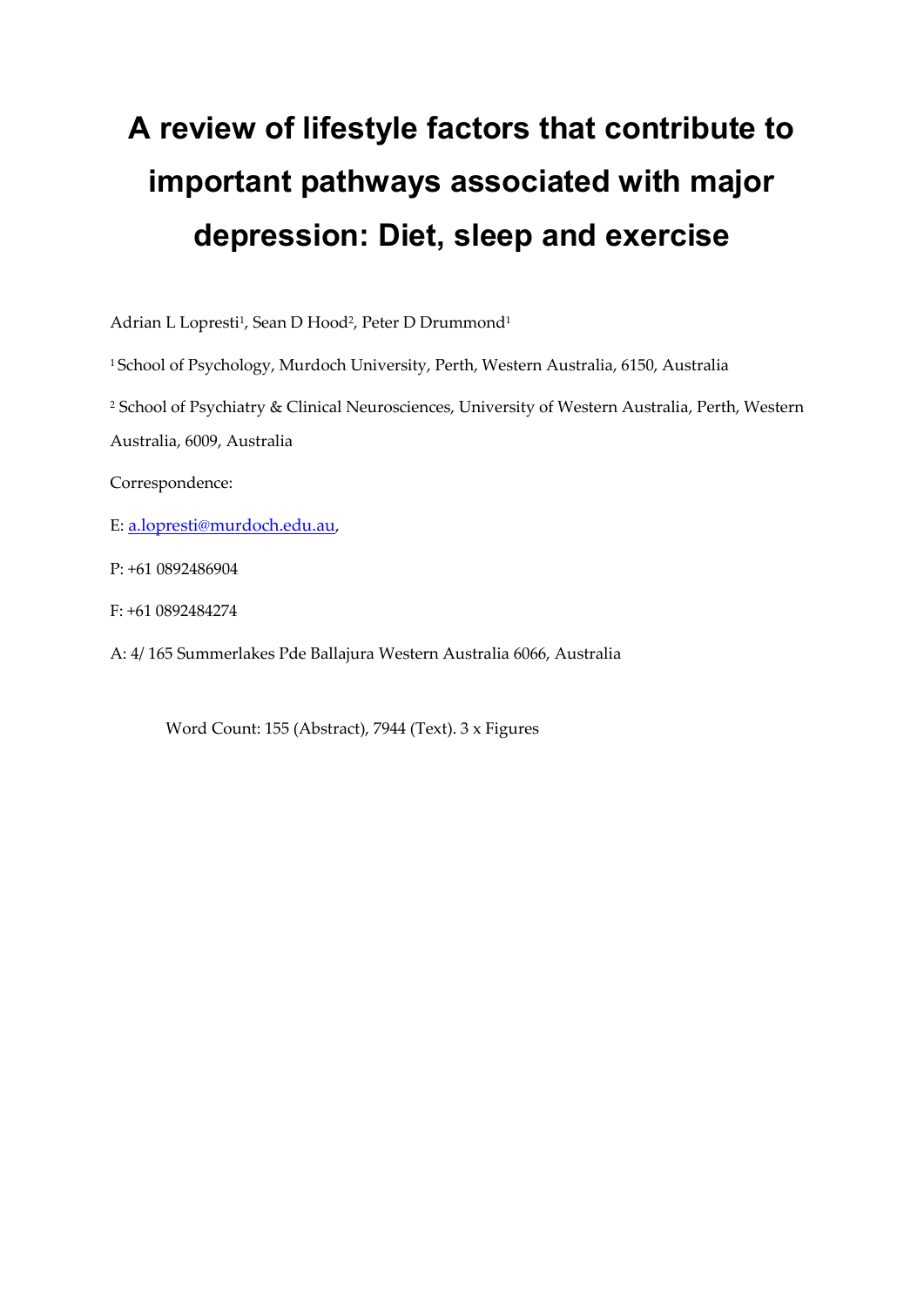# A review of lifestyle factors that contribute to important pathways associated with major depression: Diet, sleep and exercise

Adrian L Lopresti[1], Sean D Hood[2], Peter D Drummond[1]

[1] School of Psychology, Murdoch University, Perth, Western Australia, 6150, Australia

[2] School of Psychiatry & Clinical Neurosciences, University of Western Australia, Perth, Western Australia, 6009, Australia

Correspondence:

E: a.lopresti@murdoch.edu.au,

P: +61 0892486904

F: +61 0892484274

A: 4/ 165 Summerlakes Pde Ballajura Western Australia 6066, Australia

Word Count: 155 (Abstract), 7944 (Text). 3 x Figures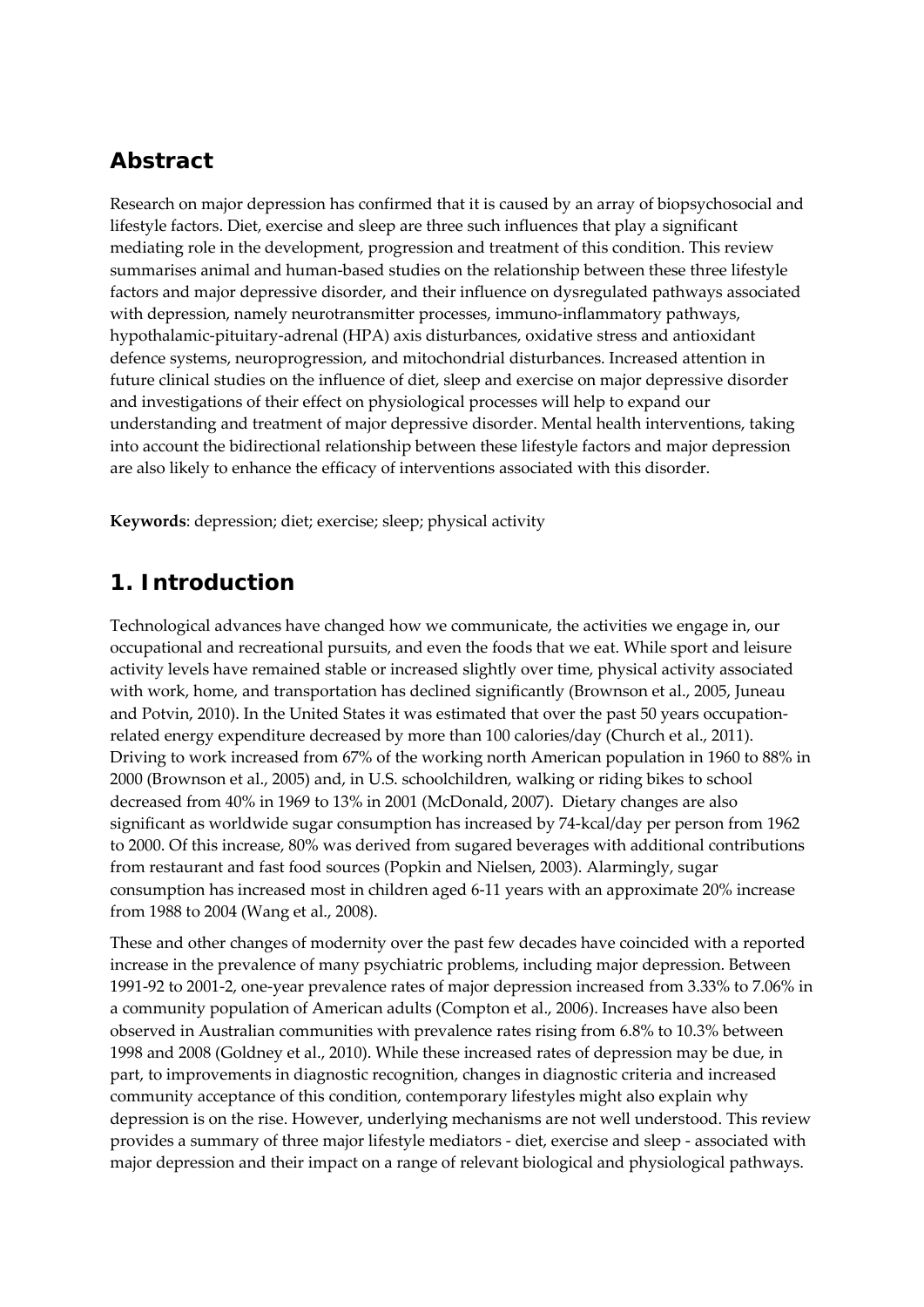## Abstract

Research on major depression has confirmed that it is caused by an array of biopsychosocial and lifestyle factors. Diet, exercise and sleep are three such influences that play a significant mediating role in the development, progression and treatment of this condition. This review summarises animal and human-based studies on the relationship between these three lifestyle factors and major depressive disorder, and their influence on dysregulated pathways associated with depression, namely neurotransmitter processes, immuno-inflammatory pathways, hypothalamic-pituitary-adrenal (HPA) axis disturbances, oxidative stress and antioxidant defence systems, neuroprogression, and mitochondrial disturbances. Increased attention in future clinical studies on the influence of diet, sleep and exercise on major depressive disorder and investigations of their effect on physiological processes will help to expand our understanding and treatment of major depressive disorder. Mental health interventions, taking into account the bidirectional relationship between these lifestyle factors and major depression are also likely to enhance the efficacy of interventions associated with this disorder.

**Keywords**: depression; diet; exercise; sleep; physical activity

## 1. Introduction

Technological advances have changed how we communicate, the activities we engage in, our occupational and recreational pursuits, and even the foods that we eat. While sport and leisure activity levels have remained stable or increased slightly over time, physical activity associated with work, home, and transportation has declined significantly (Brownson et al., 2005, Juneau and Potvin, 2010). In the United States it was estimated that over the past 50 years occupation-related energy expenditure decreased by more than 100 calories/day (Church et al., 2011). Driving to work increased from 67% of the working north American population in 1960 to 88% in 2000 (Brownson et al., 2005) and, in U.S. schoolchildren, walking or riding bikes to school decreased from 40% in 1969 to 13% in 2001 (McDonald, 2007). Dietary changes are also significant as worldwide sugar consumption has increased by 74-kcal/day per person from 1962 to 2000. Of this increase, 80% was derived from sugared beverages with additional contributions from restaurant and fast food sources (Popkin and Nielsen, 2003). Alarmingly, sugar consumption has increased most in children aged 6-11 years with an approximate 20% increase from 1988 to 2004 (Wang et al., 2008).

These and other changes of modernity over the past few decades have coincided with a reported increase in the prevalence of many psychiatric problems, including major depression. Between 1991-92 to 2001-2, one-year prevalence rates of major depression increased from 3.33% to 7.06% in a community population of American adults (Compton et al., 2006). Increases have also been observed in Australian communities with prevalence rates rising from 6.8% to 10.3% between 1998 and 2008 (Goldney et al., 2010). While these increased rates of depression may be due, in part, to improvements in diagnostic recognition, changes in diagnostic criteria and increased community acceptance of this condition, contemporary lifestyles might also explain why depression is on the rise. However, underlying mechanisms are not well understood. This review provides a summary of three major lifestyle mediators - diet, exercise and sleep - associated with major depression and their impact on a range of relevant biological and physiological pathways.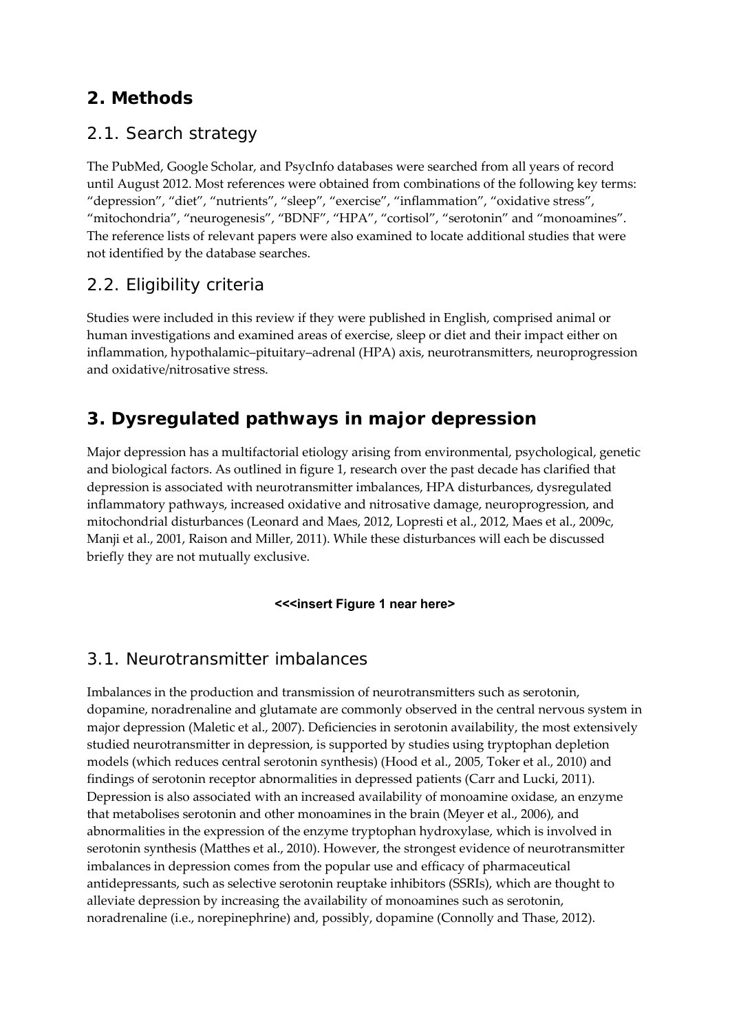## 2. Methods

### 2.1. Search strategy

The PubMed, Google Scholar, and PsycInfo databases were searched from all years of record until August 2012. Most references were obtained from combinations of the following key terms: "depression", "diet", "nutrients", "sleep", "exercise", "inflammation", "oxidative stress", "mitochondria", "neurogenesis", "BDNF", "HPA", "cortisol", "serotonin" and "monoamines". The reference lists of relevant papers were also examined to locate additional studies that were not identified by the database searches.

### 2.2. Eligibility criteria

Studies were included in this review if they were published in English, comprised animal or human investigations and examined areas of exercise, sleep or diet and their impact either on inflammation, hypothalamic–pituitary–adrenal (HPA) axis, neurotransmitters, neuroprogression and oxidative/nitrosative stress.

## 3. Dysregulated pathways in major depression

Major depression has a multifactorial etiology arising from environmental, psychological, genetic and biological factors. As outlined in figure 1, research over the past decade has clarified that depression is associated with neurotransmitter imbalances, HPA disturbances, dysregulated inflammatory pathways, increased oxidative and nitrosative damage, neuroprogression, and mitochondrial disturbances (Leonard and Maes, 2012, Lopresti et al., 2012, Maes et al., 2009c, Manji et al., 2001, Raison and Miller, 2011). While these disturbances will each be discussed briefly they are not mutually exclusive.

**<<<insert Figure 1 near here>**

### 3.1. Neurotransmitter imbalances

Imbalances in the production and transmission of neurotransmitters such as serotonin, dopamine, noradrenaline and glutamate are commonly observed in the central nervous system in major depression (Maletic et al., 2007). Deficiencies in serotonin availability, the most extensively studied neurotransmitter in depression, is supported by studies using tryptophan depletion models (which reduces central serotonin synthesis) (Hood et al., 2005, Toker et al., 2010) and findings of serotonin receptor abnormalities in depressed patients (Carr and Lucki, 2011). Depression is also associated with an increased availability of monoamine oxidase, an enzyme that metabolises serotonin and other monoamines in the brain (Meyer et al., 2006), and abnormalities in the expression of the enzyme tryptophan hydroxylase, which is involved in serotonin synthesis (Matthes et al., 2010). However, the strongest evidence of neurotransmitter imbalances in depression comes from the popular use and efficacy of pharmaceutical antidepressants, such as selective serotonin reuptake inhibitors (SSRIs), which are thought to alleviate depression by increasing the availability of monoamines such as serotonin, noradrenaline (i.e., norepinephrine) and, possibly, dopamine (Connolly and Thase, 2012).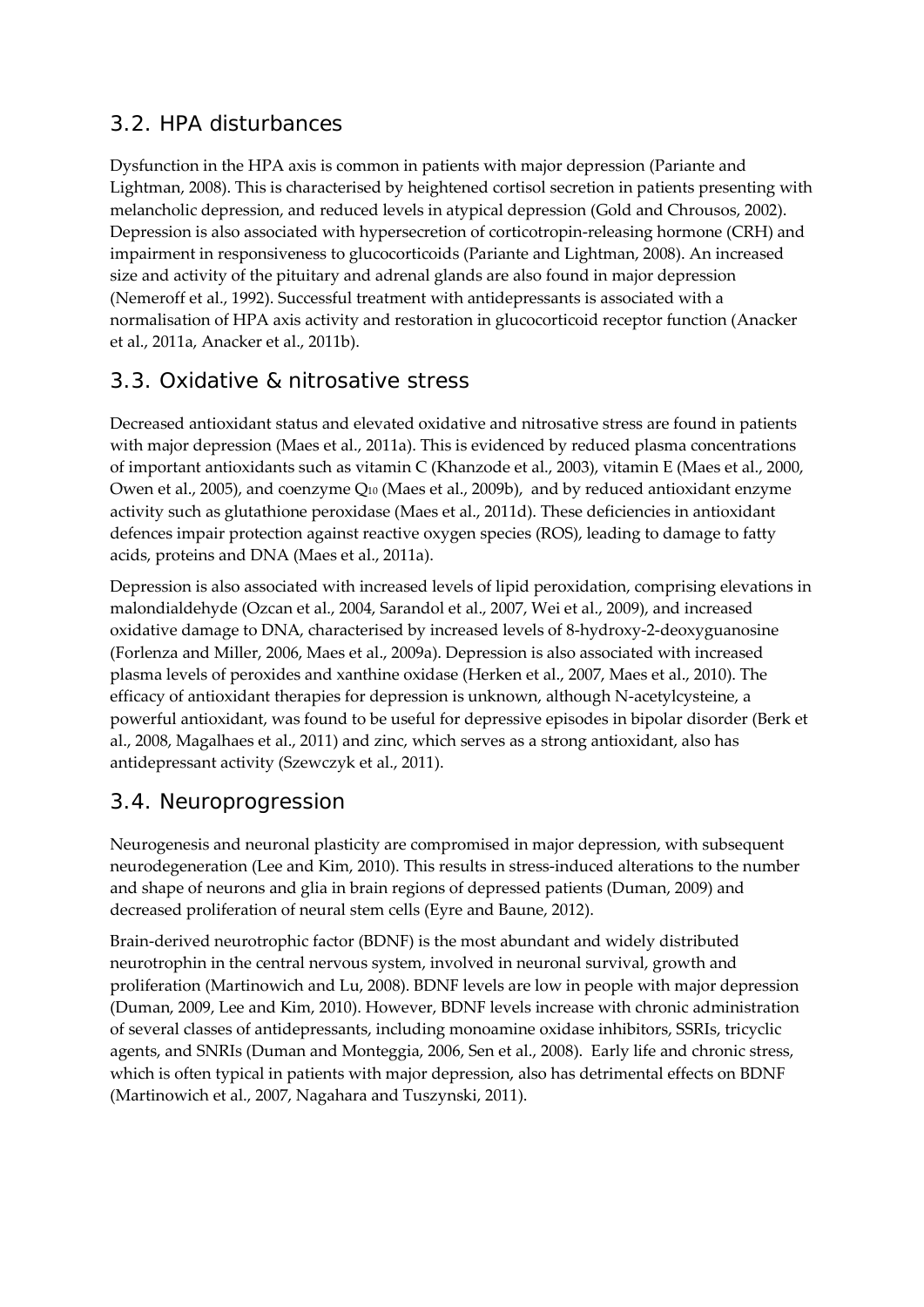## 3.2. HPA disturbances

Dysfunction in the HPA axis is common in patients with major depression (Pariante and Lightman, 2008). This is characterised by heightened cortisol secretion in patients presenting with melancholic depression, and reduced levels in atypical depression (Gold and Chrousos, 2002). Depression is also associated with hypersecretion of corticotropin-releasing hormone (CRH) and impairment in responsiveness to glucocorticoids (Pariante and Lightman, 2008). An increased size and activity of the pituitary and adrenal glands are also found in major depression (Nemeroff et al., 1992). Successful treatment with antidepressants is associated with a normalisation of HPA axis activity and restoration in glucocorticoid receptor function (Anacker et al., 2011a, Anacker et al., 2011b).

## 3.3. Oxidative & nitrosative stress

Decreased antioxidant status and elevated oxidative and nitrosative stress are found in patients with major depression (Maes et al., 2011a). This is evidenced by reduced plasma concentrations of important antioxidants such as vitamin C (Khanzode et al., 2003), vitamin E (Maes et al., 2000, Owen et al., 2005), and coenzyme $Q_{10}$ (Maes et al., 2009b), and by reduced antioxidant enzyme activity such as glutathione peroxidase (Maes et al., 2011d). These deficiencies in antioxidant defences impair protection against reactive oxygen species (ROS), leading to damage to fatty acids, proteins and DNA (Maes et al., 2011a).

Depression is also associated with increased levels of lipid peroxidation, comprising elevations in malondialdehyde (Ozcan et al., 2004, Sarandol et al., 2007, Wei et al., 2009), and increased oxidative damage to DNA, characterised by increased levels of 8-hydroxy-2-deoxyguanosine (Forlenza and Miller, 2006, Maes et al., 2009a). Depression is also associated with increased plasma levels of peroxides and xanthine oxidase (Herken et al., 2007, Maes et al., 2010). The efficacy of antioxidant therapies for depression is unknown, although N-acetylcysteine, a powerful antioxidant, was found to be useful for depressive episodes in bipolar disorder (Berk et al., 2008, Magalhaes et al., 2011) and zinc, which serves as a strong antioxidant, also has antidepressant activity (Szewczyk et al., 2011).

## 3.4. Neuroprogression

Neurogenesis and neuronal plasticity are compromised in major depression, with subsequent neurodegeneration (Lee and Kim, 2010). This results in stress-induced alterations to the number and shape of neurons and glia in brain regions of depressed patients (Duman, 2009) and decreased proliferation of neural stem cells (Eyre and Baune, 2012).

Brain-derived neurotrophic factor (BDNF) is the most abundant and widely distributed neurotrophin in the central nervous system, involved in neuronal survival, growth and proliferation (Martinowich and Lu, 2008). BDNF levels are low in people with major depression (Duman, 2009, Lee and Kim, 2010). However, BDNF levels increase with chronic administration of several classes of antidepressants, including monoamine oxidase inhibitors, SSRIs, tricyclic agents, and SNRIs (Duman and Monteggia, 2006, Sen et al., 2008). Early life and chronic stress, which is often typical in patients with major depression, also has detrimental effects on BDNF (Martinowich et al., 2007, Nagahara and Tuszynski, 2011).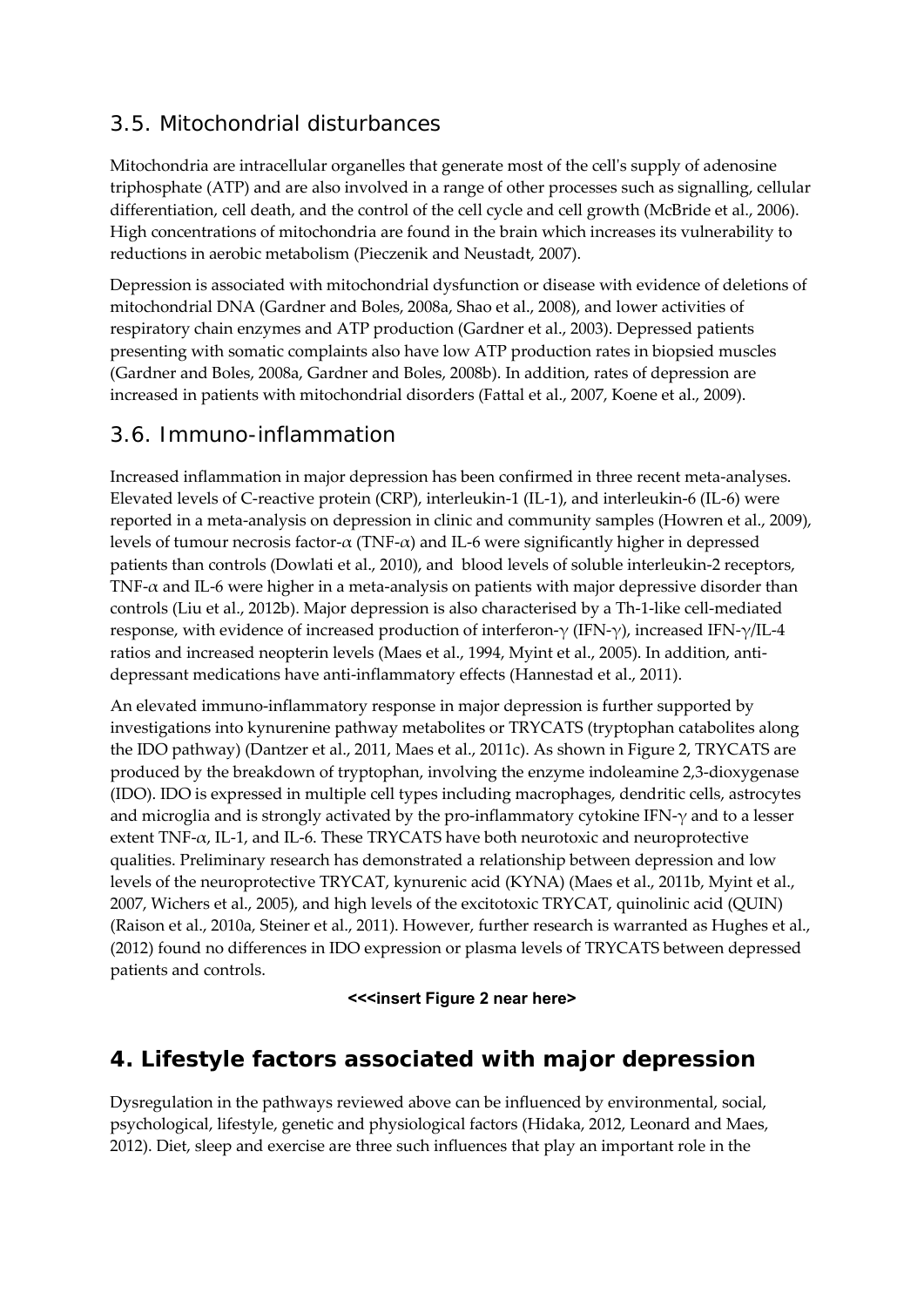## 3.5. Mitochondrial disturbances

Mitochondria are intracellular organelles that generate most of the cell's supply of adenosine triphosphate (ATP) and are also involved in a range of other processes such as signalling, cellular differentiation, cell death, and the control of the cell cycle and cell growth (McBride et al., 2006). High concentrations of mitochondria are found in the brain which increases its vulnerability to reductions in aerobic metabolism (Pieczenik and Neustadt, 2007).

Depression is associated with mitochondrial dysfunction or disease with evidence of deletions of mitochondrial DNA (Gardner and Boles, 2008a, Shao et al., 2008), and lower activities of respiratory chain enzymes and ATP production (Gardner et al., 2003). Depressed patients presenting with somatic complaints also have low ATP production rates in biopsied muscles (Gardner and Boles, 2008a, Gardner and Boles, 2008b). In addition, rates of depression are increased in patients with mitochondrial disorders (Fattal et al., 2007, Koene et al., 2009).

## 3.6. Immuno-inflammation

Increased inflammation in major depression has been confirmed in three recent meta-analyses. Elevated levels of C-reactive protein (CRP), interleukin-1 (IL-1), and interleukin-6 (IL-6) were reported in a meta-analysis on depression in clinic and community samples (Howren et al., 2009), levels of tumour necrosis factor-$\alpha$ (TNF-$\alpha$) and IL-6 were significantly higher in depressed patients than controls (Dowlati et al., 2010), and blood levels of soluble interleukin-2 receptors, TNF-$\alpha$ and IL-6 were higher in a meta-analysis on patients with major depressive disorder than controls (Liu et al., 2012b). Major depression is also characterised by a Th-1-like cell-mediated response, with evidence of increased production of interferon-$\gamma$ (IFN-$\gamma$), increased IFN-$\gamma$/IL-4 ratios and increased neopterin levels (Maes et al., 1994, Myint et al., 2005). In addition, anti-depressant medications have anti-inflammatory effects (Hannestad et al., 2011).

An elevated immuno-inflammatory response in major depression is further supported by investigations into kynurenine pathway metabolites or TRYCATS (tryptophan catabolites along the IDO pathway) (Dantzer et al., 2011, Maes et al., 2011c). As shown in Figure 2, TRYCATS are produced by the breakdown of tryptophan, involving the enzyme indoleamine 2,3-dioxygenase (IDO). IDO is expressed in multiple cell types including macrophages, dendritic cells, astrocytes and microglia and is strongly activated by the pro-inflammatory cytokine IFN-$\gamma$ and to a lesser extent TNF-$\alpha$, IL-1, and IL-6. These TRYCATS have both neurotoxic and neuroprotective qualities. Preliminary research has demonstrated a relationship between depression and low levels of the neuroprotective TRYCAT, kynurenic acid (KYNA) (Maes et al., 2011b, Myint et al., 2007, Wichers et al., 2005), and high levels of the excitotoxic TRYCAT, quinolinic acid (QUIN) (Raison et al., 2010a, Steiner et al., 2011). However, further research is warranted as Hughes et al., (2012) found no differences in IDO expression or plasma levels of TRYCATS between depressed patients and controls.

**<<<insert Figure 2 near here>**

# 4. Lifestyle factors associated with major depression

Dysregulation in the pathways reviewed above can be influenced by environmental, social, psychological, lifestyle, genetic and physiological factors (Hidaka, 2012, Leonard and Maes, 2012). Diet, sleep and exercise are three such influences that play an important role in the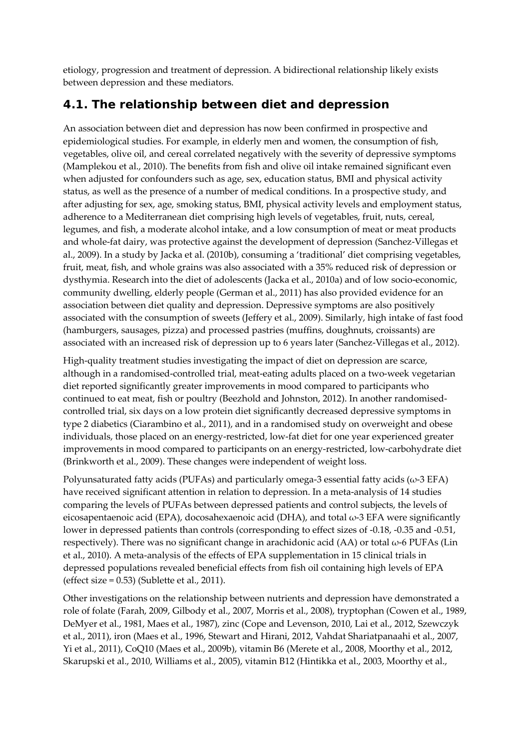etiology, progression and treatment of depression. A bidirectional relationship likely exists between depression and these mediators.

## 4.1. The relationship between diet and depression

An association between diet and depression has now been confirmed in prospective and epidemiological studies. For example, in elderly men and women, the consumption of fish, vegetables, olive oil, and cereal correlated negatively with the severity of depressive symptoms (Mamplekou et al., 2010). The benefits from fish and olive oil intake remained significant even when adjusted for confounders such as age, sex, education status, BMI and physical activity status, as well as the presence of a number of medical conditions. In a prospective study, and after adjusting for sex, age, smoking status, BMI, physical activity levels and employment status, adherence to a Mediterranean diet comprising high levels of vegetables, fruit, nuts, cereal, legumes, and fish, a moderate alcohol intake, and a low consumption of meat or meat products and whole-fat dairy, was protective against the development of depression (Sanchez-Villegas et al., 2009). In a study by Jacka et al. (2010b), consuming a 'traditional' diet comprising vegetables, fruit, meat, fish, and whole grains was also associated with a 35% reduced risk of depression or dysthymia. Research into the diet of adolescents (Jacka et al., 2010a) and of low socio-economic, community dwelling, elderly people (German et al., 2011) has also provided evidence for an association between diet quality and depression. Depressive symptoms are also positively associated with the consumption of sweets (Jeffery et al., 2009). Similarly, high intake of fast food (hamburgers, sausages, pizza) and processed pastries (muffins, doughnuts, croissants) are associated with an increased risk of depression up to 6 years later (Sanchez-Villegas et al., 2012).

High-quality treatment studies investigating the impact of diet on depression are scarce, although in a randomised-controlled trial, meat-eating adults placed on a two-week vegetarian diet reported significantly greater improvements in mood compared to participants who continued to eat meat, fish or poultry (Beezhold and Johnston, 2012). In another randomised-controlled trial, six days on a low protein diet significantly decreased depressive symptoms in type 2 diabetics (Ciarambino et al., 2011), and in a randomised study on overweight and obese individuals, those placed on an energy-restricted, low-fat diet for one year experienced greater improvements in mood compared to participants on an energy-restricted, low-carbohydrate diet (Brinkworth et al., 2009). These changes were independent of weight loss.

Polyunsaturated fatty acids (PUFAs) and particularly omega-3 essential fatty acids ($\omega$-3 EFA) have received significant attention in relation to depression. In a meta-analysis of 14 studies comparing the levels of PUFAs between depressed patients and control subjects, the levels of eicosapentaenoic acid (EPA), docosahexaenoic acid (DHA), and total $\omega$-3 EFA were significantly lower in depressed patients than controls (corresponding to effect sizes of -0.18, -0.35 and -0.51, respectively). There was no significant change in arachidonic acid (AA) or total $\omega$-6 PUFAs (Lin et al., 2010). A meta-analysis of the effects of EPA supplementation in 15 clinical trials in depressed populations revealed beneficial effects from fish oil containing high levels of EPA (effect size = 0.53) (Sublette et al., 2011).

Other investigations on the relationship between nutrients and depression have demonstrated a role of folate (Farah, 2009, Gilbody et al., 2007, Morris et al., 2008), tryptophan (Cowen et al., 1989, DeMyer et al., 1981, Maes et al., 1987), zinc (Cope and Levenson, 2010, Lai et al., 2012, Szewczyk et al., 2011), iron (Maes et al., 1996, Stewart and Hirani, 2012, Vahdat Shariatpanaahi et al., 2007, Yi et al., 2011), CoQ10 (Maes et al., 2009b), vitamin B6 (Merete et al., 2008, Moorthy et al., 2012, Skarupski et al., 2010, Williams et al., 2005), vitamin B12 (Hintikka et al., 2003, Moorthy et al.,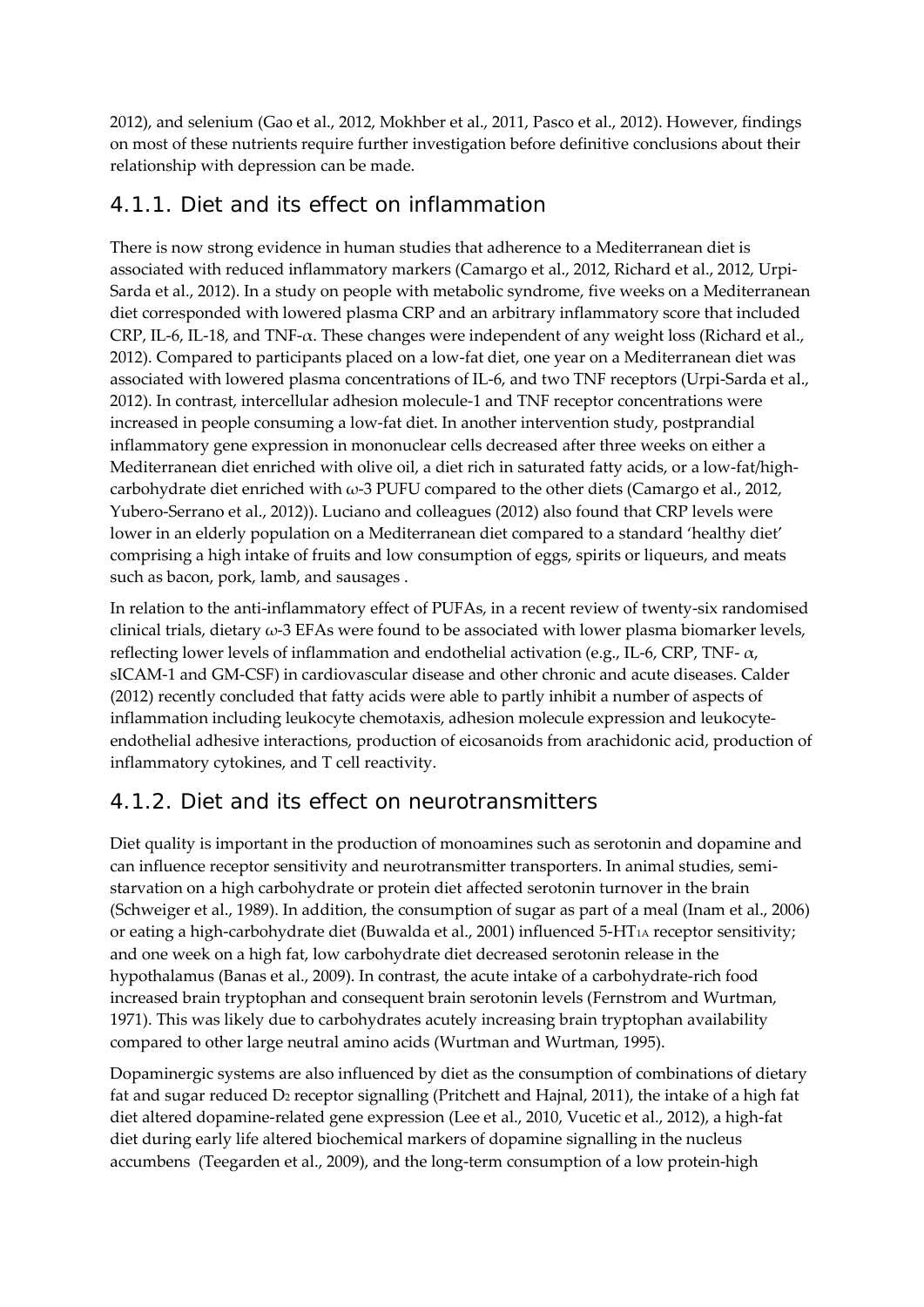2012), and selenium (Gao et al., 2012, Mokhber et al., 2011, Pasco et al., 2012). However, findings on most of these nutrients require further investigation before definitive conclusions about their relationship with depression can be made.

### 4.1.1. Diet and its effect on inflammation

There is now strong evidence in human studies that adherence to a Mediterranean diet is associated with reduced inflammatory markers (Camargo et al., 2012, Richard et al., 2012, Urpi-Sarda et al., 2012). In a study on people with metabolic syndrome, five weeks on a Mediterranean diet corresponded with lowered plasma CRP and an arbitrary inflammatory score that included CRP, IL-6, IL-18, and TNF-α. These changes were independent of any weight loss (Richard et al., 2012). Compared to participants placed on a low-fat diet, one year on a Mediterranean diet was associated with lowered plasma concentrations of IL-6, and two TNF receptors (Urpi-Sarda et al., 2012). In contrast, intercellular adhesion molecule-1 and TNF receptor concentrations were increased in people consuming a low-fat diet. In another intervention study, postprandial inflammatory gene expression in mononuclear cells decreased after three weeks on either a Mediterranean diet enriched with olive oil, a diet rich in saturated fatty acids, or a low-fat/high-carbohydrate diet enriched with ω-3 PUFU compared to the other diets (Camargo et al., 2012, Yubero-Serrano et al., 2012)). Luciano and colleagues (2012) also found that CRP levels were lower in an elderly population on a Mediterranean diet compared to a standard 'healthy diet' comprising a high intake of fruits and low consumption of eggs, spirits or liqueurs, and meats such as bacon, pork, lamb, and sausages .

In relation to the anti-inflammatory effect of PUFAs, in a recent review of twenty-six randomised clinical trials, dietary ω-3 EFAs were found to be associated with lower plasma biomarker levels, reflecting lower levels of inflammation and endothelial activation (e.g., IL-6, CRP, TNF- α, sICAM-1 and GM-CSF) in cardiovascular disease and other chronic and acute diseases. Calder (2012) recently concluded that fatty acids were able to partly inhibit a number of aspects of inflammation including leukocyte chemotaxis, adhesion molecule expression and leukocyte-endothelial adhesive interactions, production of eicosanoids from arachidonic acid, production of inflammatory cytokines, and T cell reactivity.

### 4.1.2. Diet and its effect on neurotransmitters

Diet quality is important in the production of monoamines such as serotonin and dopamine and can influence receptor sensitivity and neurotransmitter transporters. In animal studies, semi-starvation on a high carbohydrate or protein diet affected serotonin turnover in the brain (Schweiger et al., 1989). In addition, the consumption of sugar as part of a meal (Inam et al., 2006) or eating a high-carbohydrate diet (Buwalda et al., 2001) influenced 5-HT$_{1A}$ receptor sensitivity; and one week on a high fat, low carbohydrate diet decreased serotonin release in the hypothalamus (Banas et al., 2009). In contrast, the acute intake of a carbohydrate-rich food increased brain tryptophan and consequent brain serotonin levels (Fernstrom and Wurtman, 1971). This was likely due to carbohydrates acutely increasing brain tryptophan availability compared to other large neutral amino acids (Wurtman and Wurtman, 1995).

Dopaminergic systems are also influenced by diet as the consumption of combinations of dietary fat and sugar reduced D$_2$ receptor signalling (Pritchett and Hajnal, 2011), the intake of a high fat diet altered dopamine-related gene expression (Lee et al., 2010, Vucetic et al., 2012), a high-fat diet during early life altered biochemical markers of dopamine signalling in the nucleus accumbens (Teegarden et al., 2009), and the long-term consumption of a low protein-high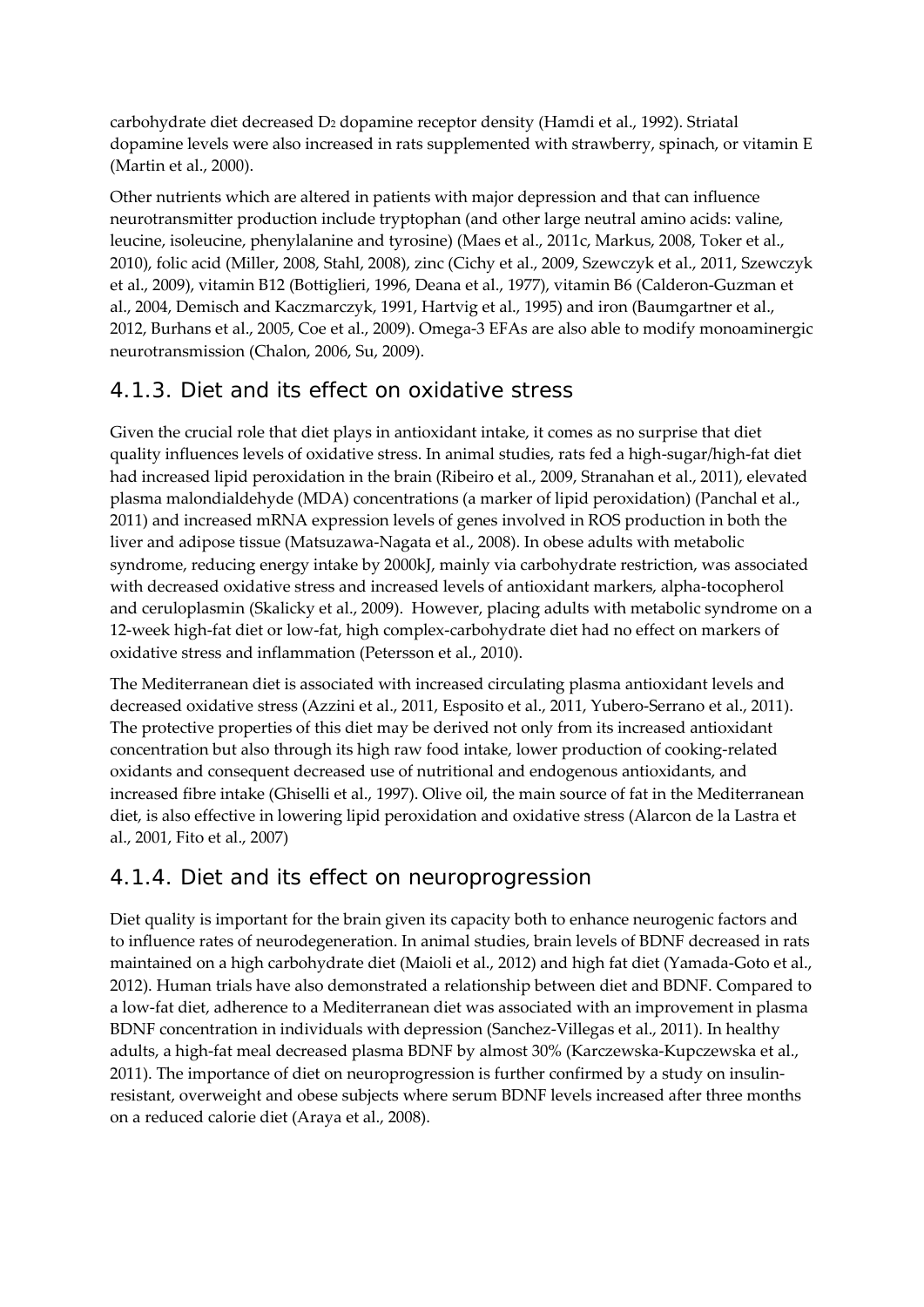carbohydrate diet decreased $D_2$ dopamine receptor density (Hamdi et al., 1992). Striatal dopamine levels were also increased in rats supplemented with strawberry, spinach, or vitamin E (Martin et al., 2000).

Other nutrients which are altered in patients with major depression and that can influence neurotransmitter production include tryptophan (and other large neutral amino acids: valine, leucine, isoleucine, phenylalanine and tyrosine) (Maes et al., 2011c, Markus, 2008, Toker et al., 2010), folic acid (Miller, 2008, Stahl, 2008), zinc (Cichy et al., 2009, Szewczyk et al., 2011, Szewczyk et al., 2009), vitamin B12 (Bottiglieri, 1996, Deana et al., 1977), vitamin B6 (Calderon-Guzman et al., 2004, Demisch and Kaczmarczyk, 1991, Hartvig et al., 1995) and iron (Baumgartner et al., 2012, Burhans et al., 2005, Coe et al., 2009). Omega-3 EFAs are also able to modify monoaminergic neurotransmission (Chalon, 2006, Su, 2009).

### 4.1.3. Diet and its effect on oxidative stress

Given the crucial role that diet plays in antioxidant intake, it comes as no surprise that diet quality influences levels of oxidative stress. In animal studies, rats fed a high-sugar/high-fat diet had increased lipid peroxidation in the brain (Ribeiro et al., 2009, Stranahan et al., 2011), elevated plasma malondialdehyde (MDA) concentrations (a marker of lipid peroxidation) (Panchal et al., 2011) and increased mRNA expression levels of genes involved in ROS production in both the liver and adipose tissue (Matsuzawa-Nagata et al., 2008). In obese adults with metabolic syndrome, reducing energy intake by 2000kJ, mainly via carbohydrate restriction, was associated with decreased oxidative stress and increased levels of antioxidant markers, alpha-tocopherol and ceruloplasmin (Skalicky et al., 2009). However, placing adults with metabolic syndrome on a 12-week high-fat diet or low-fat, high complex-carbohydrate diet had no effect on markers of oxidative stress and inflammation (Petersson et al., 2010).

The Mediterranean diet is associated with increased circulating plasma antioxidant levels and decreased oxidative stress (Azzini et al., 2011, Esposito et al., 2011, Yubero-Serrano et al., 2011). The protective properties of this diet may be derived not only from its increased antioxidant concentration but also through its high raw food intake, lower production of cooking-related oxidants and consequent decreased use of nutritional and endogenous antioxidants, and increased fibre intake (Ghiselli et al., 1997). Olive oil, the main source of fat in the Mediterranean diet, is also effective in lowering lipid peroxidation and oxidative stress (Alarcon de la Lastra et al., 2001, Fito et al., 2007)

### 4.1.4. Diet and its effect on neuroprogression

Diet quality is important for the brain given its capacity both to enhance neurogenic factors and to influence rates of neurodegeneration. In animal studies, brain levels of BDNF decreased in rats maintained on a high carbohydrate diet (Maioli et al., 2012) and high fat diet (Yamada-Goto et al., 2012). Human trials have also demonstrated a relationship between diet and BDNF. Compared to a low-fat diet, adherence to a Mediterranean diet was associated with an improvement in plasma BDNF concentration in individuals with depression (Sanchez-Villegas et al., 2011). In healthy adults, a high-fat meal decreased plasma BDNF by almost 30% (Karczewska-Kupczewska et al., 2011). The importance of diet on neuroprogression is further confirmed by a study on insulin-resistant, overweight and obese subjects where serum BDNF levels increased after three months on a reduced calorie diet (Araya et al., 2008).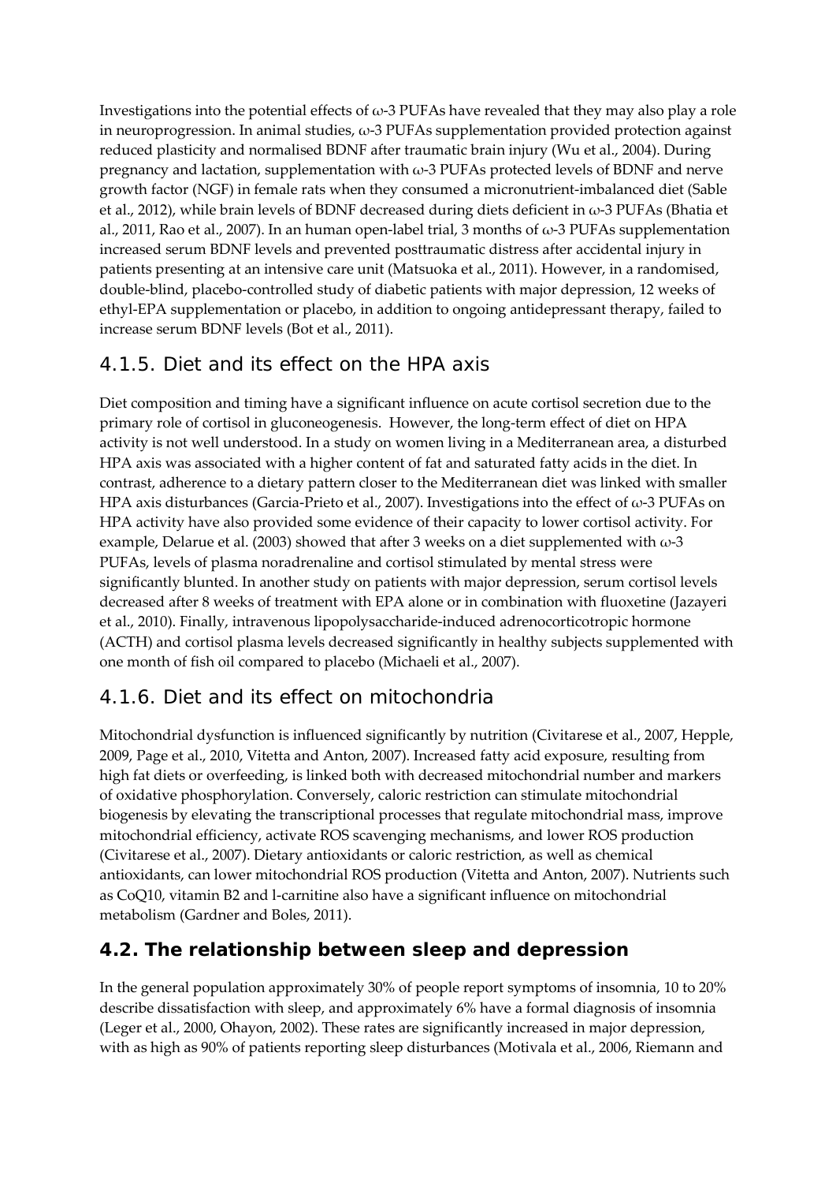Investigations into the potential effects of ω-3 PUFAs have revealed that they may also play a role in neuroprogression. In animal studies, ω-3 PUFAs supplementation provided protection against reduced plasticity and normalised BDNF after traumatic brain injury (Wu et al., 2004). During pregnancy and lactation, supplementation with ω-3 PUFAs protected levels of BDNF and nerve growth factor (NGF) in female rats when they consumed a micronutrient-imbalanced diet (Sable et al., 2012), while brain levels of BDNF decreased during diets deficient in ω-3 PUFAs (Bhatia et al., 2011, Rao et al., 2007). In an human open-label trial, 3 months of ω-3 PUFAs supplementation increased serum BDNF levels and prevented posttraumatic distress after accidental injury in patients presenting at an intensive care unit (Matsuoka et al., 2011). However, in a randomised, double-blind, placebo-controlled study of diabetic patients with major depression, 12 weeks of ethyl-EPA supplementation or placebo, in addition to ongoing antidepressant therapy, failed to increase serum BDNF levels (Bot et al., 2011).

### 4.1.5. Diet and its effect on the HPA axis

Diet composition and timing have a significant influence on acute cortisol secretion due to the primary role of cortisol in gluconeogenesis. However, the long-term effect of diet on HPA activity is not well understood. In a study on women living in a Mediterranean area, a disturbed HPA axis was associated with a higher content of fat and saturated fatty acids in the diet. In contrast, adherence to a dietary pattern closer to the Mediterranean diet was linked with smaller HPA axis disturbances (Garcia-Prieto et al., 2007). Investigations into the effect of ω-3 PUFAs on HPA activity have also provided some evidence of their capacity to lower cortisol activity. For example, Delarue et al. (2003) showed that after 3 weeks on a diet supplemented with ω-3 PUFAs, levels of plasma noradrenaline and cortisol stimulated by mental stress were significantly blunted. In another study on patients with major depression, serum cortisol levels decreased after 8 weeks of treatment with EPA alone or in combination with fluoxetine (Jazayeri et al., 2010). Finally, intravenous lipopolysaccharide-induced adrenocorticotropic hormone (ACTH) and cortisol plasma levels decreased significantly in healthy subjects supplemented with one month of fish oil compared to placebo (Michaeli et al., 2007).

### 4.1.6. Diet and its effect on mitochondria

Mitochondrial dysfunction is influenced significantly by nutrition (Civitarese et al., 2007, Hepple, 2009, Page et al., 2010, Vitetta and Anton, 2007). Increased fatty acid exposure, resulting from high fat diets or overfeeding, is linked both with decreased mitochondrial number and markers of oxidative phosphorylation. Conversely, caloric restriction can stimulate mitochondrial biogenesis by elevating the transcriptional processes that regulate mitochondrial mass, improve mitochondrial efficiency, activate ROS scavenging mechanisms, and lower ROS production (Civitarese et al., 2007). Dietary antioxidants or caloric restriction, as well as chemical antioxidants, can lower mitochondrial ROS production (Vitetta and Anton, 2007). Nutrients such as CoQ10, vitamin B2 and l-carnitine also have a significant influence on mitochondrial metabolism (Gardner and Boles, 2011).

## 4.2. The relationship between sleep and depression

In the general population approximately 30% of people report symptoms of insomnia, 10 to 20% describe dissatisfaction with sleep, and approximately 6% have a formal diagnosis of insomnia (Leger et al., 2000, Ohayon, 2002). These rates are significantly increased in major depression, with as high as 90% of patients reporting sleep disturbances (Motivala et al., 2006, Riemann and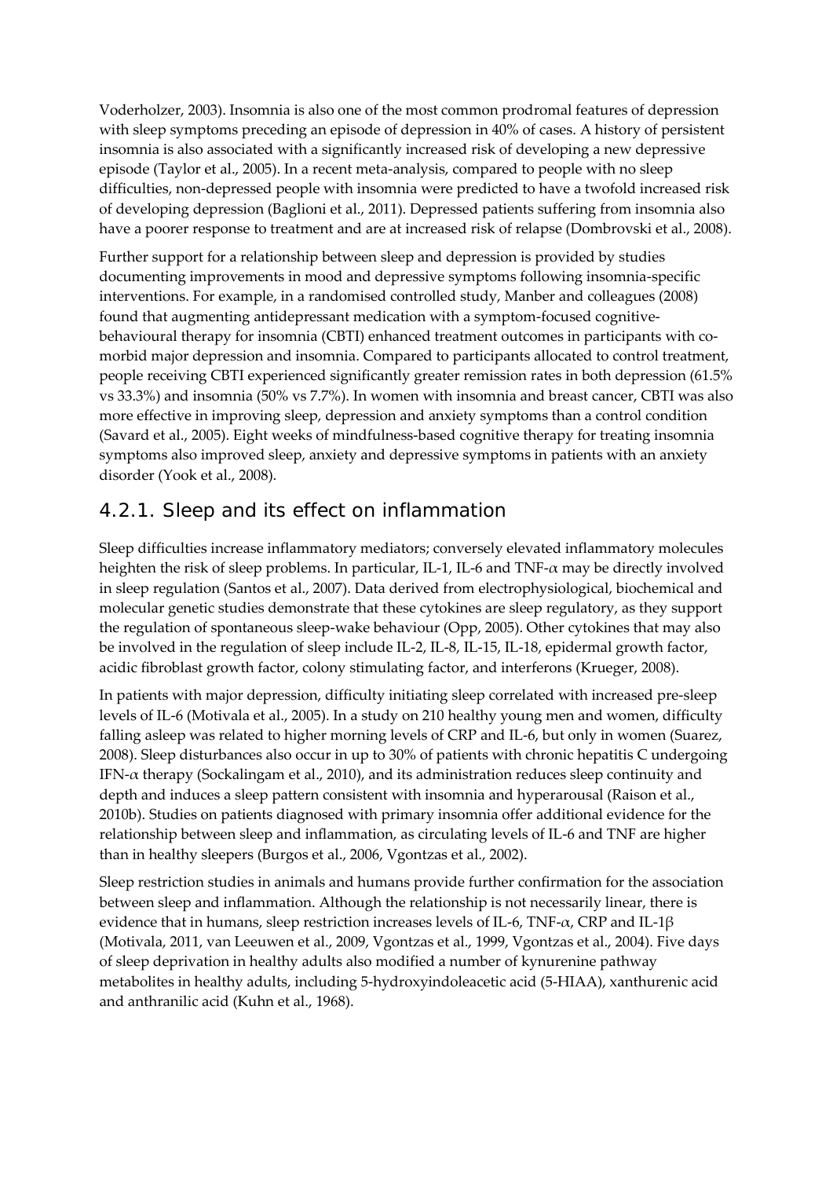Voderholzer, 2003). Insomnia is also one of the most common prodromal features of depression with sleep symptoms preceding an episode of depression in 40% of cases. A history of persistent insomnia is also associated with a significantly increased risk of developing a new depressive episode (Taylor et al., 2005). In a recent meta-analysis, compared to people with no sleep difficulties, non-depressed people with insomnia were predicted to have a twofold increased risk of developing depression (Baglioni et al., 2011). Depressed patients suffering from insomnia also have a poorer response to treatment and are at increased risk of relapse (Dombrovski et al., 2008).

Further support for a relationship between sleep and depression is provided by studies documenting improvements in mood and depressive symptoms following insomnia-specific interventions. For example, in a randomised controlled study, Manber and colleagues (2008) found that augmenting antidepressant medication with a symptom-focused cognitive-behavioural therapy for insomnia (CBTI) enhanced treatment outcomes in participants with co-morbid major depression and insomnia. Compared to participants allocated to control treatment, people receiving CBTI experienced significantly greater remission rates in both depression (61.5% vs 33.3%) and insomnia (50% vs 7.7%). In women with insomnia and breast cancer, CBTI was also more effective in improving sleep, depression and anxiety symptoms than a control condition (Savard et al., 2005). Eight weeks of mindfulness-based cognitive therapy for treating insomnia symptoms also improved sleep, anxiety and depressive symptoms in patients with an anxiety disorder (Yook et al., 2008).

### 4.2.1. Sleep and its effect on inflammation

Sleep difficulties increase inflammatory mediators; conversely elevated inflammatory molecules heighten the risk of sleep problems. In particular, IL-1, IL-6 and TNF-$\alpha$ may be directly involved in sleep regulation (Santos et al., 2007). Data derived from electrophysiological, biochemical and molecular genetic studies demonstrate that these cytokines are sleep regulatory, as they support the regulation of spontaneous sleep-wake behaviour (Opp, 2005). Other cytokines that may also be involved in the regulation of sleep include IL-2, IL-8, IL-15, IL-18, epidermal growth factor, acidic fibroblast growth factor, colony stimulating factor, and interferons (Krueger, 2008).

In patients with major depression, difficulty initiating sleep correlated with increased pre-sleep levels of IL-6 (Motivala et al., 2005). In a study on 210 healthy young men and women, difficulty falling asleep was related to higher morning levels of CRP and IL-6, but only in women (Suarez, 2008). Sleep disturbances also occur in up to 30% of patients with chronic hepatitis C undergoing IFN-$\alpha$ therapy (Sockalingam et al., 2010), and its administration reduces sleep continuity and depth and induces a sleep pattern consistent with insomnia and hyperarousal (Raison et al., 2010b). Studies on patients diagnosed with primary insomnia offer additional evidence for the relationship between sleep and inflammation, as circulating levels of IL-6 and TNF are higher than in healthy sleepers (Burgos et al., 2006, Vgontzas et al., 2002).

Sleep restriction studies in animals and humans provide further confirmation for the association between sleep and inflammation. Although the relationship is not necessarily linear, there is evidence that in humans, sleep restriction increases levels of IL-6, TNF-$\alpha$, CRP and IL-1$\beta$ (Motivala, 2011, van Leeuwen et al., 2009, Vgontzas et al., 1999, Vgontzas et al., 2004). Five days of sleep deprivation in healthy adults also modified a number of kynurenine pathway metabolites in healthy adults, including 5-hydroxyindoleacetic acid (5-HIAA), xanthurenic acid and anthranilic acid (Kuhn et al., 1968).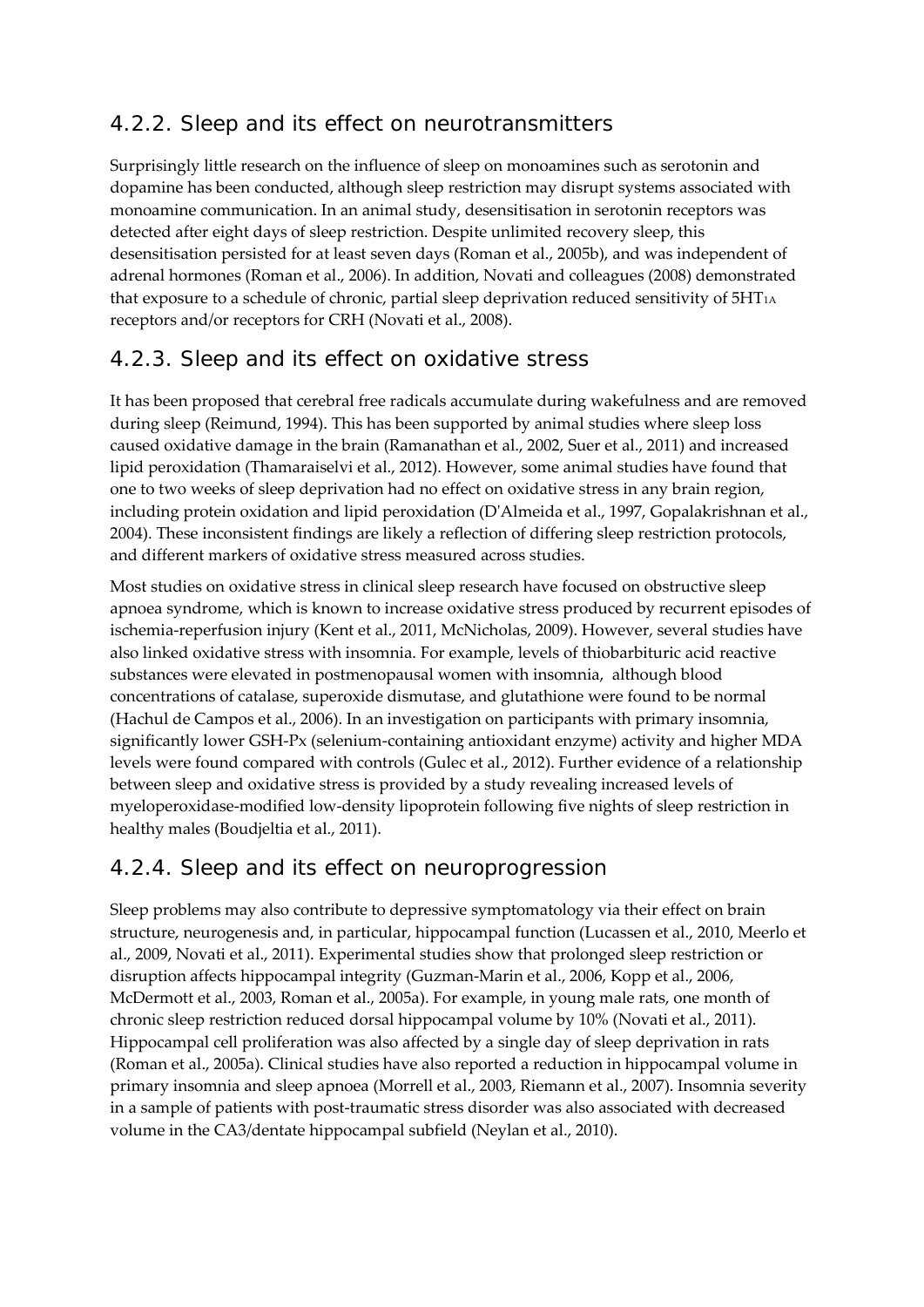### 4.2.2. Sleep and its effect on neurotransmitters

Surprisingly little research on the influence of sleep on monoamines such as serotonin and dopamine has been conducted, although sleep restriction may disrupt systems associated with monoamine communication. In an animal study, desensitisation in serotonin receptors was detected after eight days of sleep restriction. Despite unlimited recovery sleep, this desensitisation persisted for at least seven days (Roman et al., 2005b), and was independent of adrenal hormones (Roman et al., 2006). In addition, Novati and colleagues (2008) demonstrated that exposure to a schedule of chronic, partial sleep deprivation reduced sensitivity of $5HT_{1A}$ receptors and/or receptors for CRH (Novati et al., 2008).

### 4.2.3. Sleep and its effect on oxidative stress

It has been proposed that cerebral free radicals accumulate during wakefulness and are removed during sleep (Reimund, 1994). This has been supported by animal studies where sleep loss caused oxidative damage in the brain (Ramanathan et al., 2002, Suer et al., 2011) and increased lipid peroxidation (Thamaraiselvi et al., 2012). However, some animal studies have found that one to two weeks of sleep deprivation had no effect on oxidative stress in any brain region, including protein oxidation and lipid peroxidation (D'Almeida et al., 1997, Gopalakrishnan et al., 2004). These inconsistent findings are likely a reflection of differing sleep restriction protocols, and different markers of oxidative stress measured across studies.

Most studies on oxidative stress in clinical sleep research have focused on obstructive sleep apnoea syndrome, which is known to increase oxidative stress produced by recurrent episodes of ischemia-reperfusion injury (Kent et al., 2011, McNicholas, 2009). However, several studies have also linked oxidative stress with insomnia. For example, levels of thiobarbituric acid reactive substances were elevated in postmenopausal women with insomnia, although blood concentrations of catalase, superoxide dismutase, and glutathione were found to be normal (Hachul de Campos et al., 2006). In an investigation on participants with primary insomnia, significantly lower GSH-Px (selenium-containing antioxidant enzyme) activity and higher MDA levels were found compared with controls (Gulec et al., 2012). Further evidence of a relationship between sleep and oxidative stress is provided by a study revealing increased levels of myeloperoxidase-modified low-density lipoprotein following five nights of sleep restriction in healthy males (Boudjeltia et al., 2011).

### 4.2.4. Sleep and its effect on neuroprogression

Sleep problems may also contribute to depressive symptomatology via their effect on brain structure, neurogenesis and, in particular, hippocampal function (Lucassen et al., 2010, Meerlo et al., 2009, Novati et al., 2011). Experimental studies show that prolonged sleep restriction or disruption affects hippocampal integrity (Guzman-Marin et al., 2006, Kopp et al., 2006, McDermott et al., 2003, Roman et al., 2005a). For example, in young male rats, one month of chronic sleep restriction reduced dorsal hippocampal volume by 10% (Novati et al., 2011). Hippocampal cell proliferation was also affected by a single day of sleep deprivation in rats (Roman et al., 2005a). Clinical studies have also reported a reduction in hippocampal volume in primary insomnia and sleep apnoea (Morrell et al., 2003, Riemann et al., 2007). Insomnia severity in a sample of patients with post-traumatic stress disorder was also associated with decreased volume in the CA3/dentate hippocampal subfield (Neylan et al., 2010).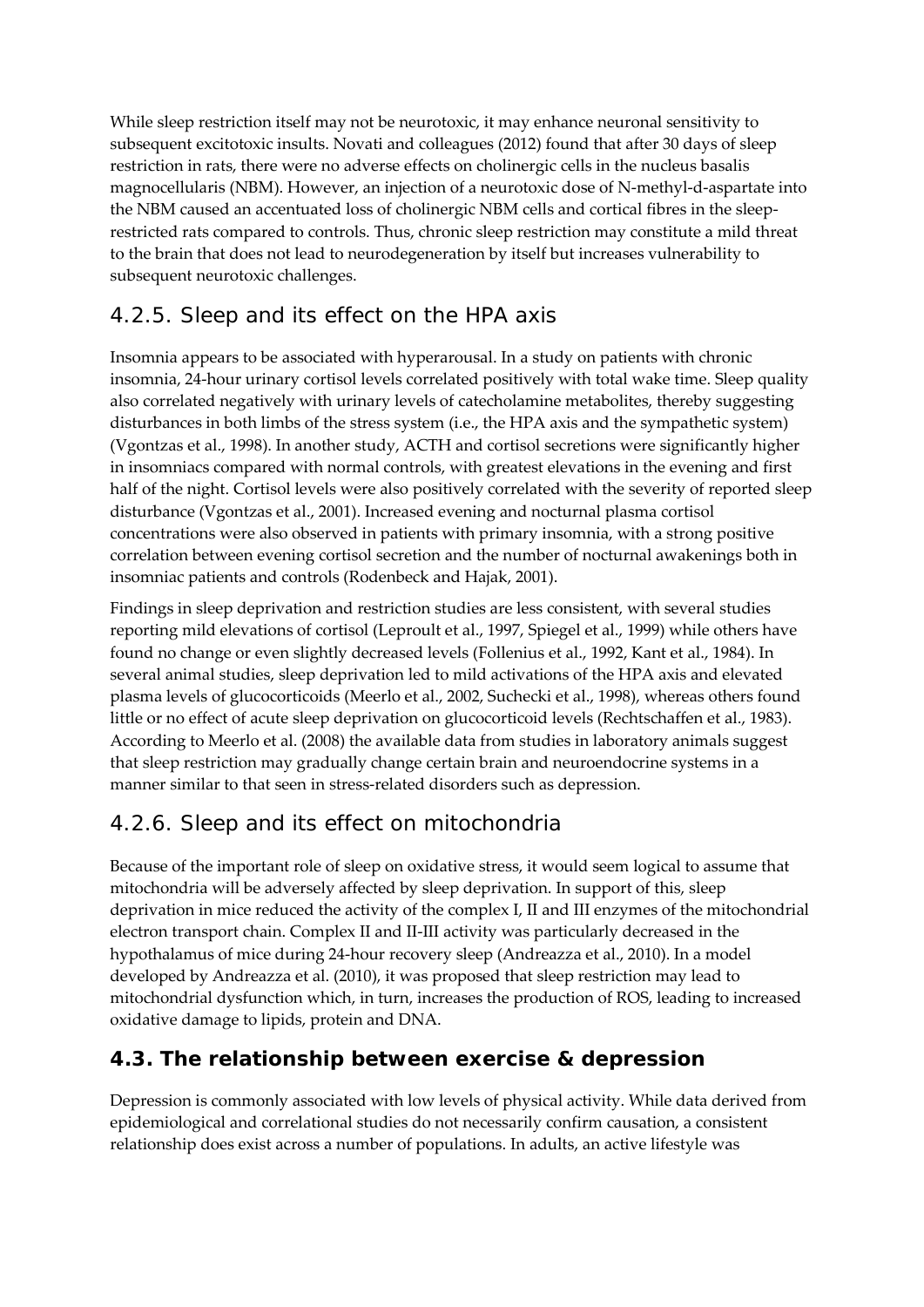While sleep restriction itself may not be neurotoxic, it may enhance neuronal sensitivity to subsequent excitotoxic insults. Novati and colleagues (2012) found that after 30 days of sleep restriction in rats, there were no adverse effects on cholinergic cells in the nucleus basalis magnocellularis (NBM). However, an injection of a neurotoxic dose of N-methyl-d-aspartate into the NBM caused an accentuated loss of cholinergic NBM cells and cortical fibres in the sleep-restricted rats compared to controls. Thus, chronic sleep restriction may constitute a mild threat to the brain that does not lead to neurodegeneration by itself but increases vulnerability to subsequent neurotoxic challenges.

### 4.2.5. Sleep and its effect on the HPA axis

Insomnia appears to be associated with hyperarousal. In a study on patients with chronic insomnia, 24-hour urinary cortisol levels correlated positively with total wake time. Sleep quality also correlated negatively with urinary levels of catecholamine metabolites, thereby suggesting disturbances in both limbs of the stress system (i.e., the HPA axis and the sympathetic system) (Vgontzas et al., 1998). In another study, ACTH and cortisol secretions were significantly higher in insomniacs compared with normal controls, with greatest elevations in the evening and first half of the night. Cortisol levels were also positively correlated with the severity of reported sleep disturbance (Vgontzas et al., 2001). Increased evening and nocturnal plasma cortisol concentrations were also observed in patients with primary insomnia, with a strong positive correlation between evening cortisol secretion and the number of nocturnal awakenings both in insomniac patients and controls (Rodenbeck and Hajak, 2001).

Findings in sleep deprivation and restriction studies are less consistent, with several studies reporting mild elevations of cortisol (Leproult et al., 1997, Spiegel et al., 1999) while others have found no change or even slightly decreased levels (Follenius et al., 1992, Kant et al., 1984). In several animal studies, sleep deprivation led to mild activations of the HPA axis and elevated plasma levels of glucocorticoids (Meerlo et al., 2002, Suchecki et al., 1998), whereas others found little or no effect of acute sleep deprivation on glucocorticoid levels (Rechtschaffen et al., 1983). According to Meerlo et al. (2008) the available data from studies in laboratory animals suggest that sleep restriction may gradually change certain brain and neuroendocrine systems in a manner similar to that seen in stress-related disorders such as depression.

### 4.2.6. Sleep and its effect on mitochondria

Because of the important role of sleep on oxidative stress, it would seem logical to assume that mitochondria will be adversely affected by sleep deprivation. In support of this, sleep deprivation in mice reduced the activity of the complex I, II and III enzymes of the mitochondrial electron transport chain. Complex II and II-III activity was particularly decreased in the hypothalamus of mice during 24-hour recovery sleep (Andreazza et al., 2010). In a model developed by Andreazza et al. (2010), it was proposed that sleep restriction may lead to mitochondrial dysfunction which, in turn, increases the production of ROS, leading to increased oxidative damage to lipids, protein and DNA.

## 4.3. The relationship between exercise & depression

Depression is commonly associated with low levels of physical activity. While data derived from epidemiological and correlational studies do not necessarily confirm causation, a consistent relationship does exist across a number of populations. In adults, an active lifestyle was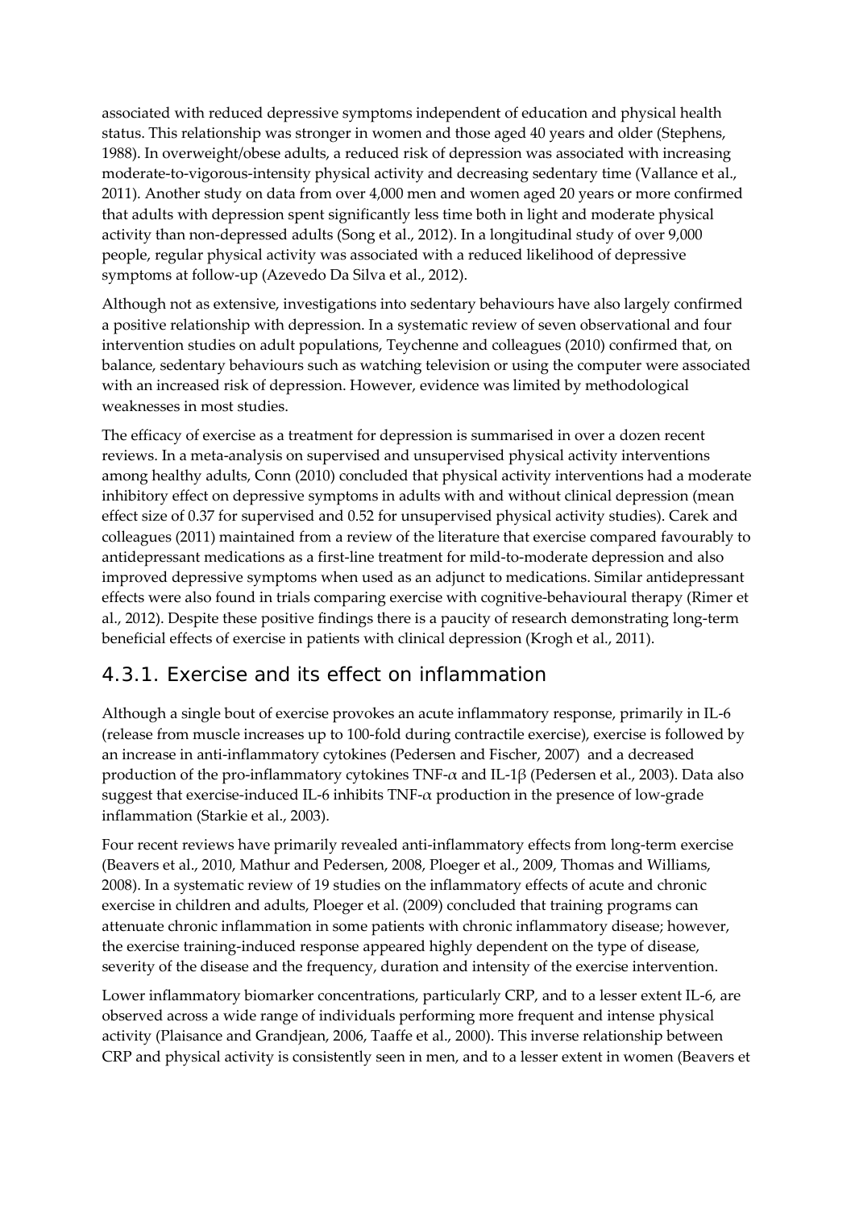associated with reduced depressive symptoms independent of education and physical health status. This relationship was stronger in women and those aged 40 years and older (Stephens, 1988). In overweight/obese adults, a reduced risk of depression was associated with increasing moderate-to-vigorous-intensity physical activity and decreasing sedentary time (Vallance et al., 2011). Another study on data from over 4,000 men and women aged 20 years or more confirmed that adults with depression spent significantly less time both in light and moderate physical activity than non-depressed adults (Song et al., 2012). In a longitudinal study of over 9,000 people, regular physical activity was associated with a reduced likelihood of depressive symptoms at follow-up (Azevedo Da Silva et al., 2012).

Although not as extensive, investigations into sedentary behaviours have also largely confirmed a positive relationship with depression. In a systematic review of seven observational and four intervention studies on adult populations, Teychenne and colleagues (2010) confirmed that, on balance, sedentary behaviours such as watching television or using the computer were associated with an increased risk of depression. However, evidence was limited by methodological weaknesses in most studies.

The efficacy of exercise as a treatment for depression is summarised in over a dozen recent reviews. In a meta-analysis on supervised and unsupervised physical activity interventions among healthy adults, Conn (2010) concluded that physical activity interventions had a moderate inhibitory effect on depressive symptoms in adults with and without clinical depression (mean effect size of 0.37 for supervised and 0.52 for unsupervised physical activity studies). Carek and colleagues (2011) maintained from a review of the literature that exercise compared favourably to antidepressant medications as a first-line treatment for mild-to-moderate depression and also improved depressive symptoms when used as an adjunct to medications. Similar antidepressant effects were also found in trials comparing exercise with cognitive-behavioural therapy (Rimer et al., 2012). Despite these positive findings there is a paucity of research demonstrating long-term beneficial effects of exercise in patients with clinical depression (Krogh et al., 2011).

### 4.3.1. Exercise and its effect on inflammation

Although a single bout of exercise provokes an acute inflammatory response, primarily in IL-6 (release from muscle increases up to 100-fold during contractile exercise), exercise is followed by an increase in anti-inflammatory cytokines (Pedersen and Fischer, 2007) and a decreased production of the pro-inflammatory cytokines TNF-$\alpha$ and IL-1β (Pedersen et al., 2003). Data also suggest that exercise-induced IL-6 inhibits TNF-$\alpha$ production in the presence of low-grade inflammation (Starkie et al., 2003).

Four recent reviews have primarily revealed anti-inflammatory effects from long-term exercise (Beavers et al., 2010, Mathur and Pedersen, 2008, Ploeger et al., 2009, Thomas and Williams, 2008). In a systematic review of 19 studies on the inflammatory effects of acute and chronic exercise in children and adults, Ploeger et al. (2009) concluded that training programs can attenuate chronic inflammation in some patients with chronic inflammatory disease; however, the exercise training-induced response appeared highly dependent on the type of disease, severity of the disease and the frequency, duration and intensity of the exercise intervention.

Lower inflammatory biomarker concentrations, particularly CRP, and to a lesser extent IL-6, are observed across a wide range of individuals performing more frequent and intense physical activity (Plaisance and Grandjean, 2006, Taaffe et al., 2000). This inverse relationship between CRP and physical activity is consistently seen in men, and to a lesser extent in women (Beavers et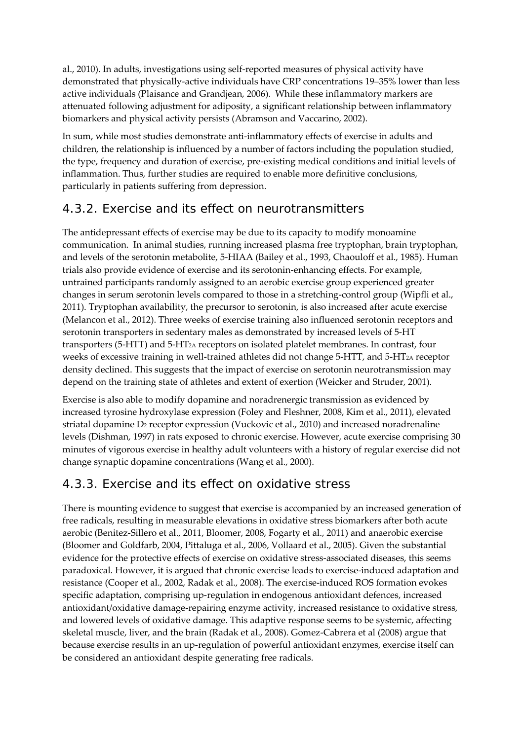al., 2010). In adults, investigations using self-reported measures of physical activity have demonstrated that physically-active individuals have CRP concentrations 19–35% lower than less active individuals (Plaisance and Grandjean, 2006). While these inflammatory markers are attenuated following adjustment for adiposity, a significant relationship between inflammatory biomarkers and physical activity persists (Abramson and Vaccarino, 2002).

In sum, while most studies demonstrate anti-inflammatory effects of exercise in adults and children, the relationship is influenced by a number of factors including the population studied, the type, frequency and duration of exercise, pre-existing medical conditions and initial levels of inflammation. Thus, further studies are required to enable more definitive conclusions, particularly in patients suffering from depression.

### 4.3.2. Exercise and its effect on neurotransmitters

The antidepressant effects of exercise may be due to its capacity to modify monoamine communication. In animal studies, running increased plasma free tryptophan, brain tryptophan, and levels of the serotonin metabolite, 5-HIAA (Bailey et al., 1993, Chaouloff et al., 1985). Human trials also provide evidence of exercise and its serotonin-enhancing effects. For example, untrained participants randomly assigned to an aerobic exercise group experienced greater changes in serum serotonin levels compared to those in a stretching-control group (Wipfli et al., 2011). Tryptophan availability, the precursor to serotonin, is also increased after acute exercise (Melancon et al., 2012). Three weeks of exercise training also influenced serotonin receptors and serotonin transporters in sedentary males as demonstrated by increased levels of 5-HT transporters (5-HTT) and 5-$HT_{2A}$ receptors on isolated platelet membranes. In contrast, four weeks of excessive training in well-trained athletes did not change 5-HTT, and 5-$HT_{2A}$ receptor density declined. This suggests that the impact of exercise on serotonin neurotransmission may depend on the training state of athletes and extent of exertion (Weicker and Struder, 2001).

Exercise is also able to modify dopamine and noradrenergic transmission as evidenced by increased tyrosine hydroxylase expression (Foley and Fleshner, 2008, Kim et al., 2011), elevated striatal dopamine $D_2$ receptor expression (Vuckovic et al., 2010) and increased noradrenaline levels (Dishman, 1997) in rats exposed to chronic exercise. However, acute exercise comprising 30 minutes of vigorous exercise in healthy adult volunteers with a history of regular exercise did not change synaptic dopamine concentrations (Wang et al., 2000).

### 4.3.3. Exercise and its effect on oxidative stress

There is mounting evidence to suggest that exercise is accompanied by an increased generation of free radicals, resulting in measurable elevations in oxidative stress biomarkers after both acute aerobic (Benitez-Sillero et al., 2011, Bloomer, 2008, Fogarty et al., 2011) and anaerobic exercise (Bloomer and Goldfarb, 2004, Pittaluga et al., 2006, Vollaard et al., 2005). Given the substantial evidence for the protective effects of exercise on oxidative stress-associated diseases, this seems paradoxical. However, it is argued that chronic exercise leads to exercise-induced adaptation and resistance (Cooper et al., 2002, Radak et al., 2008). The exercise-induced ROS formation evokes specific adaptation, comprising up-regulation in endogenous antioxidant defences, increased antioxidant/oxidative damage-repairing enzyme activity, increased resistance to oxidative stress, and lowered levels of oxidative damage. This adaptive response seems to be systemic, affecting skeletal muscle, liver, and the brain (Radak et al., 2008). Gomez-Cabrera et al (2008) argue that because exercise results in an up-regulation of powerful antioxidant enzymes, exercise itself can be considered an antioxidant despite generating free radicals.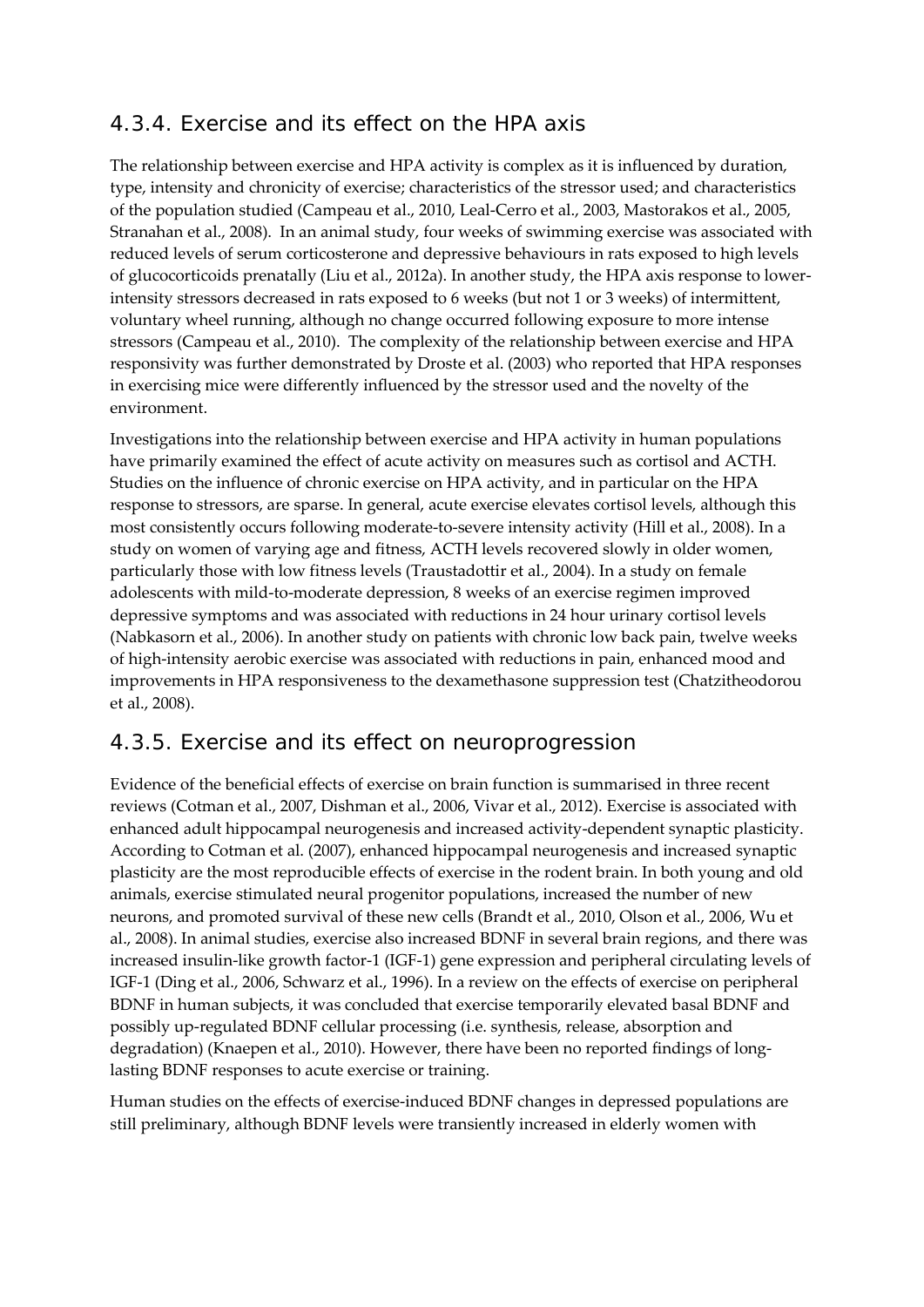### 4.3.4. Exercise and its effect on the HPA axis

The relationship between exercise and HPA activity is complex as it is influenced by duration, type, intensity and chronicity of exercise; characteristics of the stressor used; and characteristics of the population studied (Campeau et al., 2010, Leal-Cerro et al., 2003, Mastorakos et al., 2005, Stranahan et al., 2008). In an animal study, four weeks of swimming exercise was associated with reduced levels of serum corticosterone and depressive behaviours in rats exposed to high levels of glucocorticoids prenatally (Liu et al., 2012a). In another study, the HPA axis response to lower-intensity stressors decreased in rats exposed to 6 weeks (but not 1 or 3 weeks) of intermittent, voluntary wheel running, although no change occurred following exposure to more intense stressors (Campeau et al., 2010). The complexity of the relationship between exercise and HPA responsivity was further demonstrated by Droste et al. (2003) who reported that HPA responses in exercising mice were differently influenced by the stressor used and the novelty of the environment.

Investigations into the relationship between exercise and HPA activity in human populations have primarily examined the effect of acute activity on measures such as cortisol and ACTH. Studies on the influence of chronic exercise on HPA activity, and in particular on the HPA response to stressors, are sparse. In general, acute exercise elevates cortisol levels, although this most consistently occurs following moderate-to-severe intensity activity (Hill et al., 2008). In a study on women of varying age and fitness, ACTH levels recovered slowly in older women, particularly those with low fitness levels (Traustadottir et al., 2004). In a study on female adolescents with mild-to-moderate depression, 8 weeks of an exercise regimen improved depressive symptoms and was associated with reductions in 24 hour urinary cortisol levels (Nabkasorn et al., 2006). In another study on patients with chronic low back pain, twelve weeks of high-intensity aerobic exercise was associated with reductions in pain, enhanced mood and improvements in HPA responsiveness to the dexamethasone suppression test (Chatzitheodorou et al., 2008).

### 4.3.5. Exercise and its effect on neuroprogression

Evidence of the beneficial effects of exercise on brain function is summarised in three recent reviews (Cotman et al., 2007, Dishman et al., 2006, Vivar et al., 2012). Exercise is associated with enhanced adult hippocampal neurogenesis and increased activity-dependent synaptic plasticity. According to Cotman et al. (2007), enhanced hippocampal neurogenesis and increased synaptic plasticity are the most reproducible effects of exercise in the rodent brain. In both young and old animals, exercise stimulated neural progenitor populations, increased the number of new neurons, and promoted survival of these new cells (Brandt et al., 2010, Olson et al., 2006, Wu et al., 2008). In animal studies, exercise also increased BDNF in several brain regions, and there was increased insulin-like growth factor-1 (IGF-1) gene expression and peripheral circulating levels of IGF-1 (Ding et al., 2006, Schwarz et al., 1996). In a review on the effects of exercise on peripheral BDNF in human subjects, it was concluded that exercise temporarily elevated basal BDNF and possibly up-regulated BDNF cellular processing (i.e. synthesis, release, absorption and degradation) (Knaepen et al., 2010). However, there have been no reported findings of long-lasting BDNF responses to acute exercise or training.

Human studies on the effects of exercise-induced BDNF changes in depressed populations are still preliminary, although BDNF levels were transiently increased in elderly women with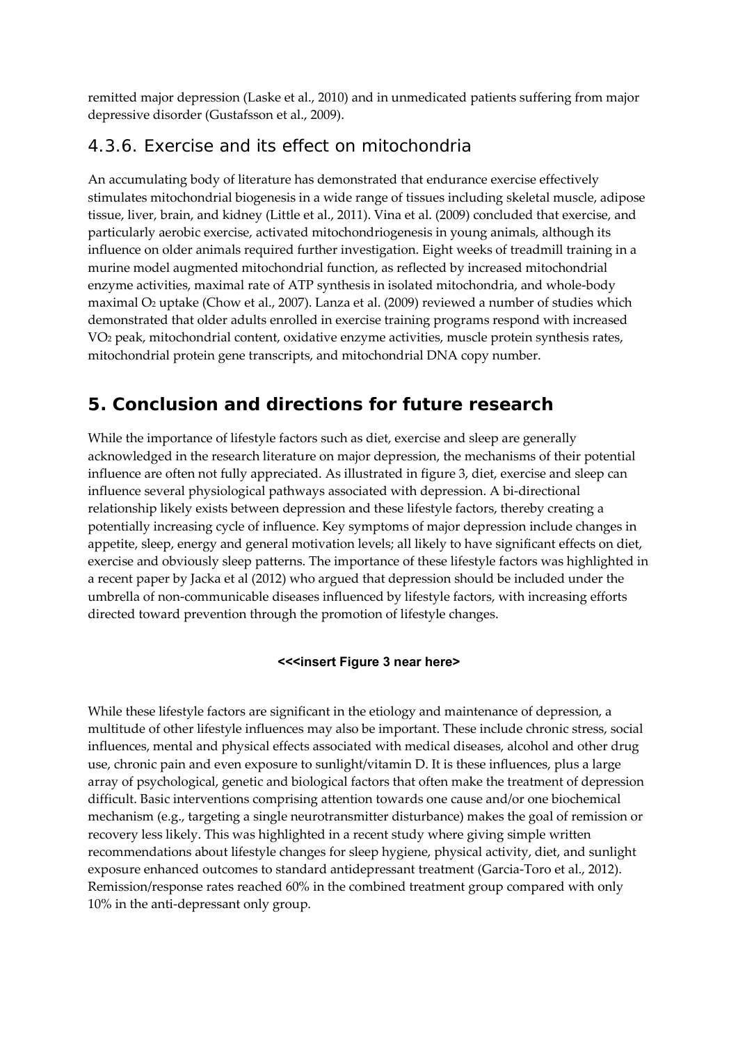remitted major depression (Laske et al., 2010) and in unmedicated patients suffering from major depressive disorder (Gustafsson et al., 2009).

### 4.3.6. Exercise and its effect on mitochondria

An accumulating body of literature has demonstrated that endurance exercise effectively stimulates mitochondrial biogenesis in a wide range of tissues including skeletal muscle, adipose tissue, liver, brain, and kidney (Little et al., 2011). Vina et al. (2009) concluded that exercise, and particularly aerobic exercise, activated mitochondriogenesis in young animals, although its influence on older animals required further investigation. Eight weeks of treadmill training in a murine model augmented mitochondrial function, as reflected by increased mitochondrial enzyme activities, maximal rate of ATP synthesis in isolated mitochondria, and whole-body maximal $O_2$ uptake (Chow et al., 2007). Lanza et al. (2009) reviewed a number of studies which demonstrated that older adults enrolled in exercise training programs respond with increased $VO_2$ peak, mitochondrial content, oxidative enzyme activities, muscle protein synthesis rates, mitochondrial protein gene transcripts, and mitochondrial DNA copy number.

## 5. Conclusion and directions for future research

While the importance of lifestyle factors such as diet, exercise and sleep are generally acknowledged in the research literature on major depression, the mechanisms of their potential influence are often not fully appreciated. As illustrated in figure 3, diet, exercise and sleep can influence several physiological pathways associated with depression. A bi-directional relationship likely exists between depression and these lifestyle factors, thereby creating a potentially increasing cycle of influence. Key symptoms of major depression include changes in appetite, sleep, energy and general motivation levels; all likely to have significant effects on diet, exercise and obviously sleep patterns. The importance of these lifestyle factors was highlighted in a recent paper by Jacka et al (2012) who argued that depression should be included under the umbrella of non-communicable diseases influenced by lifestyle factors, with increasing efforts directed toward prevention through the promotion of lifestyle changes.

**<<<insert Figure 3 near here>**

While these lifestyle factors are significant in the etiology and maintenance of depression, a multitude of other lifestyle influences may also be important. These include chronic stress, social influences, mental and physical effects associated with medical diseases, alcohol and other drug use, chronic pain and even exposure to sunlight/vitamin D. It is these influences, plus a large array of psychological, genetic and biological factors that often make the treatment of depression difficult. Basic interventions comprising attention towards one cause and/or one biochemical mechanism (e.g., targeting a single neurotransmitter disturbance) makes the goal of remission or recovery less likely. This was highlighted in a recent study where giving simple written recommendations about lifestyle changes for sleep hygiene, physical activity, diet, and sunlight exposure enhanced outcomes to standard antidepressant treatment (Garcia-Toro et al., 2012). Remission/response rates reached 60% in the combined treatment group compared with only 10% in the anti-depressant only group.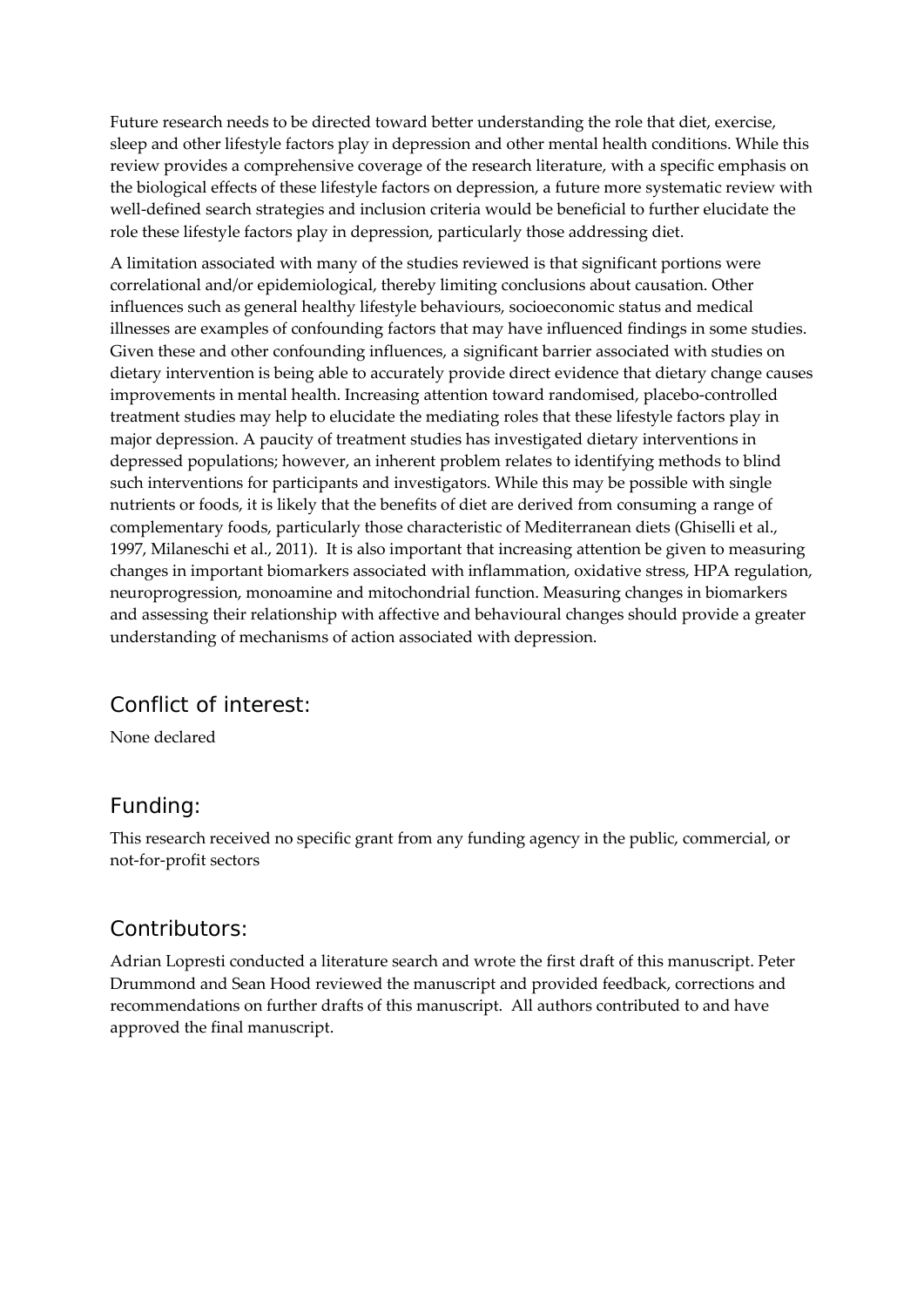Future research needs to be directed toward better understanding the role that diet, exercise, sleep and other lifestyle factors play in depression and other mental health conditions. While this review provides a comprehensive coverage of the research literature, with a specific emphasis on the biological effects of these lifestyle factors on depression, a future more systematic review with well-defined search strategies and inclusion criteria would be beneficial to further elucidate the role these lifestyle factors play in depression, particularly those addressing diet.

A limitation associated with many of the studies reviewed is that significant portions were correlational and/or epidemiological, thereby limiting conclusions about causation. Other influences such as general healthy lifestyle behaviours, socioeconomic status and medical illnesses are examples of confounding factors that may have influenced findings in some studies. Given these and other confounding influences, a significant barrier associated with studies on dietary intervention is being able to accurately provide direct evidence that dietary change causes improvements in mental health. Increasing attention toward randomised, placebo-controlled treatment studies may help to elucidate the mediating roles that these lifestyle factors play in major depression. A paucity of treatment studies has investigated dietary interventions in depressed populations; however, an inherent problem relates to identifying methods to blind such interventions for participants and investigators. While this may be possible with single nutrients or foods, it is likely that the benefits of diet are derived from consuming a range of complementary foods, particularly those characteristic of Mediterranean diets (Ghiselli et al., 1997, Milaneschi et al., 2011). It is also important that increasing attention be given to measuring changes in important biomarkers associated with inflammation, oxidative stress, HPA regulation, neuroprogression, monoamine and mitochondrial function. Measuring changes in biomarkers and assessing their relationship with affective and behavioural changes should provide a greater understanding of mechanisms of action associated with depression.

## Conflict of interest:

None declared

## Funding:

This research received no specific grant from any funding agency in the public, commercial, or not-for-profit sectors

## Contributors:

Adrian Lopresti conducted a literature search and wrote the first draft of this manuscript. Peter Drummond and Sean Hood reviewed the manuscript and provided feedback, corrections and recommendations on further drafts of this manuscript. All authors contributed to and have approved the final manuscript.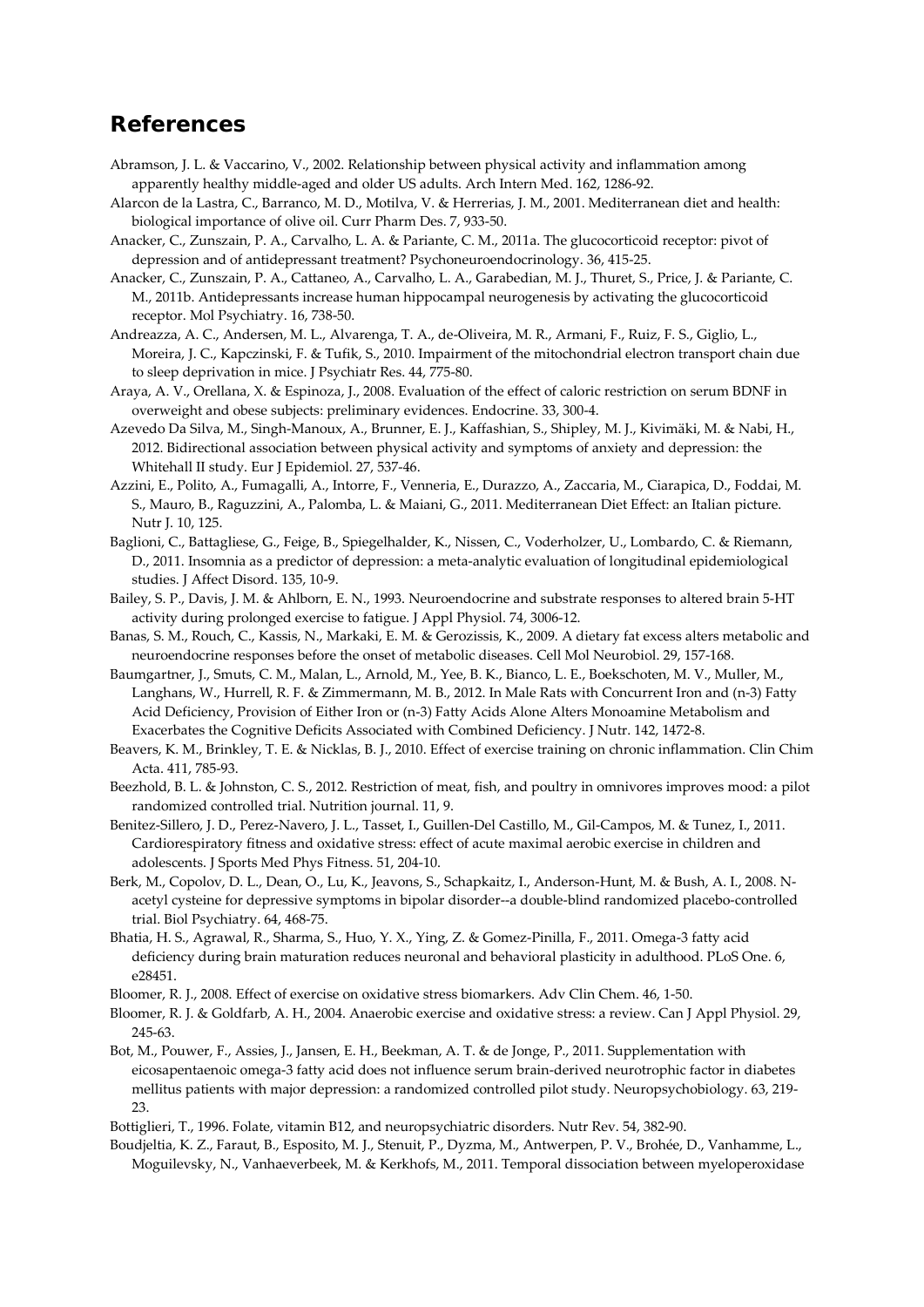## References

Abramson, J. L. & Vaccarino, V., 2002. Relationship between physical activity and inflammation among apparently healthy middle-aged and older US adults. Arch Intern Med. 162, 1286-92.

Alarcon de la Lastra, C., Barranco, M. D., Motilva, V. & Herrerias, J. M., 2001. Mediterranean diet and health: biological importance of olive oil. Curr Pharm Des. 7, 933-50.

Anacker, C., Zunszain, P. A., Carvalho, L. A. & Pariante, C. M., 2011a. The glucocorticoid receptor: pivot of depression and of antidepressant treatment? Psychoneuroendocrinology. 36, 415-25.

Anacker, C., Zunszain, P. A., Cattaneo, A., Carvalho, L. A., Garabedian, M. J., Thuret, S., Price, J. & Pariante, C. M., 2011b. Antidepressants increase human hippocampal neurogenesis by activating the glucocorticoid receptor. Mol Psychiatry. 16, 738-50.

Andreazza, A. C., Andersen, M. L., Alvarenga, T. A., de-Oliveira, M. R., Armani, F., Ruiz, F. S., Giglio, L., Moreira, J. C., Kapczinski, F. & Tufik, S., 2010. Impairment of the mitochondrial electron transport chain due to sleep deprivation in mice. J Psychiatr Res. 44, 775-80.

Araya, A. V., Orellana, X. & Espinoza, J., 2008. Evaluation of the effect of caloric restriction on serum BDNF in overweight and obese subjects: preliminary evidences. Endocrine. 33, 300-4.

Azevedo Da Silva, M., Singh-Manoux, A., Brunner, E. J., Kaffashian, S., Shipley, M. J., Kivimäki, M. & Nabi, H., 2012. Bidirectional association between physical activity and symptoms of anxiety and depression: the Whitehall II study. Eur J Epidemiol. 27, 537-46.

Azzini, E., Polito, A., Fumagalli, A., Intorre, F., Venneria, E., Durazzo, A., Zaccaria, M., Ciarapica, D., Foddai, M. S., Mauro, B., Raguzzini, A., Palomba, L. & Maiani, G., 2011. Mediterranean Diet Effect: an Italian picture. Nutr J. 10, 125.

Baglioni, C., Battagliese, G., Feige, B., Spiegelhalder, K., Nissen, C., Voderholzer, U., Lombardo, C. & Riemann, D., 2011. Insomnia as a predictor of depression: a meta-analytic evaluation of longitudinal epidemiological studies. J Affect Disord. 135, 10-9.

Bailey, S. P., Davis, J. M. & Ahlborn, E. N., 1993. Neuroendocrine and substrate responses to altered brain 5-HT activity during prolonged exercise to fatigue. J Appl Physiol. 74, 3006-12.

Banas, S. M., Rouch, C., Kassis, N., Markaki, E. M. & Gerozissis, K., 2009. A dietary fat excess alters metabolic and neuroendocrine responses before the onset of metabolic diseases. Cell Mol Neurobiol. 29, 157-168.

Baumgartner, J., Smuts, C. M., Malan, L., Arnold, M., Yee, B. K., Bianco, L. E., Boekschoten, M. V., Muller, M., Langhans, W., Hurrell, R. F. & Zimmermann, M. B., 2012. In Male Rats with Concurrent Iron and (n-3) Fatty Acid Deficiency, Provision of Either Iron or (n-3) Fatty Acids Alone Alters Monoamine Metabolism and Exacerbates the Cognitive Deficits Associated with Combined Deficiency. J Nutr. 142, 1472-8.

Beavers, K. M., Brinkley, T. E. & Nicklas, B. J., 2010. Effect of exercise training on chronic inflammation. Clin Chim Acta. 411, 785-93.

Beezhold, B. L. & Johnston, C. S., 2012. Restriction of meat, fish, and poultry in omnivores improves mood: a pilot randomized controlled trial. Nutrition journal. 11, 9.

Benitez-Sillero, J. D., Perez-Navero, J. L., Tasset, I., Guillen-Del Castillo, M., Gil-Campos, M. & Tunez, I., 2011. Cardiorespiratory fitness and oxidative stress: effect of acute maximal aerobic exercise in children and adolescents. J Sports Med Phys Fitness. 51, 204-10.

Berk, M., Copolov, D. L., Dean, O., Lu, K., Jeavons, S., Schapkaitz, I., Anderson-Hunt, M. & Bush, A. I., 2008. N-acetyl cysteine for depressive symptoms in bipolar disorder--a double-blind randomized placebo-controlled trial. Biol Psychiatry. 64, 468-75.

Bhatia, H. S., Agrawal, R., Sharma, S., Huo, Y. X., Ying, Z. & Gomez-Pinilla, F., 2011. Omega-3 fatty acid deficiency during brain maturation reduces neuronal and behavioral plasticity in adulthood. PLoS One. 6, e28451.

Bloomer, R. J., 2008. Effect of exercise on oxidative stress biomarkers. Adv Clin Chem. 46, 1-50.

Bloomer, R. J. & Goldfarb, A. H., 2004. Anaerobic exercise and oxidative stress: a review. Can J Appl Physiol. 29, 245-63.

Bot, M., Pouwer, F., Assies, J., Jansen, E. H., Beekman, A. T. & de Jonge, P., 2011. Supplementation with eicosapentaenoic omega-3 fatty acid does not influence serum brain-derived neurotrophic factor in diabetes mellitus patients with major depression: a randomized controlled pilot study. Neuropsychobiology. 63, 219-23.

Bottiglieri, T., 1996. Folate, vitamin B12, and neuropsychiatric disorders. Nutr Rev. 54, 382-90.

Boudjeltia, K. Z., Faraut, B., Esposito, M. J., Stenuit, P., Dyzma, M., Antwerpen, P. V., Brohée, D., Vanhamme, L., Moguilevsky, N., Vanhaeverbeek, M. & Kerkhofs, M., 2011. Temporal dissociation between myeloperoxidase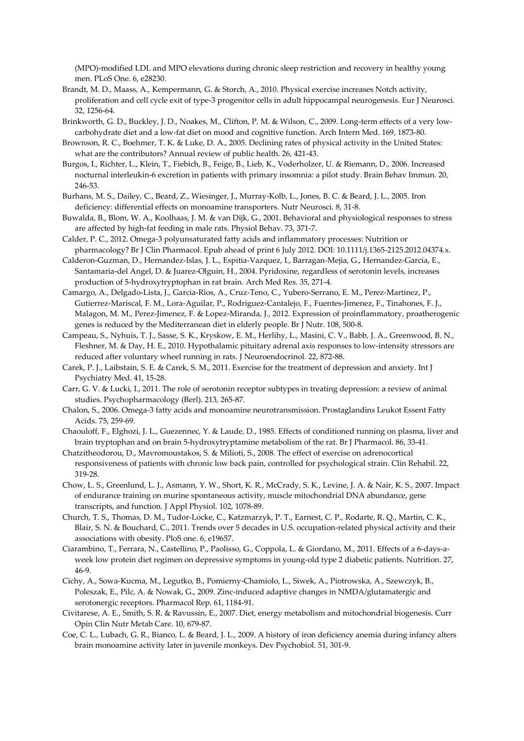(MPO)-modified LDL and MPO elevations during chronic sleep restriction and recovery in healthy young men. PLoS One. 6, e28230.

Brandt, M. D., Maass, A., Kempermann, G. & Storch, A., 2010. Physical exercise increases Notch activity, proliferation and cell cycle exit of type-3 progenitor cells in adult hippocampal neurogenesis. Eur J Neurosci. 32, 1256-64.

Brinkworth, G. D., Buckley, J. D., Noakes, M., Clifton, P. M. & Wilson, C., 2009. Long-term effects of a very low-carbohydrate diet and a low-fat diet on mood and cognitive function. Arch Intern Med. 169, 1873-80.

Brownson, R. C., Boehmer, T. K. & Luke, D. A., 2005. Declining rates of physical activity in the United States: what are the contributors? Annual review of public health. 26, 421-43.

Burgos, I., Richter, L., Klein, T., Fiebich, B., Feige, B., Lieb, K., Voderholzer, U. & Riemann, D., 2006. Increased nocturnal interleukin-6 excretion in patients with primary insomnia: a pilot study. Brain Behav Immun. 20, 246-53.

Burhans, M. S., Dailey, C., Beard, Z., Wiesinger, J., Murray-Kolb, L., Jones, B. C. & Beard, J. L., 2005. Iron deficiency: differential effects on monoamine transporters. Nutr Neurosci. 8, 31-8.

Buwalda, B., Blom, W. A., Koolhaas, J. M. & van Dijk, G., 2001. Behavioral and physiological responses to stress are affected by high-fat feeding in male rats. Physiol Behav. 73, 371-7.

Calder, P. C., 2012. Omega-3 polyunsaturated fatty acids and inflammatory processes: Nutrition or pharmacology? Br J Clin Pharmacol. Epub ahead of print 6 July 2012. DOI: 10.1111/j.1365-2125.2012.04374.x.

Calderon-Guzman, D., Hernandez-Islas, J. L., Espitia-Vazquez, I., Barragan-Mejia, G., Hernandez-Garcia, E., Santamaria-del Angel, D. & Juarez-Olguin, H., 2004. Pyridoxine, regardless of serotonin levels, increases production of 5-hydroxytryptophan in rat brain. Arch Med Res. 35, 271-4.

Camargo, A., Delgado-Lista, J., Garcia-Rios, A., Cruz-Teno, C., Yubero-Serrano, E. M., Perez-Martinez, P., Gutierrez-Mariscal, F. M., Lora-Aguilar, P., Rodriguez-Cantalejo, F., Fuentes-Jimenez, F., Tinahones, F. J., Malagon, M. M., Perez-Jimenez, F. & Lopez-Miranda, J., 2012. Expression of proinflammatory, proatherogenic genes is reduced by the Mediterranean diet in elderly people. Br J Nutr. 108, 500-8.

Campeau, S., Nyhuis, T. J., Sasse, S. K., Kryskow, E. M., Herlihy, L., Masini, C. V., Babb, J. A., Greenwood, B. N., Fleshner, M. & Day, H. E., 2010. Hypothalamic pituitary adrenal axis responses to low-intensity stressors are reduced after voluntary wheel running in rats. J Neuroendocrinol. 22, 872-88.

Carek, P. J., Laibstain, S. E. & Carek, S. M., 2011. Exercise for the treatment of depression and anxiety. Int J Psychiatry Med. 41, 15-28.

Carr, G. V. & Lucki, I., 2011. The role of serotonin receptor subtypes in treating depression: a review of animal studies. Psychopharmacology (Berl). 213, 265-87.

Chalon, S., 2006. Omega-3 fatty acids and monoamine neurotransmission. Prostaglandins Leukot Essent Fatty Acids. 75, 259-69.

Chaouloff, F., Elghozi, J. L., Guezennec, Y. & Laude, D., 1985. Effects of conditioned running on plasma, liver and brain tryptophan and on brain 5-hydroxytryptamine metabolism of the rat. Br J Pharmacol. 86, 33-41.

Chatzitheodorou, D., Mavromoustakos, S. & Milioti, S., 2008. The effect of exercise on adrenocortical responsiveness of patients with chronic low back pain, controlled for psychological strain. Clin Rehabil. 22, 319-28.

Chow, L. S., Greenlund, L. J., Asmann, Y. W., Short, K. R., McCrady, S. K., Levine, J. A. & Nair, K. S., 2007. Impact of endurance training on murine spontaneous activity, muscle mitochondrial DNA abundance, gene transcripts, and function. J Appl Physiol. 102, 1078-89.

Church, T. S., Thomas, D. M., Tudor-Locke, C., Katzmarzyk, P. T., Earnest, C. P., Rodarte, R. Q., Martin, C. K., Blair, S. N. & Bouchard, C., 2011. Trends over 5 decades in U.S. occupation-related physical activity and their associations with obesity. PloS one. 6, e19657.

Ciarambino, T., Ferrara, N., Castellino, P., Paolisso, G., Coppola, L. & Giordano, M., 2011. Effects of a 6-days-a-week low protein diet regimen on depressive symptoms in young-old type 2 diabetic patients. Nutrition. 27, 46-9.

Cichy, A., Sowa-Kucma, M., Legutko, B., Pomierny-Chamiolo, L., Siwek, A., Piotrowska, A., Szewczyk, B., Poleszak, E., Pilc, A. & Nowak, G., 2009. Zinc-induced adaptive changes in NMDA/glutamatergic and serotonergic receptors. Pharmacol Rep. 61, 1184-91.

Civitarese, A. E., Smith, S. R. & Ravussin, E., 2007. Diet, energy metabolism and mitochondrial biogenesis. Curr Opin Clin Nutr Metab Care. 10, 679-87.

Coe, C. L., Lubach, G. R., Bianco, L. & Beard, J. L., 2009. A history of iron deficiency anemia during infancy alters brain monoamine activity later in juvenile monkeys. Dev Psychobiol. 51, 301-9.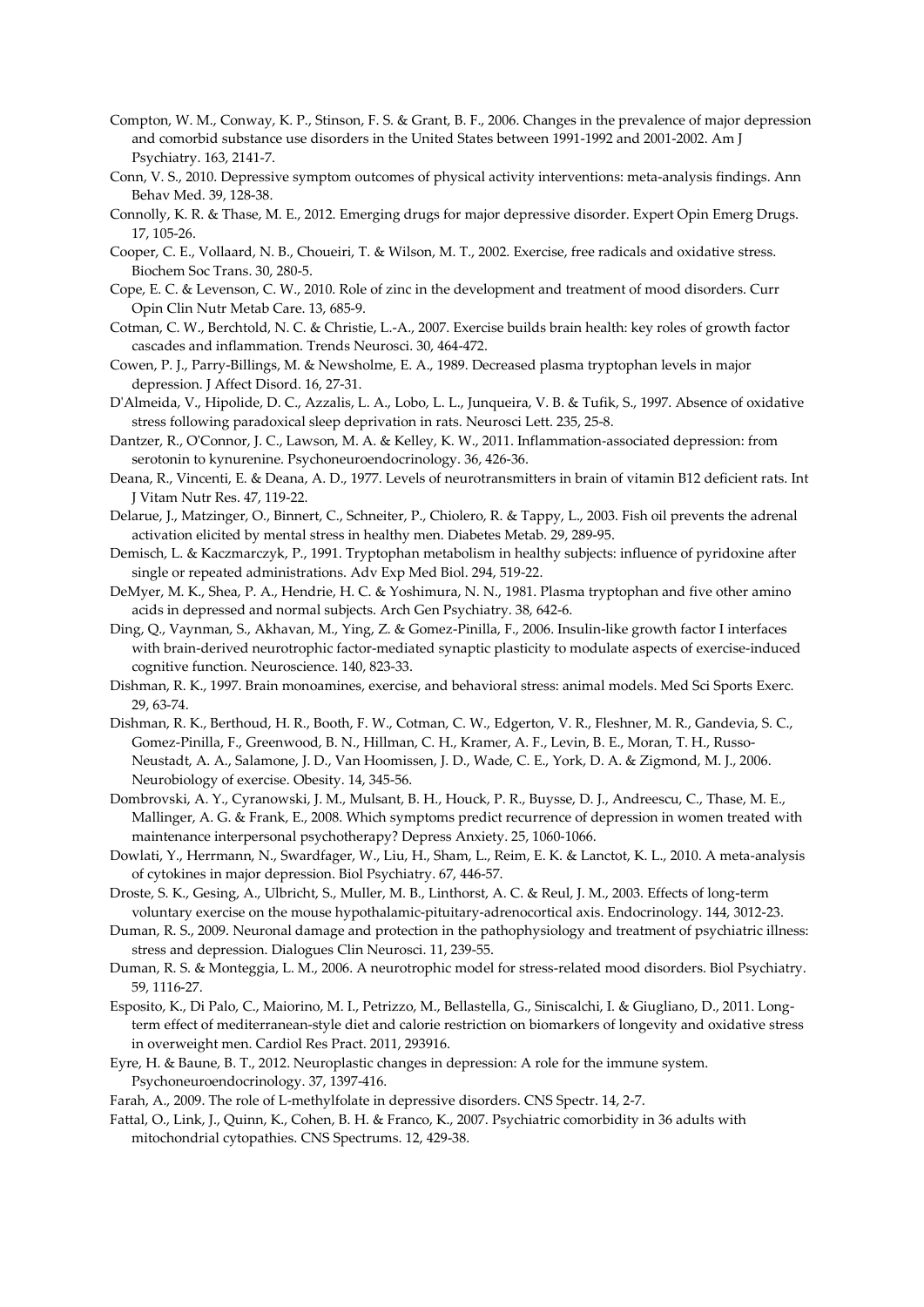Compton, W. M., Conway, K. P., Stinson, F. S. & Grant, B. F., 2006. Changes in the prevalence of major depression and comorbid substance use disorders in the United States between 1991-1992 and 2001-2002. Am J Psychiatry. 163, 2141-7.

Conn, V. S., 2010. Depressive symptom outcomes of physical activity interventions: meta-analysis findings. Ann Behav Med. 39, 128-38.

Connolly, K. R. & Thase, M. E., 2012. Emerging drugs for major depressive disorder. Expert Opin Emerg Drugs. 17, 105-26.

Cooper, C. E., Vollaard, N. B., Choueiri, T. & Wilson, M. T., 2002. Exercise, free radicals and oxidative stress. Biochem Soc Trans. 30, 280-5.

Cope, E. C. & Levenson, C. W., 2010. Role of zinc in the development and treatment of mood disorders. Curr Opin Clin Nutr Metab Care. 13, 685-9.

Cotman, C. W., Berchtold, N. C. & Christie, L.-A., 2007. Exercise builds brain health: key roles of growth factor cascades and inflammation. Trends Neurosci. 30, 464-472.

Cowen, P. J., Parry-Billings, M. & Newsholme, E. A., 1989. Decreased plasma tryptophan levels in major depression. J Affect Disord. 16, 27-31.

D'Almeida, V., Hipolide, D. C., Azzalis, L. A., Lobo, L. L., Junqueira, V. B. & Tufik, S., 1997. Absence of oxidative stress following paradoxical sleep deprivation in rats. Neurosci Lett. 235, 25-8.

Dantzer, R., O'Connor, J. C., Lawson, M. A. & Kelley, K. W., 2011. Inflammation-associated depression: from serotonin to kynurenine. Psychoneuroendocrinology. 36, 426-36.

Deana, R., Vincenti, E. & Deana, A. D., 1977. Levels of neurotransmitters in brain of vitamin B12 deficient rats. Int J Vitam Nutr Res. 47, 119-22.

Delarue, J., Matzinger, O., Binnert, C., Schneiter, P., Chiolero, R. & Tappy, L., 2003. Fish oil prevents the adrenal activation elicited by mental stress in healthy men. Diabetes Metab. 29, 289-95.

Demisch, L. & Kaczmarczyk, P., 1991. Tryptophan metabolism in healthy subjects: influence of pyridoxine after single or repeated administrations. Adv Exp Med Biol. 294, 519-22.

DeMyer, M. K., Shea, P. A., Hendrie, H. C. & Yoshimura, N. N., 1981. Plasma tryptophan and five other amino acids in depressed and normal subjects. Arch Gen Psychiatry. 38, 642-6.

Ding, Q., Vaynman, S., Akhavan, M., Ying, Z. & Gomez-Pinilla, F., 2006. Insulin-like growth factor I interfaces with brain-derived neurotrophic factor-mediated synaptic plasticity to modulate aspects of exercise-induced cognitive function. Neuroscience. 140, 823-33.

Dishman, R. K., 1997. Brain monoamines, exercise, and behavioral stress: animal models. Med Sci Sports Exerc. 29, 63-74.

Dishman, R. K., Berthoud, H. R., Booth, F. W., Cotman, C. W., Edgerton, V. R., Fleshner, M. R., Gandevia, S. C., Gomez-Pinilla, F., Greenwood, B. N., Hillman, C. H., Kramer, A. F., Levin, B. E., Moran, T. H., Russo-Neustadt, A. A., Salamone, J. D., Van Hoomissen, J. D., Wade, C. E., York, D. A. & Zigmond, M. J., 2006. Neurobiology of exercise. Obesity. 14, 345-56.

Dombrovski, A. Y., Cyranowski, J. M., Mulsant, B. H., Houck, P. R., Buysse, D. J., Andreescu, C., Thase, M. E., Mallinger, A. G. & Frank, E., 2008. Which symptoms predict recurrence of depression in women treated with maintenance interpersonal psychotherapy? Depress Anxiety. 25, 1060-1066.

Dowlati, Y., Herrmann, N., Swardfager, W., Liu, H., Sham, L., Reim, E. K. & Lanctot, K. L., 2010. A meta-analysis of cytokines in major depression. Biol Psychiatry. 67, 446-57.

Droste, S. K., Gesing, A., Ulbricht, S., Muller, M. B., Linthorst, A. C. & Reul, J. M., 2003. Effects of long-term voluntary exercise on the mouse hypothalamic-pituitary-adrenocortical axis. Endocrinology. 144, 3012-23.

Duman, R. S., 2009. Neuronal damage and protection in the pathophysiology and treatment of psychiatric illness: stress and depression. Dialogues Clin Neurosci. 11, 239-55.

Duman, R. S. & Monteggia, L. M., 2006. A neurotrophic model for stress-related mood disorders. Biol Psychiatry. 59, 1116-27.

Esposito, K., Di Palo, C., Maiorino, M. I., Petrizzo, M., Bellastella, G., Siniscalchi, I. & Giugliano, D., 2011. Long-term effect of mediterranean-style diet and calorie restriction on biomarkers of longevity and oxidative stress in overweight men. Cardiol Res Pract. 2011, 293916.

Eyre, H. & Baune, B. T., 2012. Neuroplastic changes in depression: A role for the immune system. Psychoneuroendocrinology. 37, 1397-416.

Farah, A., 2009. The role of L-methylfolate in depressive disorders. CNS Spectr. 14, 2-7.

Fattal, O., Link, J., Quinn, K., Cohen, B. H. & Franco, K., 2007. Psychiatric comorbidity in 36 adults with mitochondrial cytopathies. CNS Spectrums. 12, 429-38.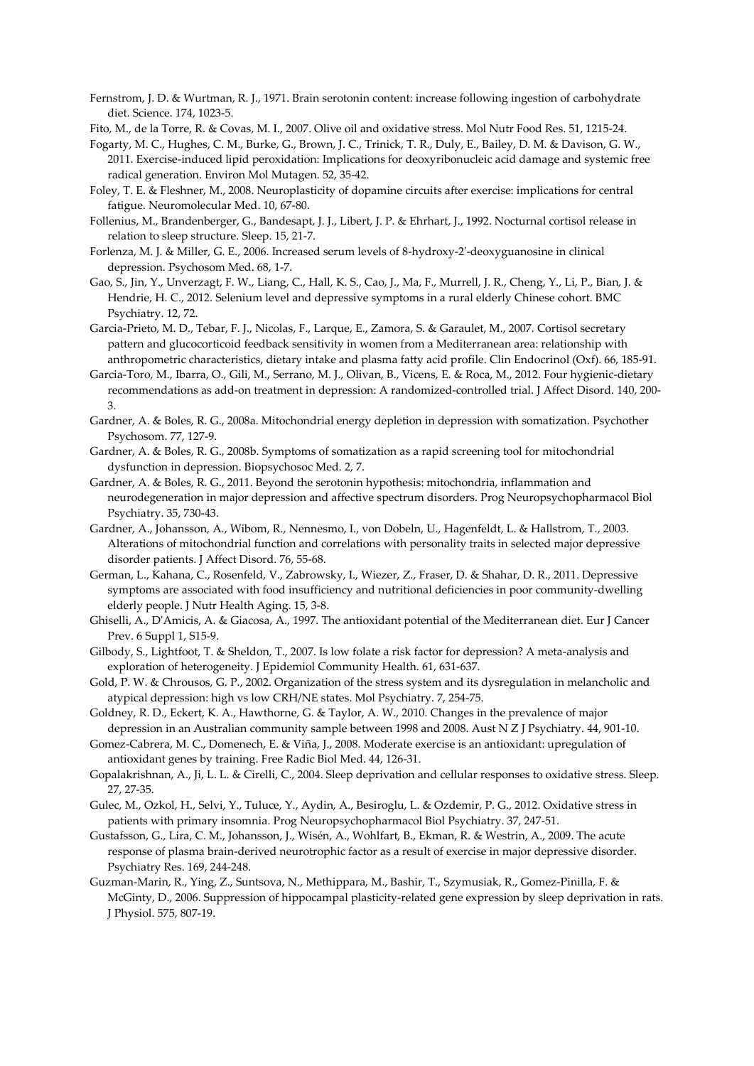Fernstrom, J. D. & Wurtman, R. J., 1971. Brain serotonin content: increase following ingestion of carbohydrate diet. Science. 174, 1023-5.

Fito, M., de la Torre, R. & Covas, M. I., 2007. Olive oil and oxidative stress. Mol Nutr Food Res. 51, 1215-24.

Fogarty, M. C., Hughes, C. M., Burke, G., Brown, J. C., Trinick, T. R., Duly, E., Bailey, D. M. & Davison, G. W., 2011. Exercise-induced lipid peroxidation: Implications for deoxyribonucleic acid damage and systemic free radical generation. Environ Mol Mutagen. 52, 35-42.

Foley, T. E. & Fleshner, M., 2008. Neuroplasticity of dopamine circuits after exercise: implications for central fatigue. Neuromolecular Med. 10, 67-80.

Follenius, M., Brandenberger, G., Bandesapt, J. J., Libert, J. P. & Ehrhart, J., 1992. Nocturnal cortisol release in relation to sleep structure. Sleep. 15, 21-7.

Forlenza, M. J. & Miller, G. E., 2006. Increased serum levels of 8-hydroxy-2'-deoxyguanosine in clinical depression. Psychosom Med. 68, 1-7.

Gao, S., Jin, Y., Unverzagt, F. W., Liang, C., Hall, K. S., Cao, J., Ma, F., Murrell, J. R., Cheng, Y., Li, P., Bian, J. & Hendrie, H. C., 2012. Selenium level and depressive symptoms in a rural elderly Chinese cohort. BMC Psychiatry. 12, 72.

Garcia-Prieto, M. D., Tebar, F. J., Nicolas, F., Larque, E., Zamora, S. & Garaulet, M., 2007. Cortisol secretary pattern and glucocorticoid feedback sensitivity in women from a Mediterranean area: relationship with anthropometric characteristics, dietary intake and plasma fatty acid profile. Clin Endocrinol (Oxf). 66, 185-91.

Garcia-Toro, M., Ibarra, O., Gili, M., Serrano, M. J., Olivan, B., Vicens, E. & Roca, M., 2012. Four hygienic-dietary recommendations as add-on treatment in depression: A randomized-controlled trial. J Affect Disord. 140, 200-3.

Gardner, A. & Boles, R. G., 2008a. Mitochondrial energy depletion in depression with somatization. Psychother Psychosom. 77, 127-9.

Gardner, A. & Boles, R. G., 2008b. Symptoms of somatization as a rapid screening tool for mitochondrial dysfunction in depression. Biopsychosoc Med. 2, 7.

Gardner, A. & Boles, R. G., 2011. Beyond the serotonin hypothesis: mitochondria, inflammation and neurodegeneration in major depression and affective spectrum disorders. Prog Neuropsychopharmacol Biol Psychiatry. 35, 730-43.

Gardner, A., Johansson, A., Wibom, R., Nennesmo, I., von Dobeln, U., Hagenfeldt, L. & Hallstrom, T., 2003. Alterations of mitochondrial function and correlations with personality traits in selected major depressive disorder patients. J Affect Disord. 76, 55-68.

German, L., Kahana, C., Rosenfeld, V., Zabrowsky, I., Wiezer, Z., Fraser, D. & Shahar, D. R., 2011. Depressive symptoms are associated with food insufficiency and nutritional deficiencies in poor community-dwelling elderly people. J Nutr Health Aging. 15, 3-8.

Ghiselli, A., D'Amicis, A. & Giacosa, A., 1997. The antioxidant potential of the Mediterranean diet. Eur J Cancer Prev. 6 Suppl 1, S15-9.

Gilbody, S., Lightfoot, T. & Sheldon, T., 2007. Is low folate a risk factor for depression? A meta-analysis and exploration of heterogeneity. J Epidemiol Community Health. 61, 631-637.

Gold, P. W. & Chrousos, G. P., 2002. Organization of the stress system and its dysregulation in melancholic and atypical depression: high vs low CRH/NE states. Mol Psychiatry. 7, 254-75.

Goldney, R. D., Eckert, K. A., Hawthorne, G. & Taylor, A. W., 2010. Changes in the prevalence of major depression in an Australian community sample between 1998 and 2008. Aust N Z J Psychiatry. 44, 901-10.

Gomez-Cabrera, M. C., Domenech, E. & Viña, J., 2008. Moderate exercise is an antioxidant: upregulation of antioxidant genes by training. Free Radic Biol Med. 44, 126-31.

Gopalakrishnan, A., Ji, L. L. & Cirelli, C., 2004. Sleep deprivation and cellular responses to oxidative stress. Sleep. 27, 27-35.

Gulec, M., Ozkol, H., Selvi, Y., Tuluce, Y., Aydin, A., Besiroglu, L. & Ozdemir, P. G., 2012. Oxidative stress in patients with primary insomnia. Prog Neuropsychopharmacol Biol Psychiatry. 37, 247-51.

Gustafsson, G., Lira, C. M., Johansson, J., Wisén, A., Wohlfart, B., Ekman, R. & Westrin, A., 2009. The acute response of plasma brain-derived neurotrophic factor as a result of exercise in major depressive disorder. Psychiatry Res. 169, 244-248.

Guzman-Marin, R., Ying, Z., Suntsova, N., Methippara, M., Bashir, T., Szymusiak, R., Gomez-Pinilla, F. & McGinty, D., 2006. Suppression of hippocampal plasticity-related gene expression by sleep deprivation in rats. J Physiol. 575, 807-19.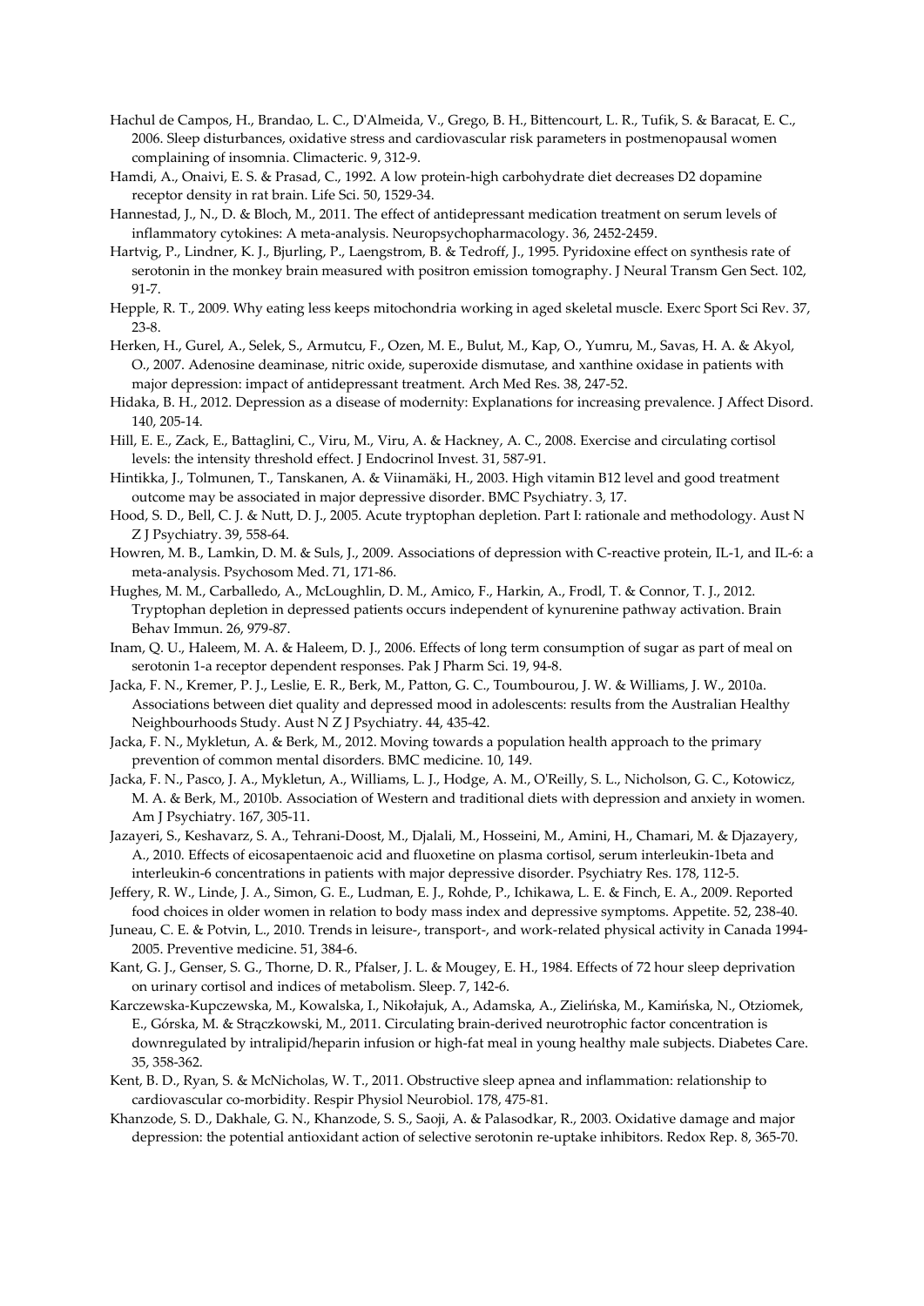Hachul de Campos, H., Brandao, L. C., D'Almeida, V., Grego, B. H., Bittencourt, L. R., Tufik, S. & Baracat, E. C., 2006. Sleep disturbances, oxidative stress and cardiovascular risk parameters in postmenopausal women complaining of insomnia. Climacteric. 9, 312-9.

Hamdi, A., Onaivi, E. S. & Prasad, C., 1992. A low protein-high carbohydrate diet decreases D2 dopamine receptor density in rat brain. Life Sci. 50, 1529-34.

Hannestad, J., N., D. & Bloch, M., 2011. The effect of antidepressant medication treatment on serum levels of inflammatory cytokines: A meta-analysis. Neuropsychopharmacology. 36, 2452-2459.

Hartvig, P., Lindner, K. J., Bjurling, P., Laengstrom, B. & Tedroff, J., 1995. Pyridoxine effect on synthesis rate of serotonin in the monkey brain measured with positron emission tomography. J Neural Transm Gen Sect. 102, 91-7.

Hepple, R. T., 2009. Why eating less keeps mitochondria working in aged skeletal muscle. Exerc Sport Sci Rev. 37, 23-8.

Herken, H., Gurel, A., Selek, S., Armutcu, F., Ozen, M. E., Bulut, M., Kap, O., Yumru, M., Savas, H. A. & Akyol, O., 2007. Adenosine deaminase, nitric oxide, superoxide dismutase, and xanthine oxidase in patients with major depression: impact of antidepressant treatment. Arch Med Res. 38, 247-52.

Hidaka, B. H., 2012. Depression as a disease of modernity: Explanations for increasing prevalence. J Affect Disord. 140, 205-14.

Hill, E. E., Zack, E., Battaglini, C., Viru, M., Viru, A. & Hackney, A. C., 2008. Exercise and circulating cortisol levels: the intensity threshold effect. J Endocrinol Invest. 31, 587-91.

Hintikka, J., Tolmunen, T., Tanskanen, A. & Viinamäki, H., 2003. High vitamin B12 level and good treatment outcome may be associated in major depressive disorder. BMC Psychiatry. 3, 17.

Hood, S. D., Bell, C. J. & Nutt, D. J., 2005. Acute tryptophan depletion. Part I: rationale and methodology. Aust N Z J Psychiatry. 39, 558-64.

Howren, M. B., Lamkin, D. M. & Suls, J., 2009. Associations of depression with C-reactive protein, IL-1, and IL-6: a meta-analysis. Psychosom Med. 71, 171-86.

Hughes, M. M., Carballedo, A., McLoughlin, D. M., Amico, F., Harkin, A., Frodl, T. & Connor, T. J., 2012. Tryptophan depletion in depressed patients occurs independent of kynurenine pathway activation. Brain Behav Immun. 26, 979-87.

Inam, Q. U., Haleem, M. A. & Haleem, D. J., 2006. Effects of long term consumption of sugar as part of meal on serotonin 1-a receptor dependent responses. Pak J Pharm Sci. 19, 94-8.

Jacka, F. N., Kremer, P. J., Leslie, E. R., Berk, M., Patton, G. C., Toumbourou, J. W. & Williams, J. W., 2010a. Associations between diet quality and depressed mood in adolescents: results from the Australian Healthy Neighbourhoods Study. Aust N Z J Psychiatry. 44, 435-42.

Jacka, F. N., Mykletun, A. & Berk, M., 2012. Moving towards a population health approach to the primary prevention of common mental disorders. BMC medicine. 10, 149.

Jacka, F. N., Pasco, J. A., Mykletun, A., Williams, L. J., Hodge, A. M., O'Reilly, S. L., Nicholson, G. C., Kotowicz, M. A. & Berk, M., 2010b. Association of Western and traditional diets with depression and anxiety in women. Am J Psychiatry. 167, 305-11.

Jazayeri, S., Keshavarz, S. A., Tehrani-Doost, M., Djalali, M., Hosseini, M., Amini, H., Chamari, M. & Djazayery, A., 2010. Effects of eicosapentaenoic acid and fluoxetine on plasma cortisol, serum interleukin-1beta and interleukin-6 concentrations in patients with major depressive disorder. Psychiatry Res. 178, 112-5.

Jeffery, R. W., Linde, J. A., Simon, G. E., Ludman, E. J., Rohde, P., Ichikawa, L. E. & Finch, E. A., 2009. Reported food choices in older women in relation to body mass index and depressive symptoms. Appetite. 52, 238-40.

Juneau, C. E. & Potvin, L., 2010. Trends in leisure-, transport-, and work-related physical activity in Canada 1994-2005. Preventive medicine. 51, 384-6.

Kant, G. J., Genser, S. G., Thorne, D. R., Pfalser, J. L. & Mougey, E. H., 1984. Effects of 72 hour sleep deprivation on urinary cortisol and indices of metabolism. Sleep. 7, 142-6.

Karczewska-Kupczewska, M., Kowalska, I., Nikołajuk, A., Adamska, A., Zielińska, M., Kamińska, N., Otziomek, E., Górska, M. & Strączkowski, M., 2011. Circulating brain-derived neurotrophic factor concentration is downregulated by intralipid/heparin infusion or high-fat meal in young healthy male subjects. Diabetes Care. 35, 358-362.

Kent, B. D., Ryan, S. & McNicholas, W. T., 2011. Obstructive sleep apnea and inflammation: relationship to cardiovascular co-morbidity. Respir Physiol Neurobiol. 178, 475-81.

Khanzode, S. D., Dakhale, G. N., Khanzode, S. S., Saoji, A. & Palasodkar, R., 2003. Oxidative damage and major depression: the potential antioxidant action of selective serotonin re-uptake inhibitors. Redox Rep. 8, 365-70.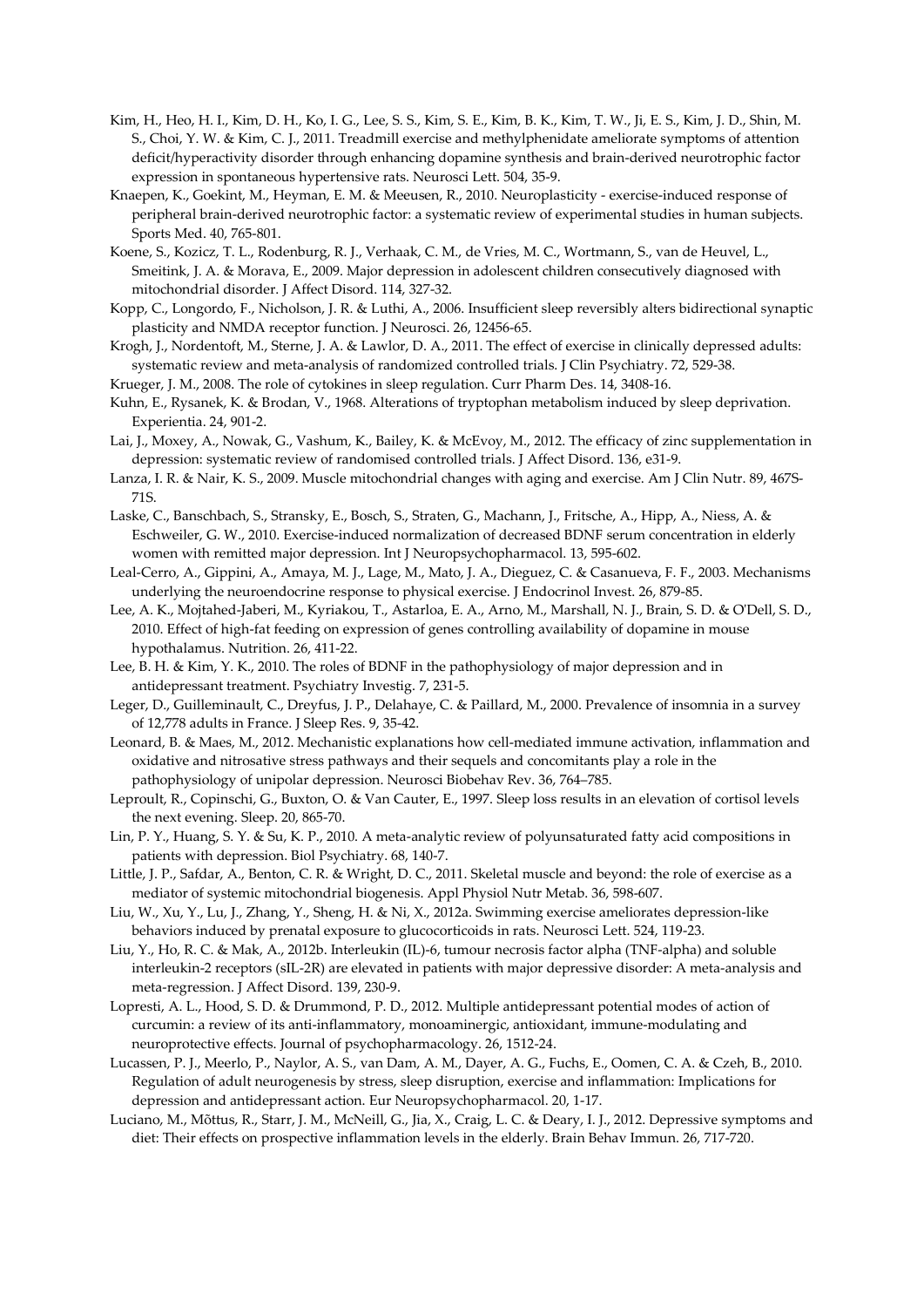Kim, H., Heo, H. I., Kim, D. H., Ko, I. G., Lee, S. S., Kim, S. E., Kim, B. K., Kim, T. W., Ji, E. S., Kim, J. D., Shin, M. S., Choi, Y. W. & Kim, C. J., 2011. Treadmill exercise and methylphenidate ameliorate symptoms of attention deficit/hyperactivity disorder through enhancing dopamine synthesis and brain-derived neurotrophic factor expression in spontaneous hypertensive rats. Neurosci Lett. 504, 35-9.

Knaepen, K., Goekint, M., Heyman, E. M. & Meeusen, R., 2010. Neuroplasticity - exercise-induced response of peripheral brain-derived neurotrophic factor: a systematic review of experimental studies in human subjects. Sports Med. 40, 765-801.

Koene, S., Kozicz, T. L., Rodenburg, R. J., Verhaak, C. M., de Vries, M. C., Wortmann, S., van de Heuvel, L., Smeitink, J. A. & Morava, E., 2009. Major depression in adolescent children consecutively diagnosed with mitochondrial disorder. J Affect Disord. 114, 327-32.

Kopp, C., Longordo, F., Nicholson, J. R. & Luthi, A., 2006. Insufficient sleep reversibly alters bidirectional synaptic plasticity and NMDA receptor function. J Neurosci. 26, 12456-65.

Krogh, J., Nordentoft, M., Sterne, J. A. & Lawlor, D. A., 2011. The effect of exercise in clinically depressed adults: systematic review and meta-analysis of randomized controlled trials. J Clin Psychiatry. 72, 529-38.

Krueger, J. M., 2008. The role of cytokines in sleep regulation. Curr Pharm Des. 14, 3408-16.

Kuhn, E., Rysanek, K. & Brodan, V., 1968. Alterations of tryptophan metabolism induced by sleep deprivation. Experientia. 24, 901-2.

Lai, J., Moxey, A., Nowak, G., Vashum, K., Bailey, K. & McEvoy, M., 2012. The efficacy of zinc supplementation in depression: systematic review of randomised controlled trials. J Affect Disord. 136, e31-9.

Lanza, I. R. & Nair, K. S., 2009. Muscle mitochondrial changes with aging and exercise. Am J Clin Nutr. 89, 467S-71S.

Laske, C., Banschbach, S., Stransky, E., Bosch, S., Straten, G., Machann, J., Fritsche, A., Hipp, A., Niess, A. & Eschweiler, G. W., 2010. Exercise-induced normalization of decreased BDNF serum concentration in elderly women with remitted major depression. Int J Neuropsychopharmacol. 13, 595-602.

Leal-Cerro, A., Gippini, A., Amaya, M. J., Lage, M., Mato, J. A., Dieguez, C. & Casanueva, F. F., 2003. Mechanisms underlying the neuroendocrine response to physical exercise. J Endocrinol Invest. 26, 879-85.

Lee, A. K., Mojtahed-Jaberi, M., Kyriakou, T., Astarloa, E. A., Arno, M., Marshall, N. J., Brain, S. D. & O'Dell, S. D., 2010. Effect of high-fat feeding on expression of genes controlling availability of dopamine in mouse hypothalamus. Nutrition. 26, 411-22.

Lee, B. H. & Kim, Y. K., 2010. The roles of BDNF in the pathophysiology of major depression and in antidepressant treatment. Psychiatry Investig. 7, 231-5.

Leger, D., Guilleminault, C., Dreyfus, J. P., Delahaye, C. & Paillard, M., 2000. Prevalence of insomnia in a survey of 12,778 adults in France. J Sleep Res. 9, 35-42.

Leonard, B. & Maes, M., 2012. Mechanistic explanations how cell-mediated immune activation, inflammation and oxidative and nitrosative stress pathways and their sequels and concomitants play a role in the pathophysiology of unipolar depression. Neurosci Biobehav Rev. 36, 764–785.

Leproult, R., Copinschi, G., Buxton, O. & Van Cauter, E., 1997. Sleep loss results in an elevation of cortisol levels the next evening. Sleep. 20, 865-70.

Lin, P. Y., Huang, S. Y. & Su, K. P., 2010. A meta-analytic review of polyunsaturated fatty acid compositions in patients with depression. Biol Psychiatry. 68, 140-7.

Little, J. P., Safdar, A., Benton, C. R. & Wright, D. C., 2011. Skeletal muscle and beyond: the role of exercise as a mediator of systemic mitochondrial biogenesis. Appl Physiol Nutr Metab. 36, 598-607.

Liu, W., Xu, Y., Lu, J., Zhang, Y., Sheng, H. & Ni, X., 2012a. Swimming exercise ameliorates depression-like behaviors induced by prenatal exposure to glucocorticoids in rats. Neurosci Lett. 524, 119-23.

Liu, Y., Ho, R. C. & Mak, A., 2012b. Interleukin (IL)-6, tumour necrosis factor alpha (TNF-alpha) and soluble interleukin-2 receptors (sIL-2R) are elevated in patients with major depressive disorder: A meta-analysis and meta-regression. J Affect Disord. 139, 230-9.

Lopresti, A. L., Hood, S. D. & Drummond, P. D., 2012. Multiple antidepressant potential modes of action of curcumin: a review of its anti-inflammatory, monoaminergic, antioxidant, immune-modulating and neuroprotective effects. Journal of psychopharmacology. 26, 1512-24.

Lucassen, P. J., Meerlo, P., Naylor, A. S., van Dam, A. M., Dayer, A. G., Fuchs, E., Oomen, C. A. & Czeh, B., 2010. Regulation of adult neurogenesis by stress, sleep disruption, exercise and inflammation: Implications for depression and antidepressant action. Eur Neuropsychopharmacol. 20, 1-17.

Luciano, M., Mõttus, R., Starr, J. M., McNeill, G., Jia, X., Craig, L. C. & Deary, I. J., 2012. Depressive symptoms and diet: Their effects on prospective inflammation levels in the elderly. Brain Behav Immun. 26, 717-720.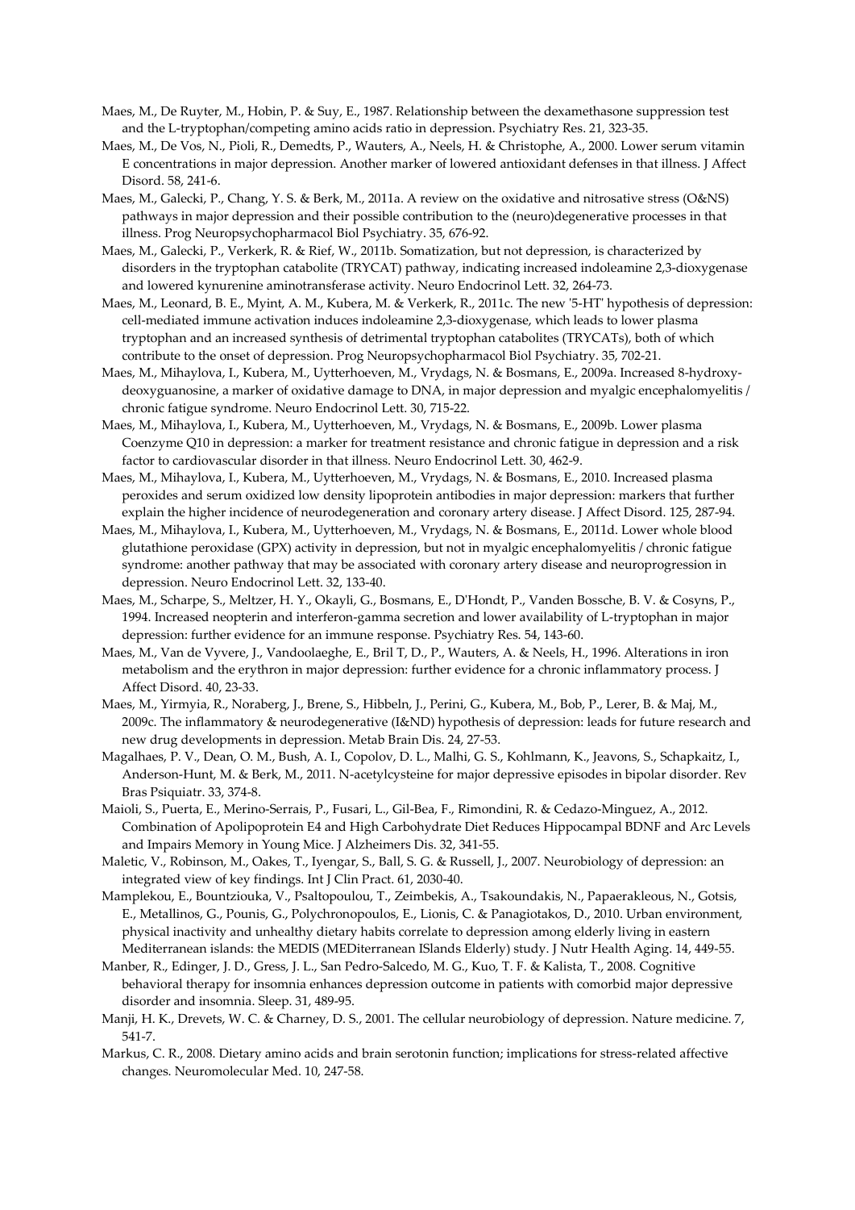Maes, M., De Ruyter, M., Hobin, P. & Suy, E., 1987. Relationship between the dexamethasone suppression test and the L-tryptophan/competing amino acids ratio in depression. Psychiatry Res. 21, 323-35.

Maes, M., De Vos, N., Pioli, R., Demedts, P., Wauters, A., Neels, H. & Christophe, A., 2000. Lower serum vitamin E concentrations in major depression. Another marker of lowered antioxidant defenses in that illness. J Affect Disord. 58, 241-6.

Maes, M., Galecki, P., Chang, Y. S. & Berk, M., 2011a. A review on the oxidative and nitrosative stress (O&NS) pathways in major depression and their possible contribution to the (neuro)degenerative processes in that illness. Prog Neuropsychopharmacol Biol Psychiatry. 35, 676-92.

Maes, M., Galecki, P., Verkerk, R. & Rief, W., 2011b. Somatization, but not depression, is characterized by disorders in the tryptophan catabolite (TRYCAT) pathway, indicating increased indoleamine 2,3-dioxygenase and lowered kynurenine aminotransferase activity. Neuro Endocrinol Lett. 32, 264-73.

Maes, M., Leonard, B. E., Myint, A. M., Kubera, M. & Verkerk, R., 2011c. The new '5-HT' hypothesis of depression: cell-mediated immune activation induces indoleamine 2,3-dioxygenase, which leads to lower plasma tryptophan and an increased synthesis of detrimental tryptophan catabolites (TRYCATs), both of which contribute to the onset of depression. Prog Neuropsychopharmacol Biol Psychiatry. 35, 702-21.

Maes, M., Mihaylova, I., Kubera, M., Uytterhoeven, M., Vrydags, N. & Bosmans, E., 2009a. Increased 8-hydroxy-deoxyguanosine, a marker of oxidative damage to DNA, in major depression and myalgic encephalomyelitis / chronic fatigue syndrome. Neuro Endocrinol Lett. 30, 715-22.

Maes, M., Mihaylova, I., Kubera, M., Uytterhoeven, M., Vrydags, N. & Bosmans, E., 2009b. Lower plasma Coenzyme Q10 in depression: a marker for treatment resistance and chronic fatigue in depression and a risk factor to cardiovascular disorder in that illness. Neuro Endocrinol Lett. 30, 462-9.

Maes, M., Mihaylova, I., Kubera, M., Uytterhoeven, M., Vrydags, N. & Bosmans, E., 2010. Increased plasma peroxides and serum oxidized low density lipoprotein antibodies in major depression: markers that further explain the higher incidence of neurodegeneration and coronary artery disease. J Affect Disord. 125, 287-94.

Maes, M., Mihaylova, I., Kubera, M., Uytterhoeven, M., Vrydags, N. & Bosmans, E., 2011d. Lower whole blood glutathione peroxidase (GPX) activity in depression, but not in myalgic encephalomyelitis / chronic fatigue syndrome: another pathway that may be associated with coronary artery disease and neuroprogression in depression. Neuro Endocrinol Lett. 32, 133-40.

Maes, M., Scharpe, S., Meltzer, H. Y., Okayli, G., Bosmans, E., D'Hondt, P., Vanden Bossche, B. V. & Cosyns, P., 1994. Increased neopterin and interferon-gamma secretion and lower availability of L-tryptophan in major depression: further evidence for an immune response. Psychiatry Res. 54, 143-60.

Maes, M., Van de Vyvere, J., Vandoolaeghe, E., Bril T, D., P., Wauters, A. & Neels, H., 1996. Alterations in iron metabolism and the erythron in major depression: further evidence for a chronic inflammatory process. J Affect Disord. 40, 23-33.

Maes, M., Yirmyia, R., Noraberg, J., Brene, S., Hibbeln, J., Perini, G., Kubera, M., Bob, P., Lerer, B. & Maj, M., 2009c. The inflammatory & neurodegenerative (I&ND) hypothesis of depression: leads for future research and new drug developments in depression. Metab Brain Dis. 24, 27-53.

Magalhaes, P. V., Dean, O. M., Bush, A. I., Copolov, D. L., Malhi, G. S., Kohlmann, K., Jeavons, S., Schapkaitz, I., Anderson-Hunt, M. & Berk, M., 2011. N-acetylcysteine for major depressive episodes in bipolar disorder. Rev Bras Psiquiatr. 33, 374-8.

Maioli, S., Puerta, E., Merino-Serrais, P., Fusari, L., Gil-Bea, F., Rimondini, R. & Cedazo-Minguez, A., 2012. Combination of Apolipoprotein E4 and High Carbohydrate Diet Reduces Hippocampal BDNF and Arc Levels and Impairs Memory in Young Mice. J Alzheimers Dis. 32, 341-55.

Maletic, V., Robinson, M., Oakes, T., Iyengar, S., Ball, S. G. & Russell, J., 2007. Neurobiology of depression: an integrated view of key findings. Int J Clin Pract. 61, 2030-40.

Mamplekou, E., Bountziouka, V., Psaltopoulou, T., Zeimbekis, A., Tsakoundakis, N., Papaerakleous, N., Gotsis, E., Metallinos, G., Pounis, G., Polychronopoulos, E., Lionis, C. & Panagiotakos, D., 2010. Urban environment, physical inactivity and unhealthy dietary habits correlate to depression among elderly living in eastern Mediterranean islands: the MEDIS (MEDiterranean ISlands Elderly) study. J Nutr Health Aging. 14, 449-55.

Manber, R., Edinger, J. D., Gress, J. L., San Pedro-Salcedo, M. G., Kuo, T. F. & Kalista, T., 2008. Cognitive behavioral therapy for insomnia enhances depression outcome in patients with comorbid major depressive disorder and insomnia. Sleep. 31, 489-95.

Manji, H. K., Drevets, W. C. & Charney, D. S., 2001. The cellular neurobiology of depression. Nature medicine. 7, 541-7.

Markus, C. R., 2008. Dietary amino acids and brain serotonin function; implications for stress-related affective changes. Neuromolecular Med. 10, 247-58.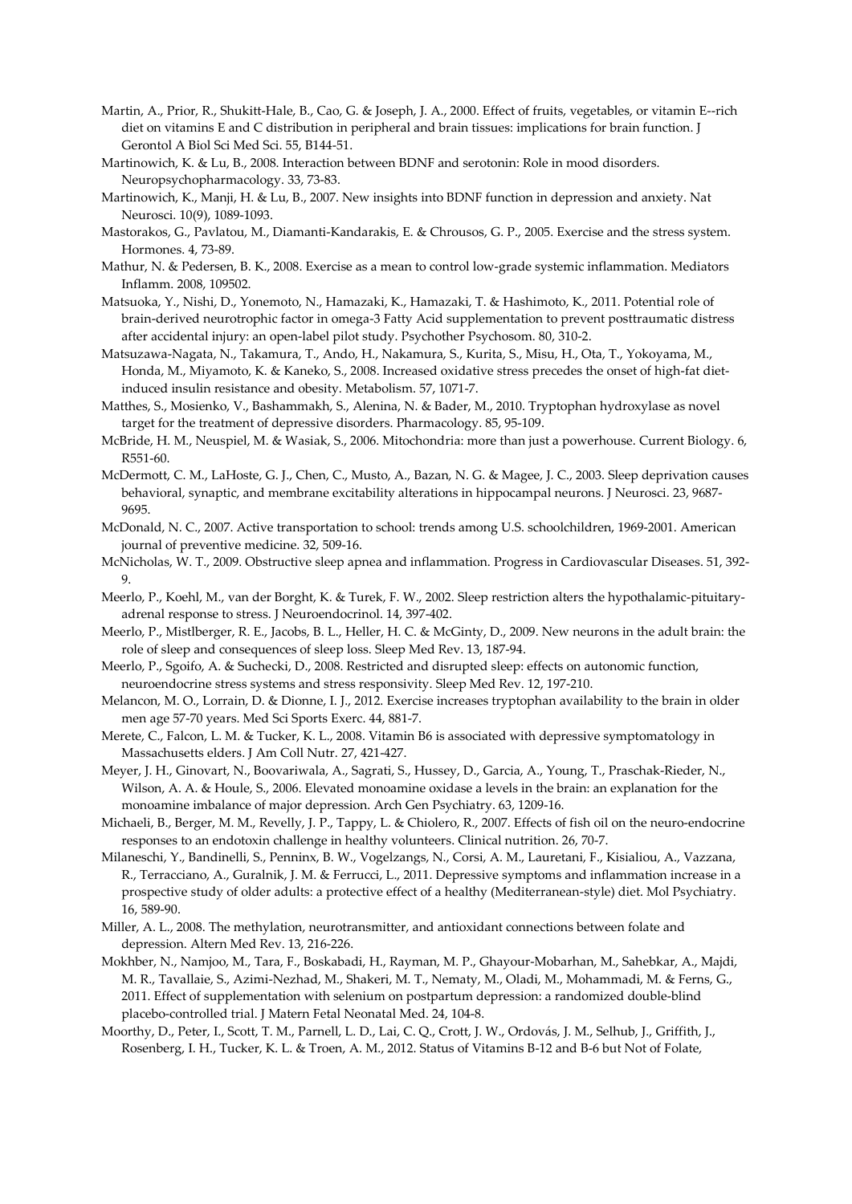Martin, A., Prior, R., Shukitt-Hale, B., Cao, G. & Joseph, J. A., 2000. Effect of fruits, vegetables, or vitamin E--rich diet on vitamins E and C distribution in peripheral and brain tissues: implications for brain function. J Gerontol A Biol Sci Med Sci. 55, B144-51.

Martinowich, K. & Lu, B., 2008. Interaction between BDNF and serotonin: Role in mood disorders. Neuropsychopharmacology. 33, 73-83.

Martinowich, K., Manji, H. & Lu, B., 2007. New insights into BDNF function in depression and anxiety. Nat Neurosci. 10(9), 1089-1093.

Mastorakos, G., Pavlatou, M., Diamanti-Kandarakis, E. & Chrousos, G. P., 2005. Exercise and the stress system. Hormones. 4, 73-89.

Mathur, N. & Pedersen, B. K., 2008. Exercise as a mean to control low-grade systemic inflammation. Mediators Inflamm. 2008, 109502.

Matsuoka, Y., Nishi, D., Yonemoto, N., Hamazaki, K., Hamazaki, T. & Hashimoto, K., 2011. Potential role of brain-derived neurotrophic factor in omega-3 Fatty Acid supplementation to prevent posttraumatic distress after accidental injury: an open-label pilot study. Psychother Psychosom. 80, 310-2.

Matsuzawa-Nagata, N., Takamura, T., Ando, H., Nakamura, S., Kurita, S., Misu, H., Ota, T., Yokoyama, M., Honda, M., Miyamoto, K. & Kaneko, S., 2008. Increased oxidative stress precedes the onset of high-fat diet-induced insulin resistance and obesity. Metabolism. 57, 1071-7.

Matthes, S., Mosienko, V., Bashammakh, S., Alenina, N. & Bader, M., 2010. Tryptophan hydroxylase as novel target for the treatment of depressive disorders. Pharmacology. 85, 95-109.

McBride, H. M., Neuspiel, M. & Wasiak, S., 2006. Mitochondria: more than just a powerhouse. Current Biology. 6, R551-60.

McDermott, C. M., LaHoste, G. J., Chen, C., Musto, A., Bazan, N. G. & Magee, J. C., 2003. Sleep deprivation causes behavioral, synaptic, and membrane excitability alterations in hippocampal neurons. J Neurosci. 23, 9687-9695.

McDonald, N. C., 2007. Active transportation to school: trends among U.S. schoolchildren, 1969-2001. American journal of preventive medicine. 32, 509-16.

McNicholas, W. T., 2009. Obstructive sleep apnea and inflammation. Progress in Cardiovascular Diseases. 51, 392-9.

Meerlo, P., Koehl, M., van der Borght, K. & Turek, F. W., 2002. Sleep restriction alters the hypothalamic-pituitary-adrenal response to stress. J Neuroendocrinol. 14, 397-402.

Meerlo, P., Mistlberger, R. E., Jacobs, B. L., Heller, H. C. & McGinty, D., 2009. New neurons in the adult brain: the role of sleep and consequences of sleep loss. Sleep Med Rev. 13, 187-94.

Meerlo, P., Sgoifo, A. & Suchecki, D., 2008. Restricted and disrupted sleep: effects on autonomic function, neuroendocrine stress systems and stress responsivity. Sleep Med Rev. 12, 197-210.

Melancon, M. O., Lorrain, D. & Dionne, I. J., 2012. Exercise increases tryptophan availability to the brain in older men age 57-70 years. Med Sci Sports Exerc. 44, 881-7.

Merete, C., Falcon, L. M. & Tucker, K. L., 2008. Vitamin B6 is associated with depressive symptomatology in Massachusetts elders. J Am Coll Nutr. 27, 421-427.

Meyer, J. H., Ginovart, N., Boovariwala, A., Sagrati, S., Hussey, D., Garcia, A., Young, T., Praschak-Rieder, N., Wilson, A. A. & Houle, S., 2006. Elevated monoamine oxidase a levels in the brain: an explanation for the monoamine imbalance of major depression. Arch Gen Psychiatry. 63, 1209-16.

Michaeli, B., Berger, M. M., Revelly, J. P., Tappy, L. & Chiolero, R., 2007. Effects of fish oil on the neuro-endocrine responses to an endotoxin challenge in healthy volunteers. Clinical nutrition. 26, 70-7.

Milaneschi, Y., Bandinelli, S., Penninx, B. W., Vogelzangs, N., Corsi, A. M., Lauretani, F., Kisialiou, A., Vazzana, R., Terracciano, A., Guralnik, J. M. & Ferrucci, L., 2011. Depressive symptoms and inflammation increase in a prospective study of older adults: a protective effect of a healthy (Mediterranean-style) diet. Mol Psychiatry. 16, 589-90.

Miller, A. L., 2008. The methylation, neurotransmitter, and antioxidant connections between folate and depression. Altern Med Rev. 13, 216-226.

Mokhber, N., Namjoo, M., Tara, F., Boskabadi, H., Rayman, M. P., Ghayour-Mobarhan, M., Sahebkar, A., Majdi, M. R., Tavallaie, S., Azimi-Nezhad, M., Shakeri, M. T., Nematy, M., Oladi, M., Mohammadi, M. & Ferns, G., 2011. Effect of supplementation with selenium on postpartum depression: a randomized double-blind placebo-controlled trial. J Matern Fetal Neonatal Med. 24, 104-8.

Moorthy, D., Peter, I., Scott, T. M., Parnell, L. D., Lai, C. Q., Crott, J. W., Ordovás, J. M., Selhub, J., Griffith, J., Rosenberg, I. H., Tucker, K. L. & Troen, A. M., 2012. Status of Vitamins B-12 and B-6 but Not of Folate,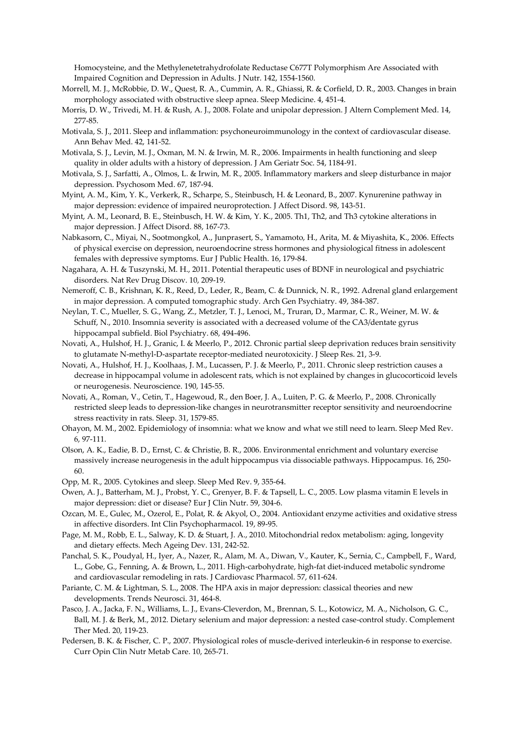Homocysteine, and the Methylenetetrahydrofolate Reductase C677T Polymorphism Are Associated with Impaired Cognition and Depression in Adults. J Nutr. 142, 1554-1560.

Morrell, M. J., McRobbie, D. W., Quest, R. A., Cummin, A. R., Ghiassi, R. & Corfield, D. R., 2003. Changes in brain morphology associated with obstructive sleep apnea. Sleep Medicine. 4, 451-4.

Morris, D. W., Trivedi, M. H. & Rush, A. J., 2008. Folate and unipolar depression. J Altern Complement Med. 14, 277-85.

Motivala, S. J., 2011. Sleep and inflammation: psychoneuroimmunology in the context of cardiovascular disease. Ann Behav Med. 42, 141-52.

Motivala, S. J., Levin, M. J., Oxman, M. N. & Irwin, M. R., 2006. Impairments in health functioning and sleep quality in older adults with a history of depression. J Am Geriatr Soc. 54, 1184-91.

Motivala, S. J., Sarfatti, A., Olmos, L. & Irwin, M. R., 2005. Inflammatory markers and sleep disturbance in major depression. Psychosom Med. 67, 187-94.

Myint, A. M., Kim, Y. K., Verkerk, R., Scharpe, S., Steinbusch, H. & Leonard, B., 2007. Kynurenine pathway in major depression: evidence of impaired neuroprotection. J Affect Disord. 98, 143-51.

Myint, A. M., Leonard, B. E., Steinbusch, H. W. & Kim, Y. K., 2005. Th1, Th2, and Th3 cytokine alterations in major depression. J Affect Disord. 88, 167-73.

Nabkasorn, C., Miyai, N., Sootmongkol, A., Junprasert, S., Yamamoto, H., Arita, M. & Miyashita, K., 2006. Effects of physical exercise on depression, neuroendocrine stress hormones and physiological fitness in adolescent females with depressive symptoms. Eur J Public Health. 16, 179-84.

Nagahara, A. H. & Tuszynski, M. H., 2011. Potential therapeutic uses of BDNF in neurological and psychiatric disorders. Nat Rev Drug Discov. 10, 209-19.

Nemeroff, C. B., Krishnan, K. R., Reed, D., Leder, R., Beam, C. & Dunnick, N. R., 1992. Adrenal gland enlargement in major depression. A computed tomographic study. Arch Gen Psychiatry. 49, 384-387.

Neylan, T. C., Mueller, S. G., Wang, Z., Metzler, T. J., Lenoci, M., Truran, D., Marmar, C. R., Weiner, M. W. & Schuff, N., 2010. Insomnia severity is associated with a decreased volume of the CA3/dentate gyrus hippocampal subfield. Biol Psychiatry. 68, 494-496.

Novati, A., Hulshof, H. J., Granic, I. & Meerlo, P., 2012. Chronic partial sleep deprivation reduces brain sensitivity to glutamate N-methyl-D-aspartate receptor-mediated neurotoxicity. J Sleep Res. 21, 3-9.

Novati, A., Hulshof, H. J., Koolhaas, J. M., Lucassen, P. J. & Meerlo, P., 2011. Chronic sleep restriction causes a decrease in hippocampal volume in adolescent rats, which is not explained by changes in glucocorticoid levels or neurogenesis. Neuroscience. 190, 145-55.

Novati, A., Roman, V., Cetin, T., Hagewoud, R., den Boer, J. A., Luiten, P. G. & Meerlo, P., 2008. Chronically restricted sleep leads to depression-like changes in neurotransmitter receptor sensitivity and neuroendocrine stress reactivity in rats. Sleep. 31, 1579-85.

Ohayon, M. M., 2002. Epidemiology of insomnia: what we know and what we still need to learn. Sleep Med Rev. 6, 97-111.

Olson, A. K., Eadie, B. D., Ernst, C. & Christie, B. R., 2006. Environmental enrichment and voluntary exercise massively increase neurogenesis in the adult hippocampus via dissociable pathways. Hippocampus. 16, 250-60.

Opp, M. R., 2005. Cytokines and sleep. Sleep Med Rev. 9, 355-64.

Owen, A. J., Batterham, M. J., Probst, Y. C., Grenyer, B. F. & Tapsell, L. C., 2005. Low plasma vitamin E levels in major depression: diet or disease? Eur J Clin Nutr. 59, 304-6.

Ozcan, M. E., Gulec, M., Ozerol, E., Polat, R. & Akyol, O., 2004. Antioxidant enzyme activities and oxidative stress in affective disorders. Int Clin Psychopharmacol. 19, 89-95.

Page, M. M., Robb, E. L., Salway, K. D. & Stuart, J. A., 2010. Mitochondrial redox metabolism: aging, longevity and dietary effects. Mech Ageing Dev. 131, 242-52.

Panchal, S. K., Poudyal, H., Iyer, A., Nazer, R., Alam, M. A., Diwan, V., Kauter, K., Sernia, C., Campbell, F., Ward, L., Gobe, G., Fenning, A. & Brown, L., 2011. High-carbohydrate, high-fat diet-induced metabolic syndrome and cardiovascular remodeling in rats. J Cardiovasc Pharmacol. 57, 611-624.

Pariante, C. M. & Lightman, S. L., 2008. The HPA axis in major depression: classical theories and new developments. Trends Neurosci. 31, 464-8.

Pasco, J. A., Jacka, F. N., Williams, L. J., Evans-Cleverdon, M., Brennan, S. L., Kotowicz, M. A., Nicholson, G. C., Ball, M. J. & Berk, M., 2012. Dietary selenium and major depression: a nested case-control study. Complement Ther Med. 20, 119-23.

Pedersen, B. K. & Fischer, C. P., 2007. Physiological roles of muscle-derived interleukin-6 in response to exercise. Curr Opin Clin Nutr Metab Care. 10, 265-71.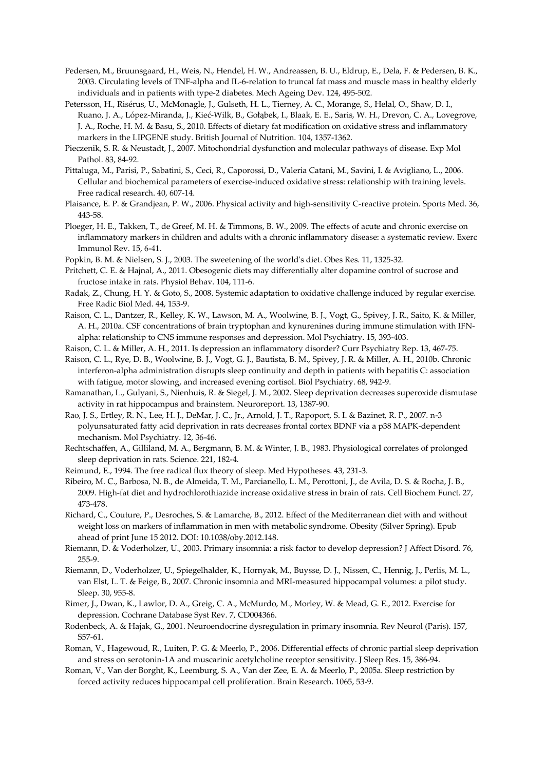Pedersen, M., Bruunsgaard, H., Weis, N., Hendel, H. W., Andreassen, B. U., Eldrup, E., Dela, F. & Pedersen, B. K., 2003. Circulating levels of TNF-alpha and IL-6-relation to truncal fat mass and muscle mass in healthy elderly individuals and in patients with type-2 diabetes. Mech Ageing Dev. 124, 495-502.

Petersson, H., Risérus, U., McMonagle, J., Gulseth, H. L., Tierney, A. C., Morange, S., Helal, O., Shaw, D. I., Ruano, J. A., López-Miranda, J., Kieć-Wilk, B., Gołąbek, I., Blaak, E. E., Saris, W. H., Drevon, C. A., Lovegrove, J. A., Roche, H. M. & Basu, S., 2010. Effects of dietary fat modification on oxidative stress and inflammatory markers in the LIPGENE study. British Journal of Nutrition. 104, 1357-1362.

Pieczenik, S. R. & Neustadt, J., 2007. Mitochondrial dysfunction and molecular pathways of disease. Exp Mol Pathol. 83, 84-92.

Pittaluga, M., Parisi, P., Sabatini, S., Ceci, R., Caporossi, D., Valeria Catani, M., Savini, I. & Avigliano, L., 2006. Cellular and biochemical parameters of exercise-induced oxidative stress: relationship with training levels. Free radical research. 40, 607-14.

Plaisance, E. P. & Grandjean, P. W., 2006. Physical activity and high-sensitivity C-reactive protein. Sports Med. 36, 443-58.

Ploeger, H. E., Takken, T., de Greef, M. H. & Timmons, B. W., 2009. The effects of acute and chronic exercise on inflammatory markers in children and adults with a chronic inflammatory disease: a systematic review. Exerc Immunol Rev. 15, 6-41.

Popkin, B. M. & Nielsen, S. J., 2003. The sweetening of the world's diet. Obes Res. 11, 1325-32.

Pritchett, C. E. & Hajnal, A., 2011. Obesogenic diets may differentially alter dopamine control of sucrose and fructose intake in rats. Physiol Behav. 104, 111-6.

Radak, Z., Chung, H. Y. & Goto, S., 2008. Systemic adaptation to oxidative challenge induced by regular exercise. Free Radic Biol Med. 44, 153-9.

Raison, C. L., Dantzer, R., Kelley, K. W., Lawson, M. A., Woolwine, B. J., Vogt, G., Spivey, J. R., Saito, K. & Miller, A. H., 2010a. CSF concentrations of brain tryptophan and kynurenines during immune stimulation with IFN-alpha: relationship to CNS immune responses and depression. Mol Psychiatry. 15, 393-403.

Raison, C. L. & Miller, A. H., 2011. Is depression an inflammatory disorder? Curr Psychiatry Rep. 13, 467-75.

Raison, C. L., Rye, D. B., Woolwine, B. J., Vogt, G. J., Bautista, B. M., Spivey, J. R. & Miller, A. H., 2010b. Chronic interferon-alpha administration disrupts sleep continuity and depth in patients with hepatitis C: association with fatigue, motor slowing, and increased evening cortisol. Biol Psychiatry. 68, 942-9.

Ramanathan, L., Gulyani, S., Nienhuis, R. & Siegel, J. M., 2002. Sleep deprivation decreases superoxide dismutase activity in rat hippocampus and brainstem. Neuroreport. 13, 1387-90.

Rao, J. S., Ertley, R. N., Lee, H. J., DeMar, J. C., Jr., Arnold, J. T., Rapoport, S. I. & Bazinet, R. P., 2007. n-3 polyunsaturated fatty acid deprivation in rats decreases frontal cortex BDNF via a p38 MAPK-dependent mechanism. Mol Psychiatry. 12, 36-46.

Rechtschaffen, A., Gilliland, M. A., Bergmann, B. M. & Winter, J. B., 1983. Physiological correlates of prolonged sleep deprivation in rats. Science. 221, 182-4.

Reimund, E., 1994. The free radical flux theory of sleep. Med Hypotheses. 43, 231-3.

Ribeiro, M. C., Barbosa, N. B., de Almeida, T. M., Parcianello, L. M., Perottoni, J., de Avila, D. S. & Rocha, J. B., 2009. High-fat diet and hydrochlorothiazide increase oxidative stress in brain of rats. Cell Biochem Funct. 27, 473-478.

Richard, C., Couture, P., Desroches, S. & Lamarche, B., 2012. Effect of the Mediterranean diet with and without weight loss on markers of inflammation in men with metabolic syndrome. Obesity (Silver Spring). Epub ahead of print June 15 2012. DOI: 10.1038/oby.2012.148.

Riemann, D. & Voderholzer, U., 2003. Primary insomnia: a risk factor to develop depression? J Affect Disord. 76, 255-9.

Riemann, D., Voderholzer, U., Spiegelhalder, K., Hornyak, M., Buysse, D. J., Nissen, C., Hennig, J., Perlis, M. L., van Elst, L. T. & Feige, B., 2007. Chronic insomnia and MRI-measured hippocampal volumes: a pilot study. Sleep. 30, 955-8.

Rimer, J., Dwan, K., Lawlor, D. A., Greig, C. A., McMurdo, M., Morley, W. & Mead, G. E., 2012. Exercise for depression. Cochrane Database Syst Rev. 7, CD004366.

Rodenbeck, A. & Hajak, G., 2001. Neuroendocrine dysregulation in primary insomnia. Rev Neurol (Paris). 157, S57-61.

Roman, V., Hagewoud, R., Luiten, P. G. & Meerlo, P., 2006. Differential effects of chronic partial sleep deprivation and stress on serotonin-1A and muscarinic acetylcholine receptor sensitivity. J Sleep Res. 15, 386-94.

Roman, V., Van der Borght, K., Leemburg, S. A., Van der Zee, E. A. & Meerlo, P., 2005a. Sleep restriction by forced activity reduces hippocampal cell proliferation. Brain Research. 1065, 53-9.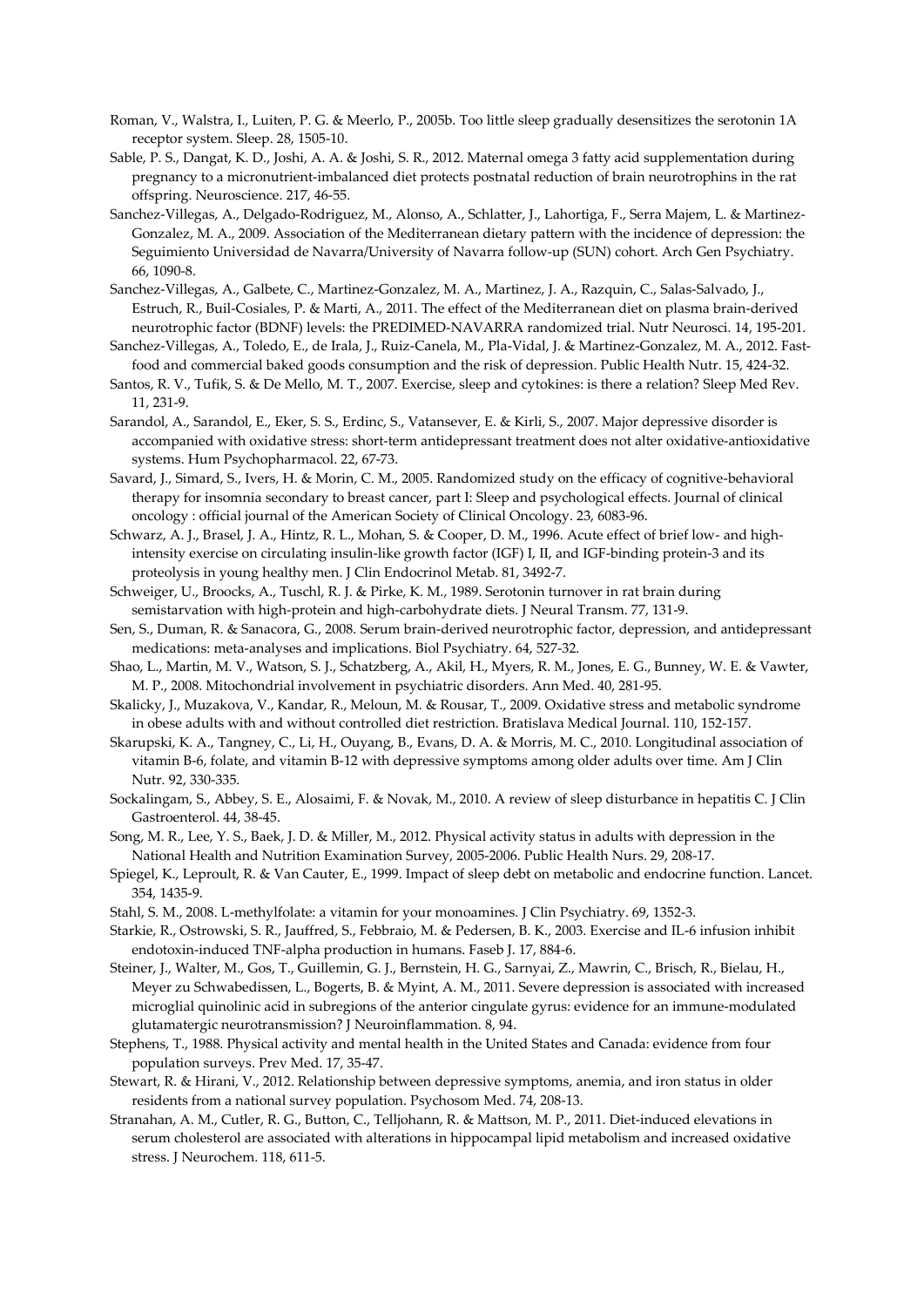Roman, V., Walstra, I., Luiten, P. G. & Meerlo, P., 2005b. Too little sleep gradually desensitizes the serotonin 1A receptor system. Sleep. 28, 1505-10.

Sable, P. S., Dangat, K. D., Joshi, A. A. & Joshi, S. R., 2012. Maternal omega 3 fatty acid supplementation during pregnancy to a micronutrient-imbalanced diet protects postnatal reduction of brain neurotrophins in the rat offspring. Neuroscience. 217, 46-55.

Sanchez-Villegas, A., Delgado-Rodriguez, M., Alonso, A., Schlatter, J., Lahortiga, F., Serra Majem, L. & Martinez-Gonzalez, M. A., 2009. Association of the Mediterranean dietary pattern with the incidence of depression: the Seguimiento Universidad de Navarra/University of Navarra follow-up (SUN) cohort. Arch Gen Psychiatry. 66, 1090-8.

Sanchez-Villegas, A., Galbete, C., Martinez-Gonzalez, M. A., Martinez, J. A., Razquin, C., Salas-Salvado, J., Estruch, R., Buil-Cosiales, P. & Marti, A., 2011. The effect of the Mediterranean diet on plasma brain-derived neurotrophic factor (BDNF) levels: the PREDIMED-NAVARRA randomized trial. Nutr Neurosci. 14, 195-201.

Sanchez-Villegas, A., Toledo, E., de Irala, J., Ruiz-Canela, M., Pla-Vidal, J. & Martinez-Gonzalez, M. A., 2012. Fast-food and commercial baked goods consumption and the risk of depression. Public Health Nutr. 15, 424-32.

Santos, R. V., Tufik, S. & De Mello, M. T., 2007. Exercise, sleep and cytokines: is there a relation? Sleep Med Rev. 11, 231-9.

Sarandol, A., Sarandol, E., Eker, S. S., Erdinc, S., Vatansever, E. & Kirli, S., 2007. Major depressive disorder is accompanied with oxidative stress: short-term antidepressant treatment does not alter oxidative-antioxidative systems. Hum Psychopharmacol. 22, 67-73.

Savard, J., Simard, S., Ivers, H. & Morin, C. M., 2005. Randomized study on the efficacy of cognitive-behavioral therapy for insomnia secondary to breast cancer, part I: Sleep and psychological effects. Journal of clinical oncology : official journal of the American Society of Clinical Oncology. 23, 6083-96.

Schwarz, A. J., Brasel, J. A., Hintz, R. L., Mohan, S. & Cooper, D. M., 1996. Acute effect of brief low- and high-intensity exercise on circulating insulin-like growth factor (IGF) I, II, and IGF-binding protein-3 and its proteolysis in young healthy men. J Clin Endocrinol Metab. 81, 3492-7.

Schweiger, U., Broocks, A., Tuschl, R. J. & Pirke, K. M., 1989. Serotonin turnover in rat brain during semistarvation with high-protein and high-carbohydrate diets. J Neural Transm. 77, 131-9.

Sen, S., Duman, R. & Sanacora, G., 2008. Serum brain-derived neurotrophic factor, depression, and antidepressant medications: meta-analyses and implications. Biol Psychiatry. 64, 527-32.

Shao, L., Martin, M. V., Watson, S. J., Schatzberg, A., Akil, H., Myers, R. M., Jones, E. G., Bunney, W. E. & Vawter, M. P., 2008. Mitochondrial involvement in psychiatric disorders. Ann Med. 40, 281-95.

Skalicky, J., Muzakova, V., Kandar, R., Meloun, M. & Rousar, T., 2009. Oxidative stress and metabolic syndrome in obese adults with and without controlled diet restriction. Bratislava Medical Journal. 110, 152-157.

Skarupski, K. A., Tangney, C., Li, H., Ouyang, B., Evans, D. A. & Morris, M. C., 2010. Longitudinal association of vitamin B-6, folate, and vitamin B-12 with depressive symptoms among older adults over time. Am J Clin Nutr. 92, 330-335.

Sockalingam, S., Abbey, S. E., Alosaimi, F. & Novak, M., 2010. A review of sleep disturbance in hepatitis C. J Clin Gastroenterol. 44, 38-45.

Song, M. R., Lee, Y. S., Baek, J. D. & Miller, M., 2012. Physical activity status in adults with depression in the National Health and Nutrition Examination Survey, 2005-2006. Public Health Nurs. 29, 208-17.

Spiegel, K., Leproult, R. & Van Cauter, E., 1999. Impact of sleep debt on metabolic and endocrine function. Lancet. 354, 1435-9.

Stahl, S. M., 2008. L-methylfolate: a vitamin for your monoamines. J Clin Psychiatry. 69, 1352-3.

Starkie, R., Ostrowski, S. R., Jauffred, S., Febbraio, M. & Pedersen, B. K., 2003. Exercise and IL-6 infusion inhibit endotoxin-induced TNF-alpha production in humans. Faseb J. 17, 884-6.

Steiner, J., Walter, M., Gos, T., Guillemin, G. J., Bernstein, H. G., Sarnyai, Z., Mawrin, C., Brisch, R., Bielau, H., Meyer zu Schwabedissen, L., Bogerts, B. & Myint, A. M., 2011. Severe depression is associated with increased microglial quinolinic acid in subregions of the anterior cingulate gyrus: evidence for an immune-modulated glutamatergic neurotransmission? J Neuroinflammation. 8, 94.

Stephens, T., 1988. Physical activity and mental health in the United States and Canada: evidence from four population surveys. Prev Med. 17, 35-47.

Stewart, R. & Hirani, V., 2012. Relationship between depressive symptoms, anemia, and iron status in older residents from a national survey population. Psychosom Med. 74, 208-13.

Stranahan, A. M., Cutler, R. G., Button, C., Telljohann, R. & Mattson, M. P., 2011. Diet-induced elevations in serum cholesterol are associated with alterations in hippocampal lipid metabolism and increased oxidative stress. J Neurochem. 118, 611-5.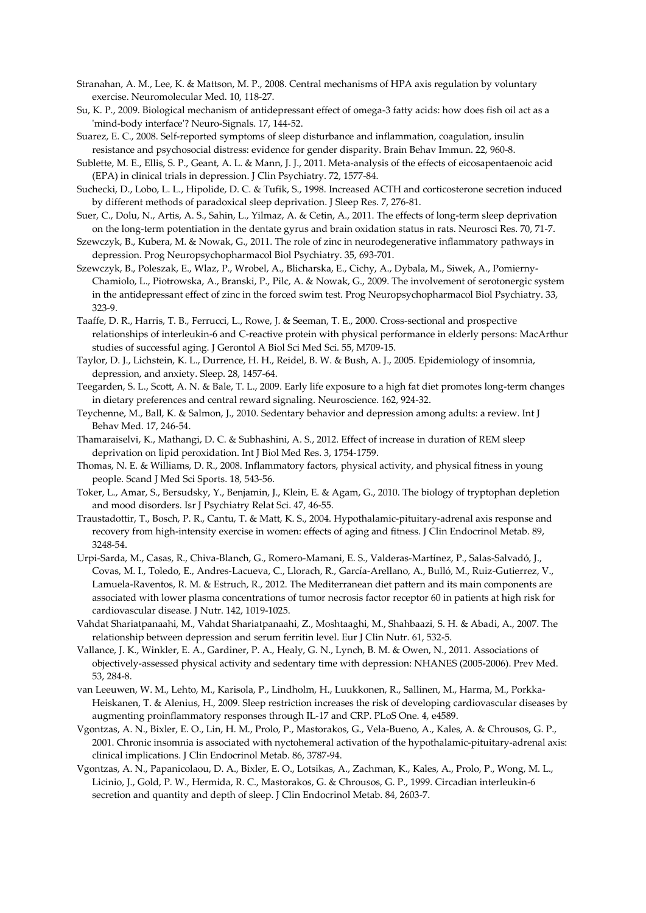Stranahan, A. M., Lee, K. & Mattson, M. P., 2008. Central mechanisms of HPA axis regulation by voluntary exercise. Neuromolecular Med. 10, 118-27.

Su, K. P., 2009. Biological mechanism of antidepressant effect of omega-3 fatty acids: how does fish oil act as a 'mind-body interface'? Neuro-Signals. 17, 144-52.

Suarez, E. C., 2008. Self-reported symptoms of sleep disturbance and inflammation, coagulation, insulin resistance and psychosocial distress: evidence for gender disparity. Brain Behav Immun. 22, 960-8.

Sublette, M. E., Ellis, S. P., Geant, A. L. & Mann, J. J., 2011. Meta-analysis of the effects of eicosapentaenoic acid (EPA) in clinical trials in depression. J Clin Psychiatry. 72, 1577-84.

Suchecki, D., Lobo, L. L., Hipolide, D. C. & Tufik, S., 1998. Increased ACTH and corticosterone secretion induced by different methods of paradoxical sleep deprivation. J Sleep Res. 7, 276-81.

Suer, C., Dolu, N., Artis, A. S., Sahin, L., Yilmaz, A. & Cetin, A., 2011. The effects of long-term sleep deprivation on the long-term potentiation in the dentate gyrus and brain oxidation status in rats. Neurosci Res. 70, 71-7.

Szewczyk, B., Kubera, M. & Nowak, G., 2011. The role of zinc in neurodegenerative inflammatory pathways in depression. Prog Neuropsychopharmacol Biol Psychiatry. 35, 693-701.

Szewczyk, B., Poleszak, E., Wlaz, P., Wrobel, A., Blicharska, E., Cichy, A., Dybala, M., Siwek, A., Pomierny-Chamiolo, L., Piotrowska, A., Branski, P., Pilc, A. & Nowak, G., 2009. The involvement of serotonergic system in the antidepressant effect of zinc in the forced swim test. Prog Neuropsychopharmacol Biol Psychiatry. 33, 323-9.

Taaffe, D. R., Harris, T. B., Ferrucci, L., Rowe, J. & Seeman, T. E., 2000. Cross-sectional and prospective relationships of interleukin-6 and C-reactive protein with physical performance in elderly persons: MacArthur studies of successful aging. J Gerontol A Biol Sci Med Sci. 55, M709-15.

Taylor, D. J., Lichstein, K. L., Durrence, H. H., Reidel, B. W. & Bush, A. J., 2005. Epidemiology of insomnia, depression, and anxiety. Sleep. 28, 1457-64.

Teegarden, S. L., Scott, A. N. & Bale, T. L., 2009. Early life exposure to a high fat diet promotes long-term changes in dietary preferences and central reward signaling. Neuroscience. 162, 924-32.

Teychenne, M., Ball, K. & Salmon, J., 2010. Sedentary behavior and depression among adults: a review. Int J Behav Med. 17, 246-54.

Thamaraiselvi, K., Mathangi, D. C. & Subhashini, A. S., 2012. Effect of increase in duration of REM sleep deprivation on lipid peroxidation. Int J Biol Med Res. 3, 1754-1759.

Thomas, N. E. & Williams, D. R., 2008. Inflammatory factors, physical activity, and physical fitness in young people. Scand J Med Sci Sports. 18, 543-56.

Toker, L., Amar, S., Bersudsky, Y., Benjamin, J., Klein, E. & Agam, G., 2010. The biology of tryptophan depletion and mood disorders. Isr J Psychiatry Relat Sci. 47, 46-55.

Traustadottir, T., Bosch, P. R., Cantu, T. & Matt, K. S., 2004. Hypothalamic-pituitary-adrenal axis response and recovery from high-intensity exercise in women: effects of aging and fitness. J Clin Endocrinol Metab. 89, 3248-54.

Urpi-Sarda, M., Casas, R., Chiva-Blanch, G., Romero-Mamani, E. S., Valderas-Martínez, P., Salas-Salvadó, J., Covas, M. I., Toledo, E., Andres-Lacueva, C., Llorach, R., García-Arellano, A., Bulló, M., Ruiz-Gutierrez, V., Lamuela-Raventos, R. M. & Estruch, R., 2012. The Mediterranean diet pattern and its main components are associated with lower plasma concentrations of tumor necrosis factor receptor 60 in patients at high risk for cardiovascular disease. J Nutr. 142, 1019-1025.

Vahdat Shariatpanaahi, M., Vahdat Shariatpanaahi, Z., Moshtaaghi, M., Shahbaazi, S. H. & Abadi, A., 2007. The relationship between depression and serum ferritin level. Eur J Clin Nutr. 61, 532-5.

Vallance, J. K., Winkler, E. A., Gardiner, P. A., Healy, G. N., Lynch, B. M. & Owen, N., 2011. Associations of objectively-assessed physical activity and sedentary time with depression: NHANES (2005-2006). Prev Med. 53, 284-8.

van Leeuwen, W. M., Lehto, M., Karisola, P., Lindholm, H., Luukkonen, R., Sallinen, M., Harma, M., Porkka-Heiskanen, T. & Alenius, H., 2009. Sleep restriction increases the risk of developing cardiovascular diseases by augmenting proinflammatory responses through IL-17 and CRP. PLoS One. 4, e4589.

Vgontzas, A. N., Bixler, E. O., Lin, H. M., Prolo, P., Mastorakos, G., Vela-Bueno, A., Kales, A. & Chrousos, G. P., 2001. Chronic insomnia is associated with nyctohemeral activation of the hypothalamic-pituitary-adrenal axis: clinical implications. J Clin Endocrinol Metab. 86, 3787-94.

Vgontzas, A. N., Papanicolaou, D. A., Bixler, E. O., Lotsikas, A., Zachman, K., Kales, A., Prolo, P., Wong, M. L., Licinio, J., Gold, P. W., Hermida, R. C., Mastorakos, G. & Chrousos, G. P., 1999. Circadian interleukin-6 secretion and quantity and depth of sleep. J Clin Endocrinol Metab. 84, 2603-7.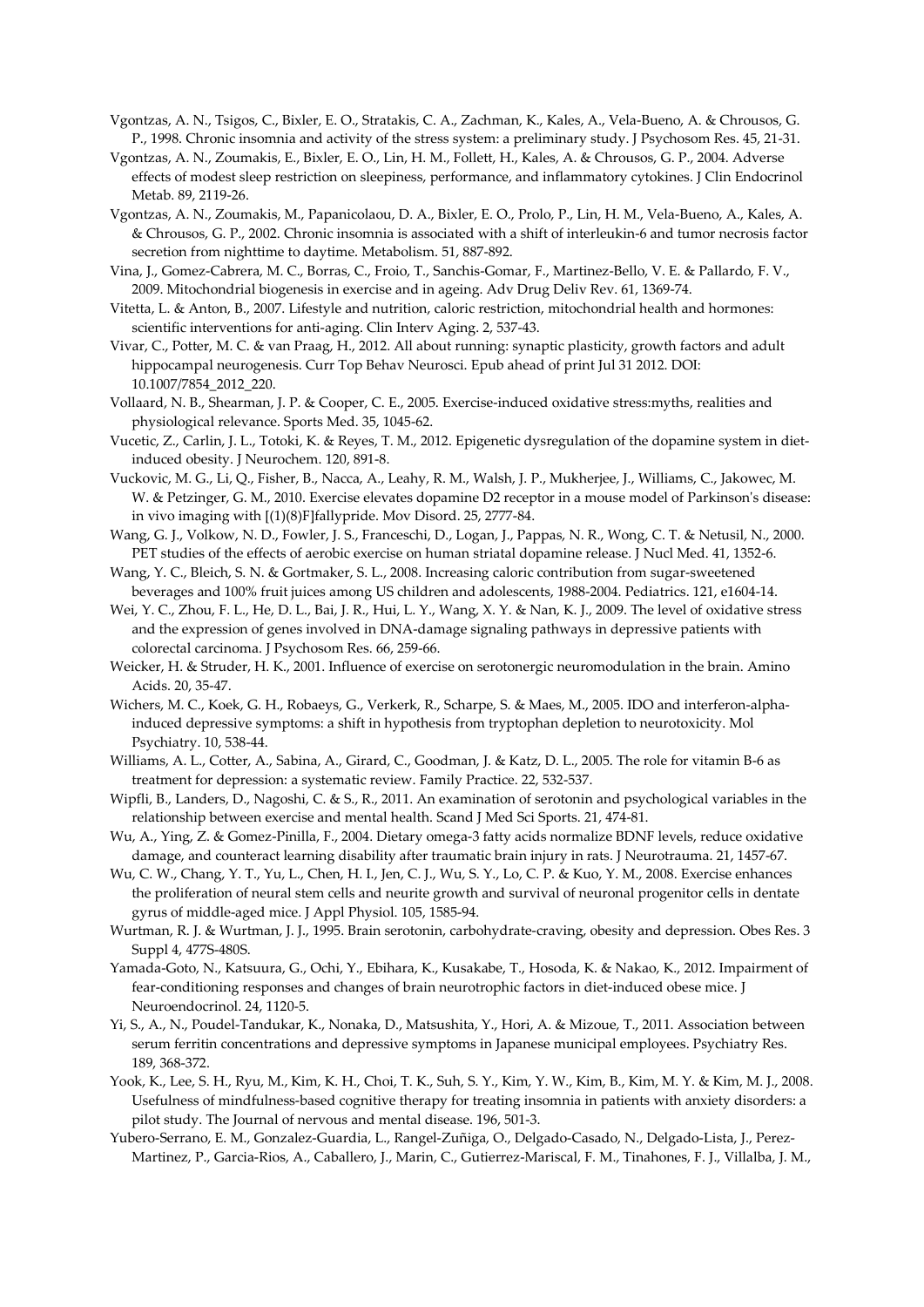Vgontzas, A. N., Tsigos, C., Bixler, E. O., Stratakis, C. A., Zachman, K., Kales, A., Vela-Bueno, A. & Chrousos, G. P., 1998. Chronic insomnia and activity of the stress system: a preliminary study. J Psychosom Res. 45, 21-31.

Vgontzas, A. N., Zoumakis, E., Bixler, E. O., Lin, H. M., Follett, H., Kales, A. & Chrousos, G. P., 2004. Adverse effects of modest sleep restriction on sleepiness, performance, and inflammatory cytokines. J Clin Endocrinol Metab. 89, 2119-26.

Vgontzas, A. N., Zoumakis, M., Papanicolaou, D. A., Bixler, E. O., Prolo, P., Lin, H. M., Vela-Bueno, A., Kales, A. & Chrousos, G. P., 2002. Chronic insomnia is associated with a shift of interleukin-6 and tumor necrosis factor secretion from nighttime to daytime. Metabolism. 51, 887-892.

Vina, J., Gomez-Cabrera, M. C., Borras, C., Froio, T., Sanchis-Gomar, F., Martinez-Bello, V. E. & Pallardo, F. V., 2009. Mitochondrial biogenesis in exercise and in ageing. Adv Drug Deliv Rev. 61, 1369-74.

Vitetta, L. & Anton, B., 2007. Lifestyle and nutrition, caloric restriction, mitochondrial health and hormones: scientific interventions for anti-aging. Clin Interv Aging. 2, 537-43.

Vivar, C., Potter, M. C. & van Praag, H., 2012. All about running: synaptic plasticity, growth factors and adult hippocampal neurogenesis. Curr Top Behav Neurosci. Epub ahead of print Jul 31 2012. DOI: 10.1007/7854_2012_220.

Vollaard, N. B., Shearman, J. P. & Cooper, C. E., 2005. Exercise-induced oxidative stress:myths, realities and physiological relevance. Sports Med. 35, 1045-62.

Vucetic, Z., Carlin, J. L., Totoki, K. & Reyes, T. M., 2012. Epigenetic dysregulation of the dopamine system in diet-induced obesity. J Neurochem. 120, 891-8.

Vuckovic, M. G., Li, Q., Fisher, B., Nacca, A., Leahy, R. M., Walsh, J. P., Mukherjee, J., Williams, C., Jakowec, M. W. & Petzinger, G. M., 2010. Exercise elevates dopamine D2 receptor in a mouse model of Parkinson's disease: in vivo imaging with [(1)(8)F]fallypride. Mov Disord. 25, 2777-84.

Wang, G. J., Volkow, N. D., Fowler, J. S., Franceschi, D., Logan, J., Pappas, N. R., Wong, C. T. & Netusil, N., 2000. PET studies of the effects of aerobic exercise on human striatal dopamine release. J Nucl Med. 41, 1352-6.

Wang, Y. C., Bleich, S. N. & Gortmaker, S. L., 2008. Increasing caloric contribution from sugar-sweetened beverages and 100% fruit juices among US children and adolescents, 1988-2004. Pediatrics. 121, e1604-14.

Wei, Y. C., Zhou, F. L., He, D. L., Bai, J. R., Hui, L. Y., Wang, X. Y. & Nan, K. J., 2009. The level of oxidative stress and the expression of genes involved in DNA-damage signaling pathways in depressive patients with colorectal carcinoma. J Psychosom Res. 66, 259-66.

Weicker, H. & Struder, H. K., 2001. Influence of exercise on serotonergic neuromodulation in the brain. Amino Acids. 20, 35-47.

Wichers, M. C., Koek, G. H., Robaeys, G., Verkerk, R., Scharpe, S. & Maes, M., 2005. IDO and interferon-alpha-induced depressive symptoms: a shift in hypothesis from tryptophan depletion to neurotoxicity. Mol Psychiatry. 10, 538-44.

Williams, A. L., Cotter, A., Sabina, A., Girard, C., Goodman, J. & Katz, D. L., 2005. The role for vitamin B-6 as treatment for depression: a systematic review. Family Practice. 22, 532-537.

Wipfli, B., Landers, D., Nagoshi, C. & S., R., 2011. An examination of serotonin and psychological variables in the relationship between exercise and mental health. Scand J Med Sci Sports. 21, 474-81.

Wu, A., Ying, Z. & Gomez-Pinilla, F., 2004. Dietary omega-3 fatty acids normalize BDNF levels, reduce oxidative damage, and counteract learning disability after traumatic brain injury in rats. J Neurotrauma. 21, 1457-67.

Wu, C. W., Chang, Y. T., Yu, L., Chen, H. I., Jen, C. J., Wu, S. Y., Lo, C. P. & Kuo, Y. M., 2008. Exercise enhances the proliferation of neural stem cells and neurite growth and survival of neuronal progenitor cells in dentate gyrus of middle-aged mice. J Appl Physiol. 105, 1585-94.

Wurtman, R. J. & Wurtman, J. J., 1995. Brain serotonin, carbohydrate-craving, obesity and depression. Obes Res. 3 Suppl 4, 477S-480S.

Yamada-Goto, N., Katsuura, G., Ochi, Y., Ebihara, K., Kusakabe, T., Hosoda, K. & Nakao, K., 2012. Impairment of fear-conditioning responses and changes of brain neurotrophic factors in diet-induced obese mice. J Neuroendocrinol. 24, 1120-5.

Yi, S., A., N., Poudel-Tandukar, K., Nonaka, D., Matsushita, Y., Hori, A. & Mizoue, T., 2011. Association between serum ferritin concentrations and depressive symptoms in Japanese municipal employees. Psychiatry Res. 189, 368-372.

Yook, K., Lee, S. H., Ryu, M., Kim, K. H., Choi, T. K., Suh, S. Y., Kim, Y. W., Kim, B., Kim, M. Y. & Kim, M. J., 2008. Usefulness of mindfulness-based cognitive therapy for treating insomnia in patients with anxiety disorders: a pilot study. The Journal of nervous and mental disease. 196, 501-3.

Yubero-Serrano, E. M., Gonzalez-Guardia, L., Rangel-Zuñiga, O., Delgado-Casado, N., Delgado-Lista, J., Perez-Martinez, P., Garcia-Rios, A., Caballero, J., Marin, C., Gutierrez-Mariscal, F. M., Tinahones, F. J., Villalba, J. M.,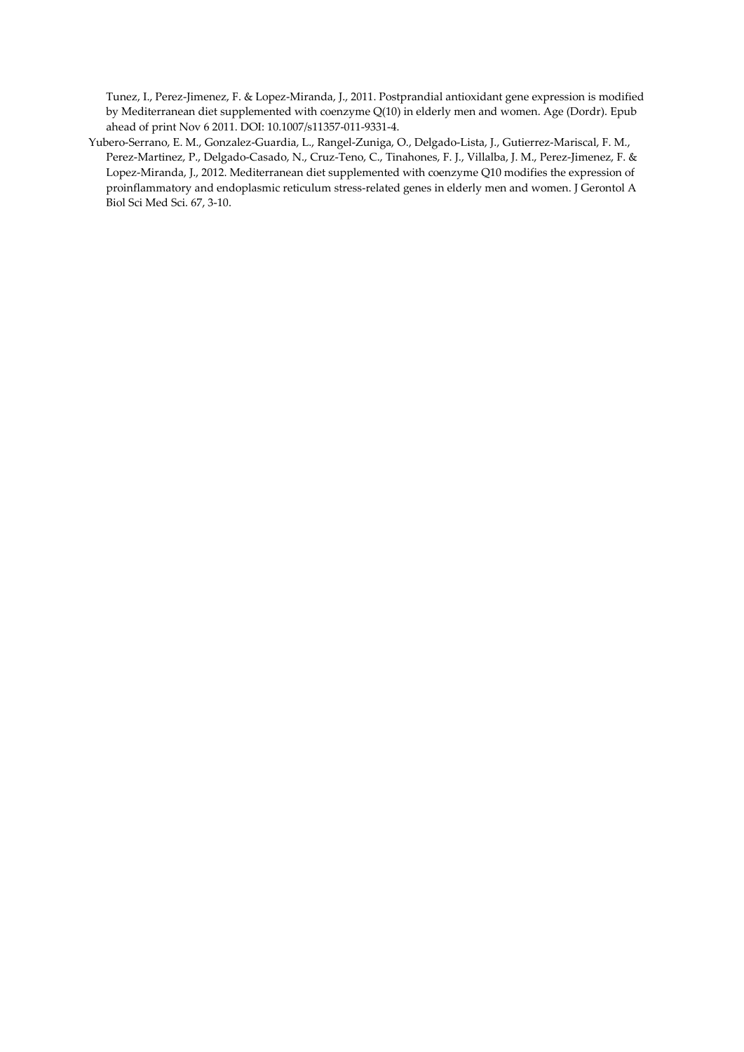Tunez, I., Perez-Jimenez, F. & Lopez-Miranda, J., 2011. Postprandial antioxidant gene expression is modified by Mediterranean diet supplemented with coenzyme Q(10) in elderly men and women. Age (Dordr). Epub ahead of print Nov 6 2011. DOI: 10.1007/s11357-011-9331-4.

Yubero-Serrano, E. M., Gonzalez-Guardia, L., Rangel-Zuniga, O., Delgado-Lista, J., Gutierrez-Mariscal, F. M., Perez-Martinez, P., Delgado-Casado, N., Cruz-Teno, C., Tinahones, F. J., Villalba, J. M., Perez-Jimenez, F. & Lopez-Miranda, J., 2012. Mediterranean diet supplemented with coenzyme Q10 modifies the expression of proinflammatory and endoplasmic reticulum stress-related genes in elderly men and women. J Gerontol A Biol Sci Med Sci. 67, 3-10.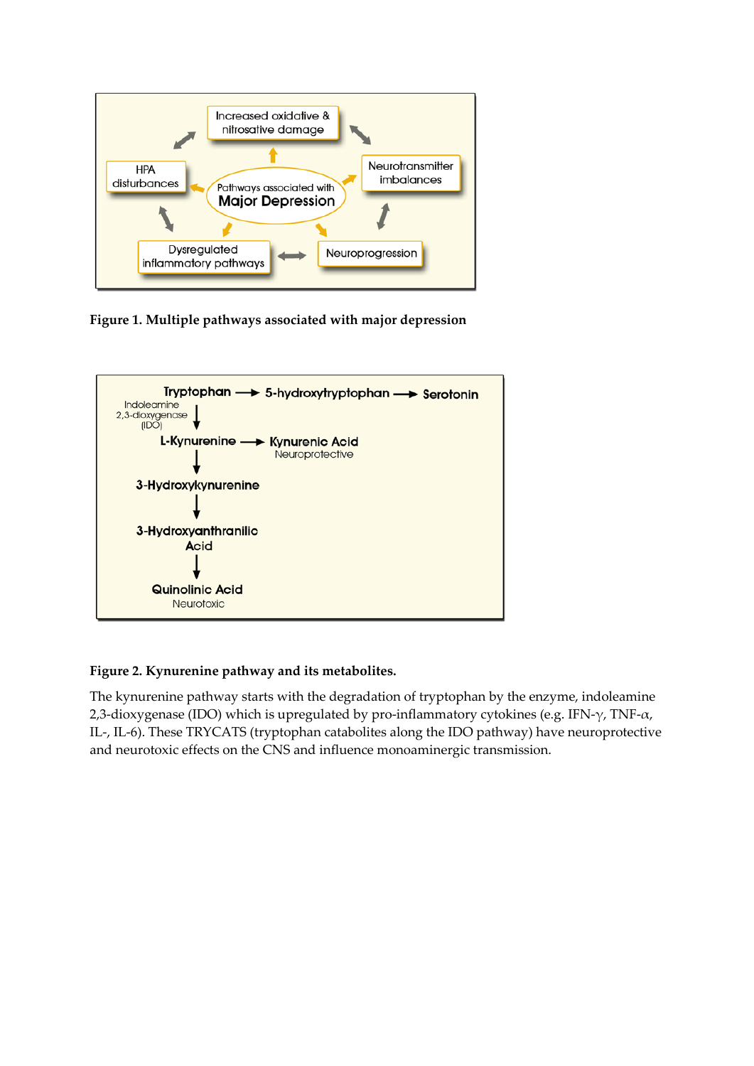**Figure 1. Multiple pathways associated with major depression**

**Figure 2. Kynurenine pathway and its metabolites.**

The kynurenine pathway starts with the degradation of tryptophan by the enzyme, indoleamine 2,3-dioxygenase (IDO) which is upregulated by pro-inflammatory cytokines (e.g. IFN-γ, TNF-α, IL-, IL-6). These TRYCATS (tryptophan catabolites along the IDO pathway) have neuroprotective and neurotoxic effects on the CNS and influence monoaminergic transmission.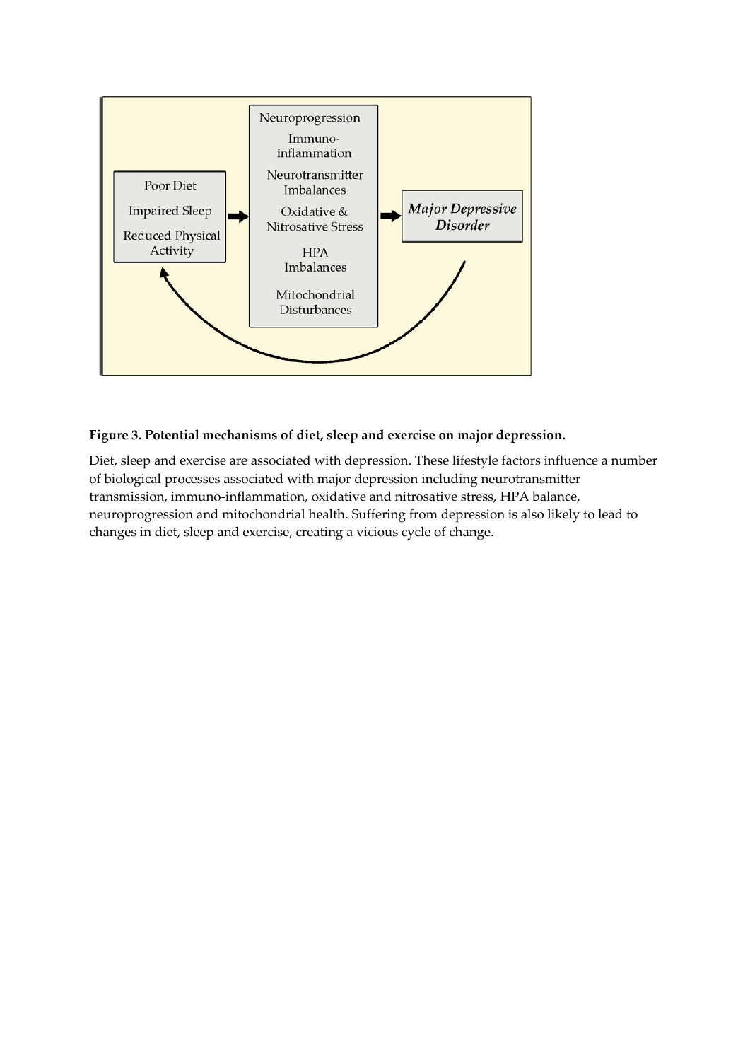Poor Diet

Impaired Sleep

Reduced Physical Activity

Neuroprogression

Immuno-inflammation

Neurotransmitter Imbalances

Oxidative & Nitrosative Stress

HPA Imbalances

Mitochondrial Disturbances

*Major Depressive Disorder*

**Figure 3. Potential mechanisms of diet, sleep and exercise on major depression.**

Diet, sleep and exercise are associated with depression. These lifestyle factors influence a number of biological processes associated with major depression including neurotransmitter transmission, immuno-inflammation, oxidative and nitrosative stress, HPA balance, neuroprogression and mitochondrial health. Suffering from depression is also likely to lead to changes in diet, sleep and exercise, creating a vicious cycle of change.